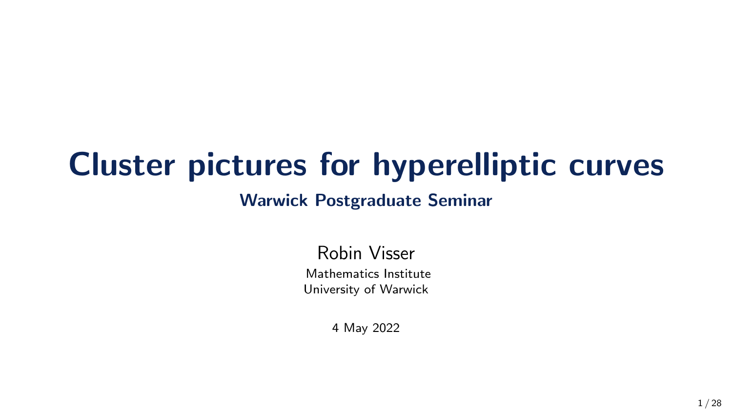# Cluster pictures for hyperelliptic curves

## Warwick Postgraduate Seminar

Robin Visser

Mathematics Institute
University of Warwick

4 May 2022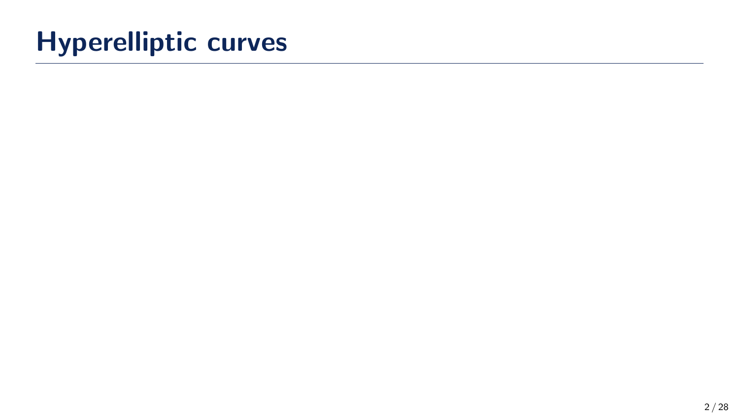# Hyperelliptic curves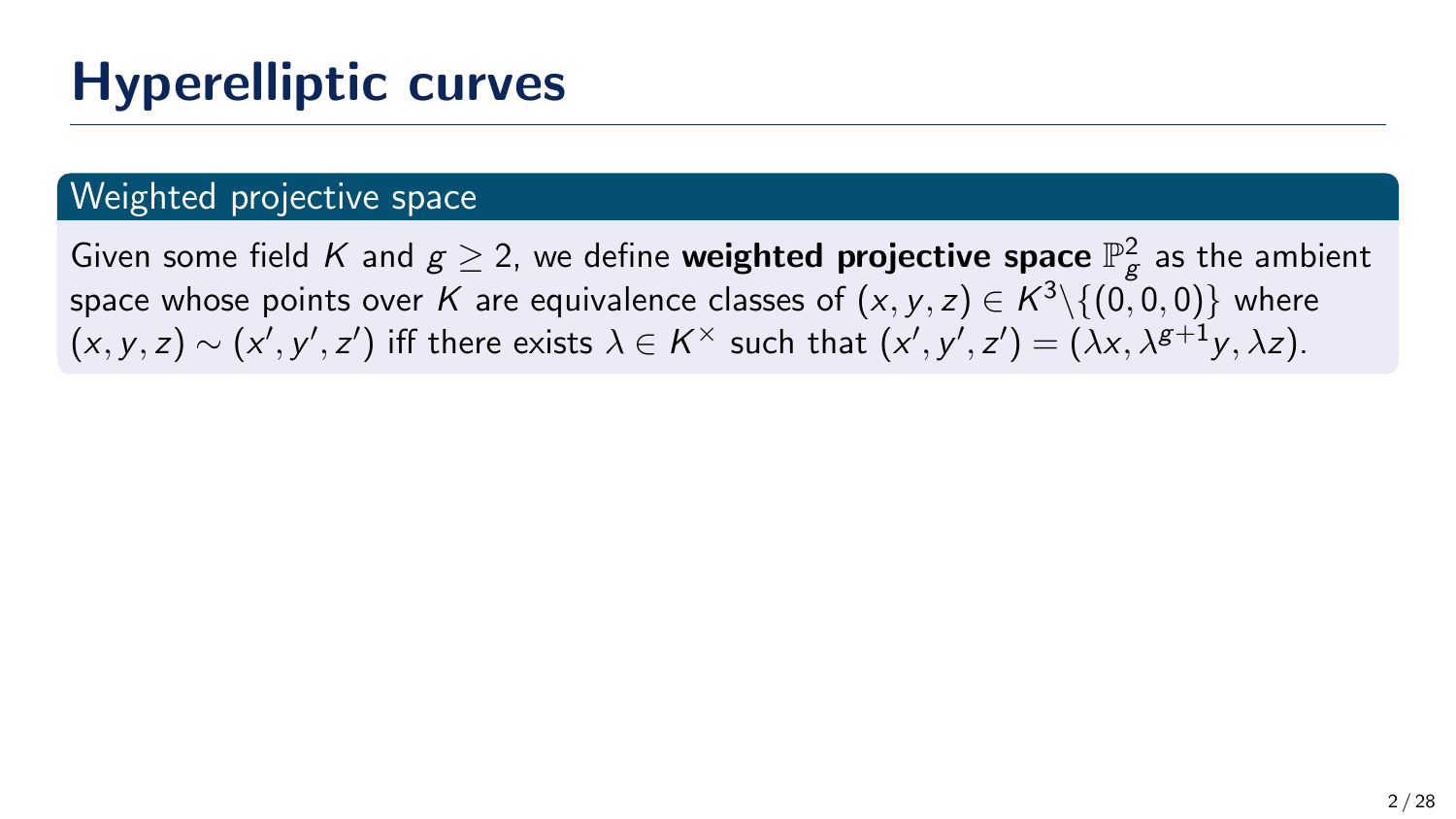# Hyperelliptic curves

### Weighted projective space

Given some field $K$ and $g \geq 2$, we define **weighted projective space** $\mathbb{P}^2_g$ as the ambient space whose points over $K$ are equivalence classes of $(x, y, z) \in K^3 \backslash \{(0, 0, 0)\}$ where $(x, y, z) \sim (x', y', z')$ iff there exists $\lambda \in K^\times$ such that $(x', y', z') = (\lambda x, \lambda^{g+1} y, \lambda z)$.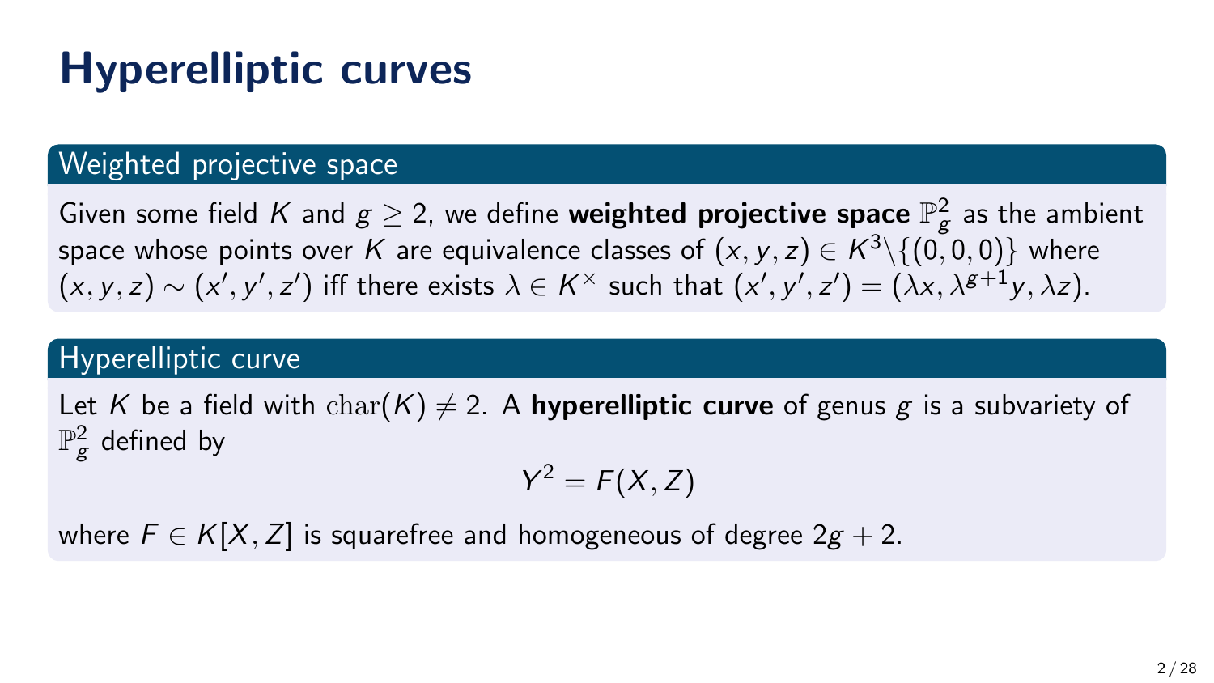# Hyperelliptic curves

## Weighted projective space

Given some field $K$ and $g \geq 2$, we define **weighted projective space** $\mathbb{P}^2_g$ as the ambient space whose points over $K$ are equivalence classes of $(x, y, z) \in K^3 \backslash \{(0, 0, 0)\}$ where $(x, y, z) \sim (x', y', z')$ iff there exists $\lambda \in K^\times$ such that $(x', y', z') = (\lambda x, \lambda^{g+1} y, \lambda z)$.

## Hyperelliptic curve

Let $K$ be a field with $\mathrm{char}(K) \neq 2$. A **hyperelliptic curve** of genus $g$ is a subvariety of $\mathbb{P}^2_g$ defined by

$$Y^2 = F(X, Z)$$

where $F \in K[X, Z]$ is squarefree and homogeneous of degree $2g + 2$.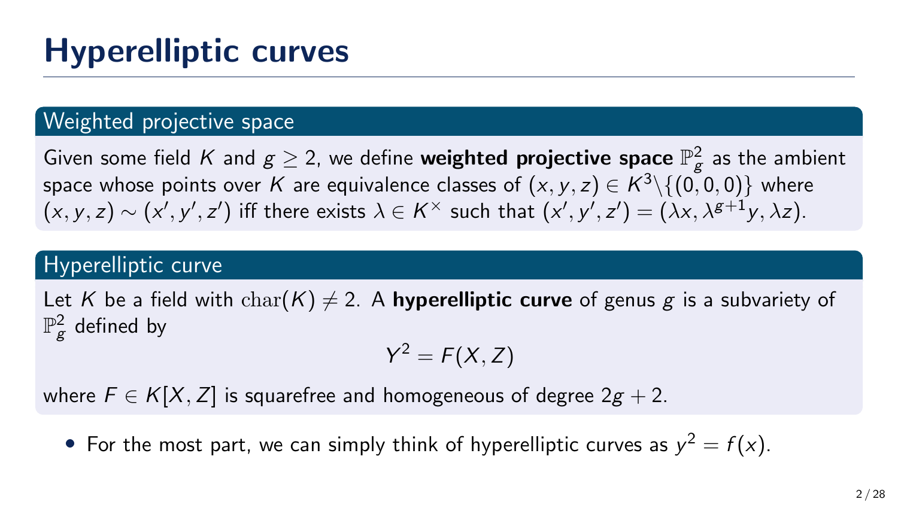# Hyperelliptic curves

## Weighted projective space

Given some field $K$ and $g \geq 2$, we define **weighted projective space** $\mathbb{P}^2_g$ as the ambient space whose points over $K$ are equivalence classes of $(x, y, z) \in K^3 \backslash \{(0, 0, 0)\}$ where $(x, y, z) \sim (x', y', z')$ iff there exists $\lambda \in K^\times$ such that $(x', y', z') = (\lambda x, \lambda^{g+1} y, \lambda z)$.

## Hyperelliptic curve

Let $K$ be a field with $\mathrm{char}(K) \neq 2$. A **hyperelliptic curve** of genus $g$ is a subvariety of $\mathbb{P}^2_g$ defined by

$$Y^2 = F(X, Z)$$

where $F \in K[X, Z]$ is squarefree and homogeneous of degree $2g + 2$.

- For the most part, we can simply think of hyperelliptic curves as $y^2 = f(x)$.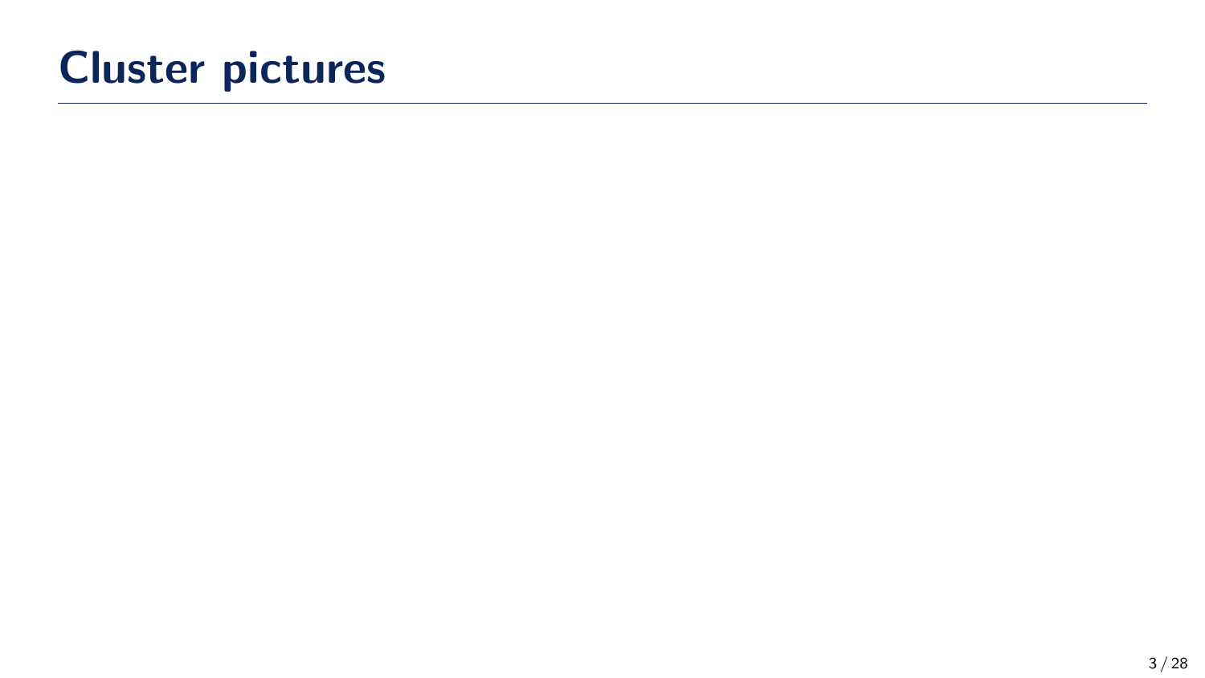# Cluster pictures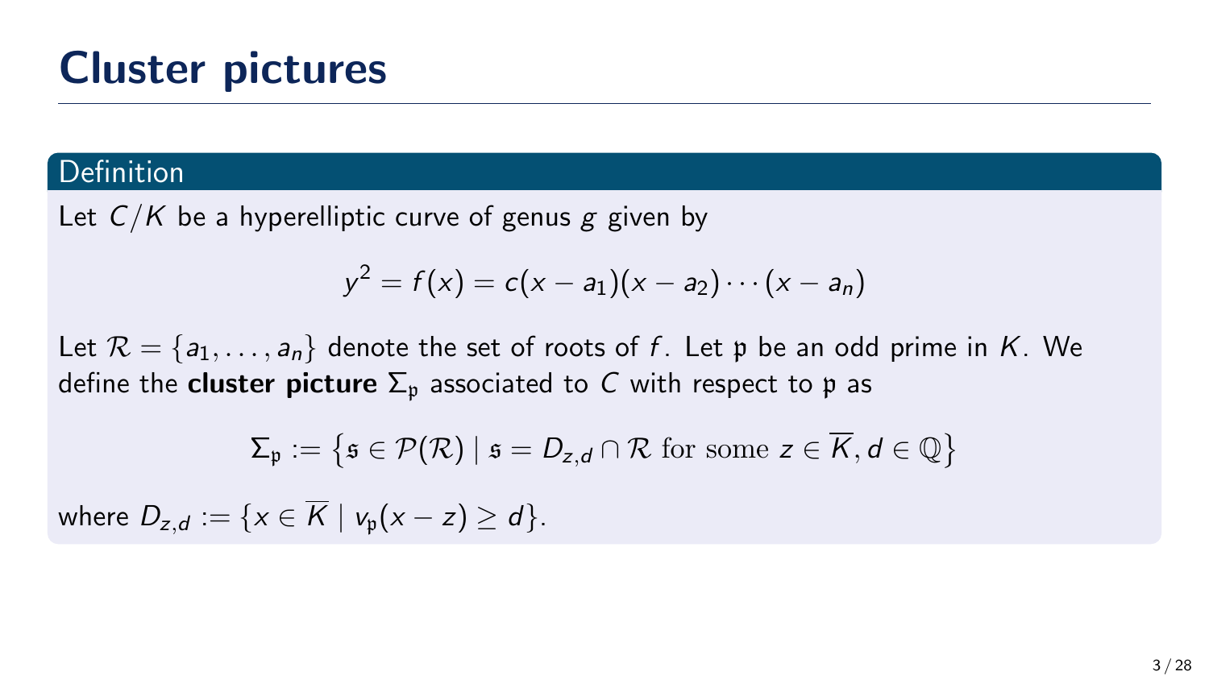# Cluster pictures

**Definition**

Let $C/K$ be a hyperelliptic curve of genus $g$ given by

$$y^2 = f(x) = c(x - a_1)(x - a_2) \cdots (x - a_n)$$

Let $\mathcal{R} = \{a_1, \ldots, a_n\}$ denote the set of roots of $f$. Let $\mathfrak{p}$ be an odd prime in $K$. We define the **cluster picture** $\Sigma_{\mathfrak{p}}$ associated to $C$ with respect to $\mathfrak{p}$ as

$$\Sigma_{\mathfrak{p}} := \left\{ \mathfrak{s} \in \mathcal{P}(\mathcal{R}) \mid \mathfrak{s} = D_{z,d} \cap \mathcal{R} \text{ for some } z \in \overline{K}, d \in \mathbb{Q} \right\}$$

where $D_{z,d} := \{x \in \overline{K} \mid v_{\mathfrak{p}}(x - z) \geq d\}$.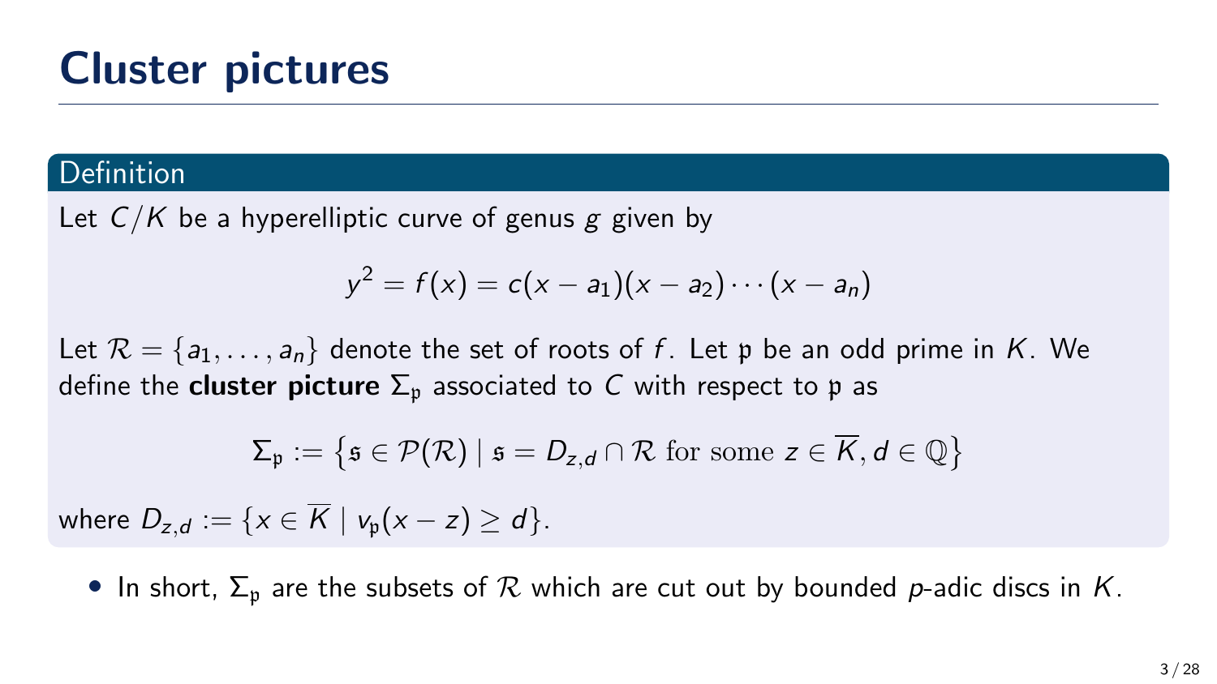# Cluster pictures

**Definition**

Let $C/K$ be a hyperelliptic curve of genus $g$ given by

$$y^2 = f(x) = c(x - a_1)(x - a_2) \cdots (x - a_n)$$

Let $\mathcal{R} = \{a_1, \ldots, a_n\}$ denote the set of roots of $f$. Let $\mathfrak{p}$ be an odd prime in $K$. We define the **cluster picture** $\Sigma_\mathfrak{p}$ associated to $C$ with respect to $\mathfrak{p}$ as

$$\Sigma_\mathfrak{p} := \left\{\mathfrak{s} \in \mathcal{P}(\mathcal{R}) \mid \mathfrak{s} = D_{z,d} \cap \mathcal{R} \text{ for some } z \in \overline{K}, d \in \mathbb{Q}\right\}$$

where $D_{z,d} := \{x \in \overline{K} \mid v_\mathfrak{p}(x - z) \geq d\}$.

- In short, $\Sigma_\mathfrak{p}$ are the subsets of $\mathcal{R}$ which are cut out by bounded $p$-adic discs in $K$.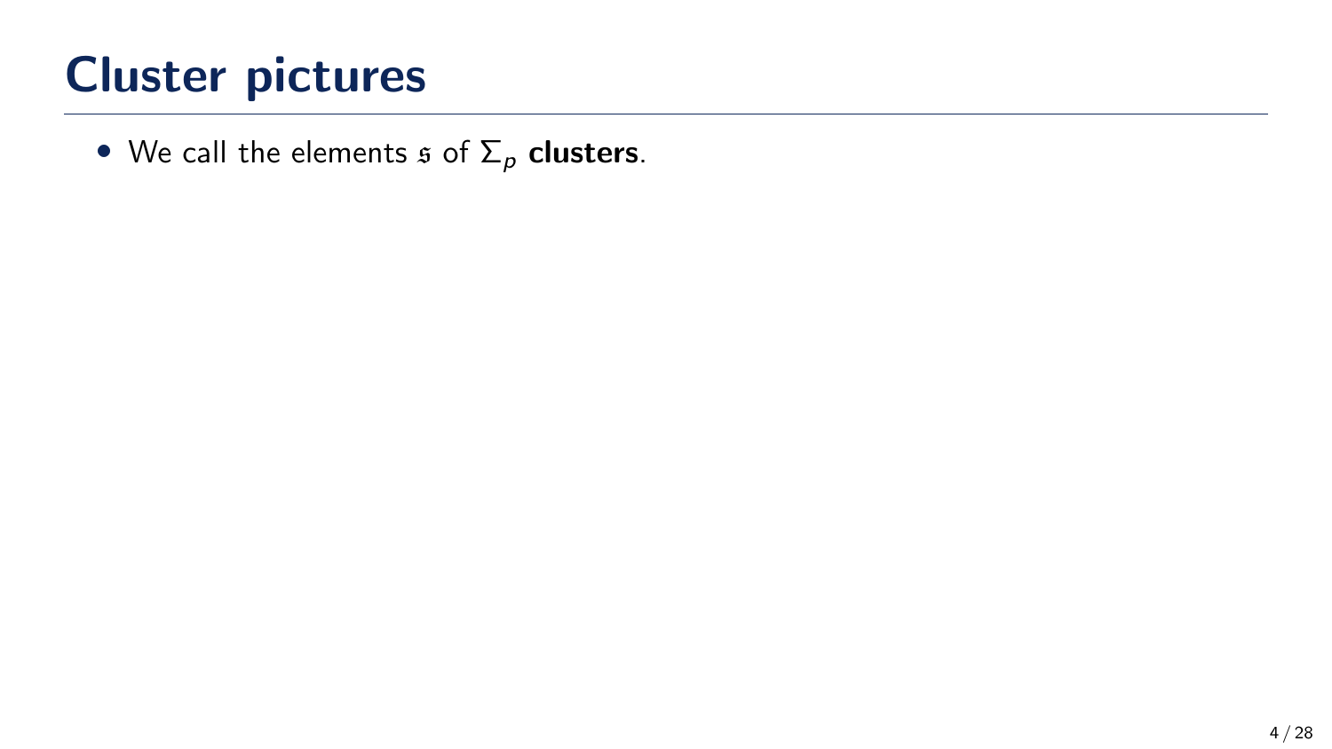# Cluster pictures

- We call the elements $\mathfrak{s}$ of $\Sigma_p$ **clusters**.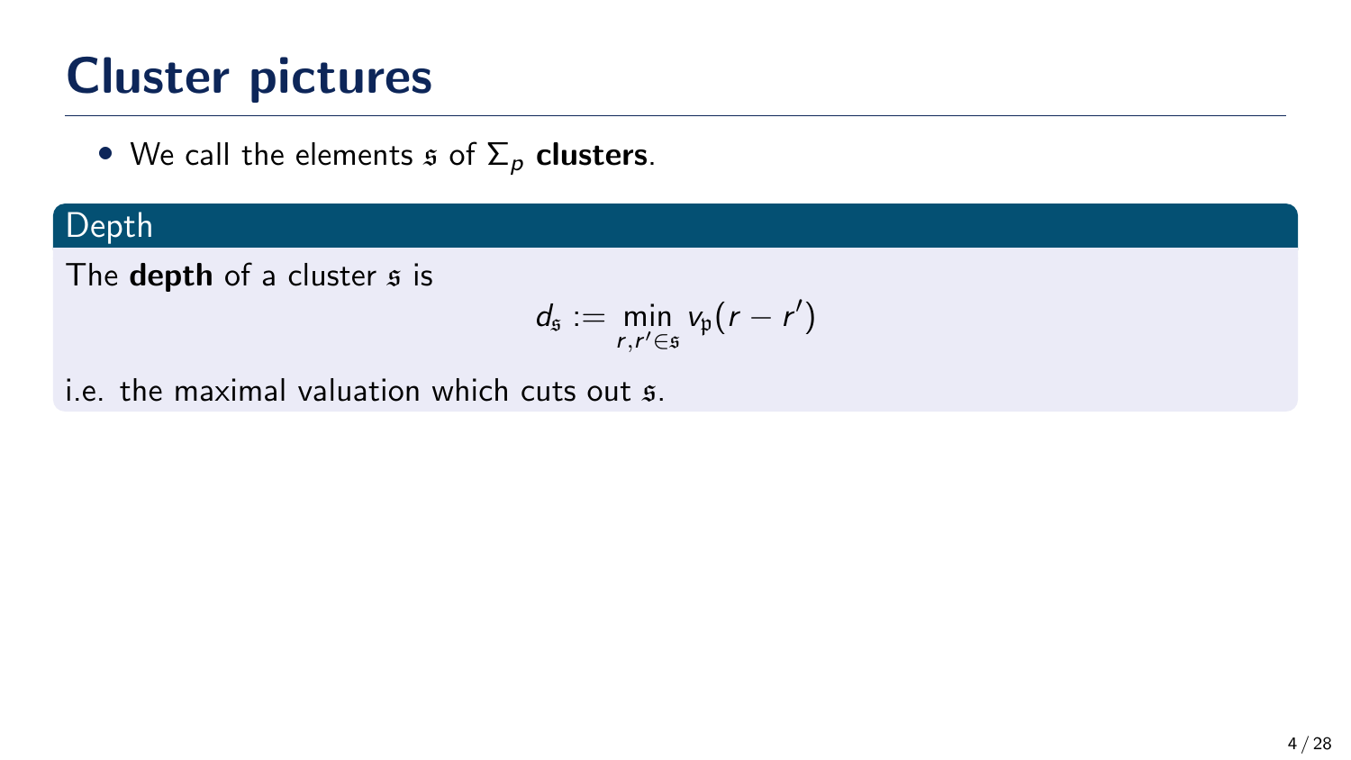# Cluster pictures

- We call the elements $\mathfrak{s}$ of $\Sigma_p$ **clusters**.

### Depth

The **depth** of a cluster $\mathfrak{s}$ is

$$d_{\mathfrak{s}} := \min_{r,r' \in \mathfrak{s}} v_{\mathfrak{p}}(r - r')$$

i.e. the maximal valuation which cuts out $\mathfrak{s}$.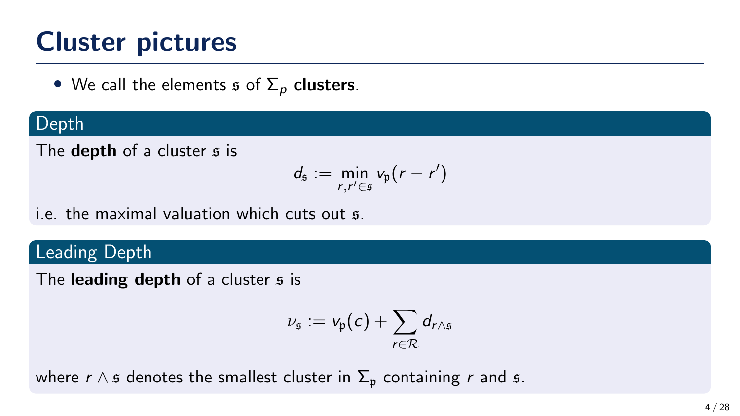# Cluster pictures

- We call the elements $\mathfrak{s}$ of $\Sigma_p$ **clusters**.

### Depth

The **depth** of a cluster $\mathfrak{s}$ is

$$d_{\mathfrak{s}} := \min_{r, r' \in \mathfrak{s}} v_{\mathfrak{p}}(r - r')$$

i.e. the maximal valuation which cuts out $\mathfrak{s}$.

### Leading Depth

The **leading depth** of a cluster $\mathfrak{s}$ is

$$\nu_{\mathfrak{s}} := v_{\mathfrak{p}}(c) + \sum_{r \in \mathcal{R}} d_{r \wedge \mathfrak{s}}$$

where $r \wedge \mathfrak{s}$ denotes the smallest cluster in $\Sigma_{\mathfrak{p}}$ containing $r$ and $\mathfrak{s}$.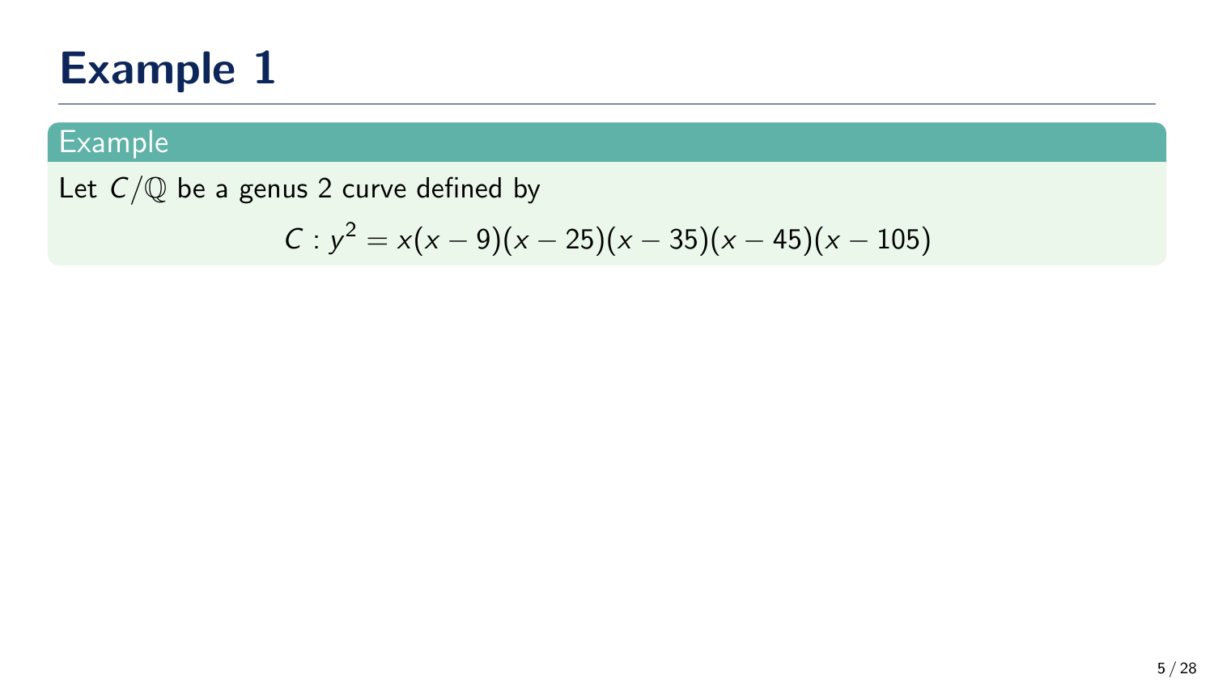# Example 1

**Example**

Let $C/\mathbb{Q}$ be a genus 2 curve defined by

$$C : y^2 = x(x-9)(x-25)(x-35)(x-45)(x-105)$$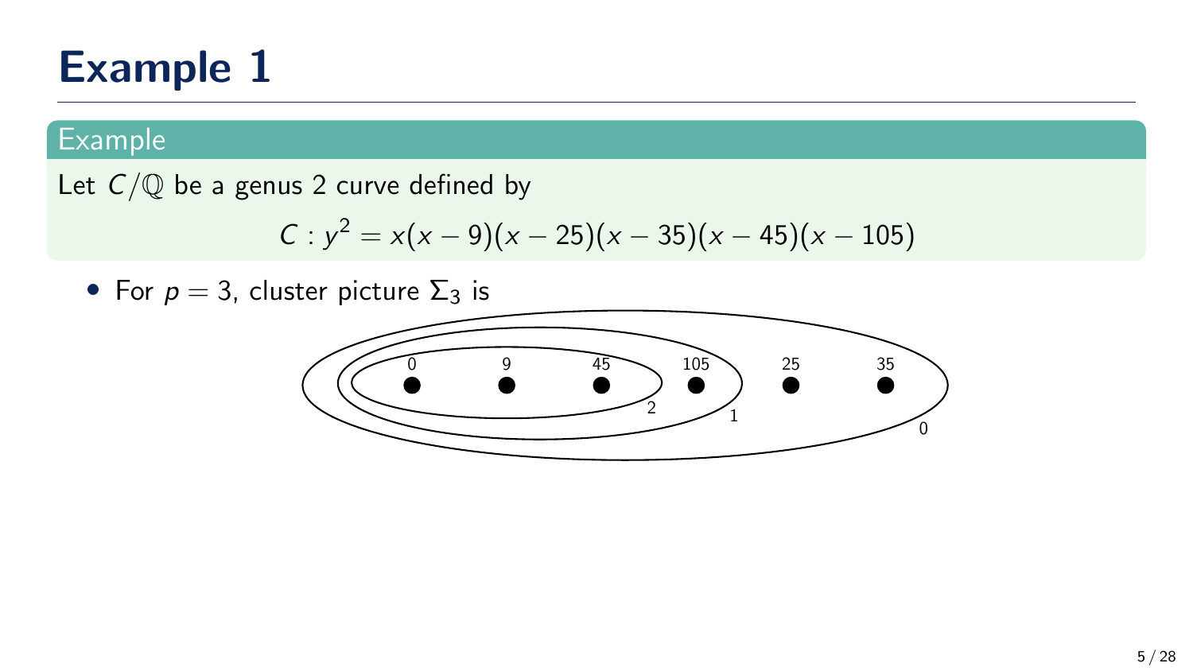# Example 1

**Example**

Let $C/\mathbb{Q}$ be a genus 2 curve defined by

$$C : y^2 = x(x-9)(x-25)(x-35)(x-45)(x-105)$$

- For $p = 3$, cluster picture $\Sigma_3$ is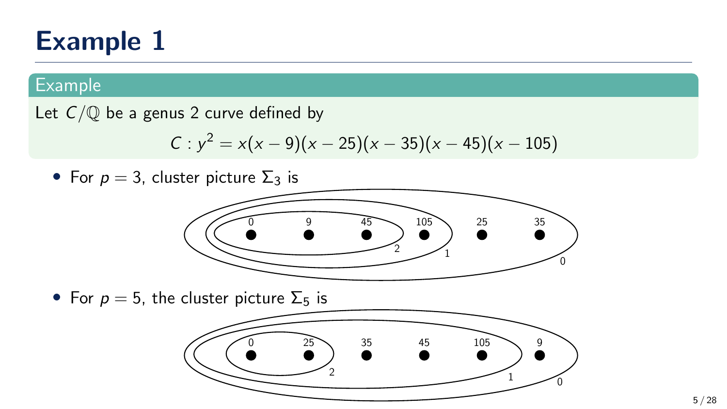# Example 1

**Example**

Let $C/\mathbb{Q}$ be a genus 2 curve defined by

$$C : y^2 = x(x-9)(x-25)(x-35)(x-45)(x-105)$$

- For $p = 3$, cluster picture $\Sigma_3$ is

- For $p = 5$, the cluster picture $\Sigma_5$ is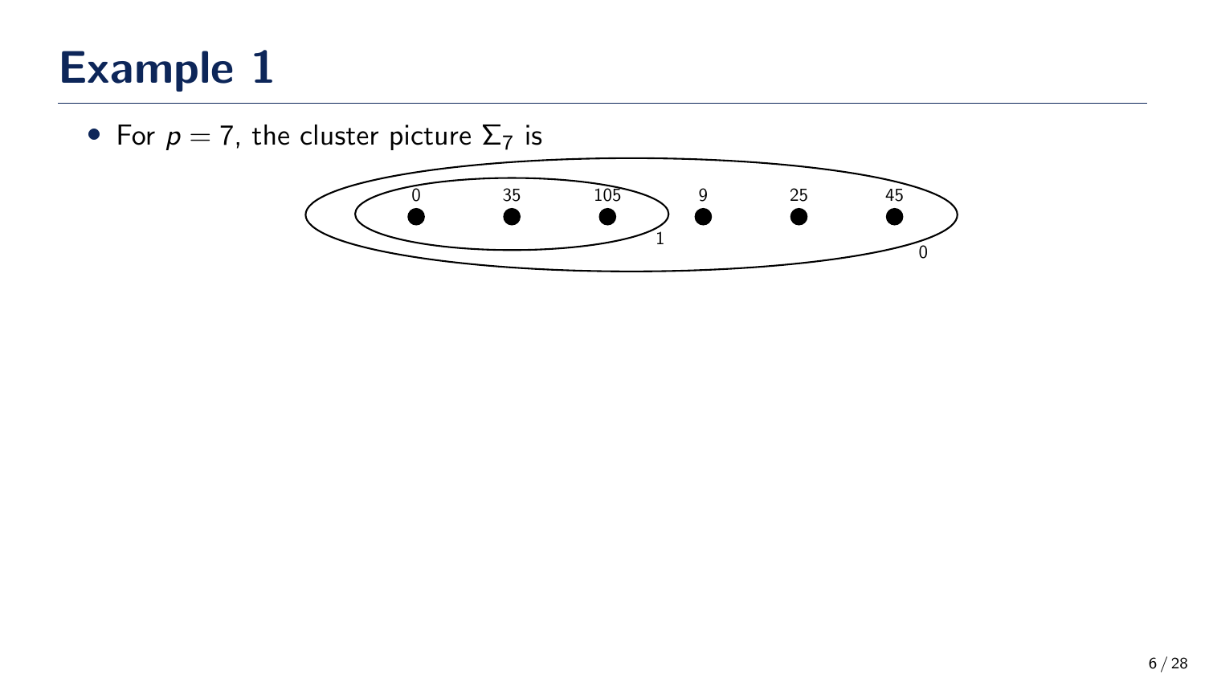# Example 1

- For $p = 7$, the cluster picture $\Sigma_7$ is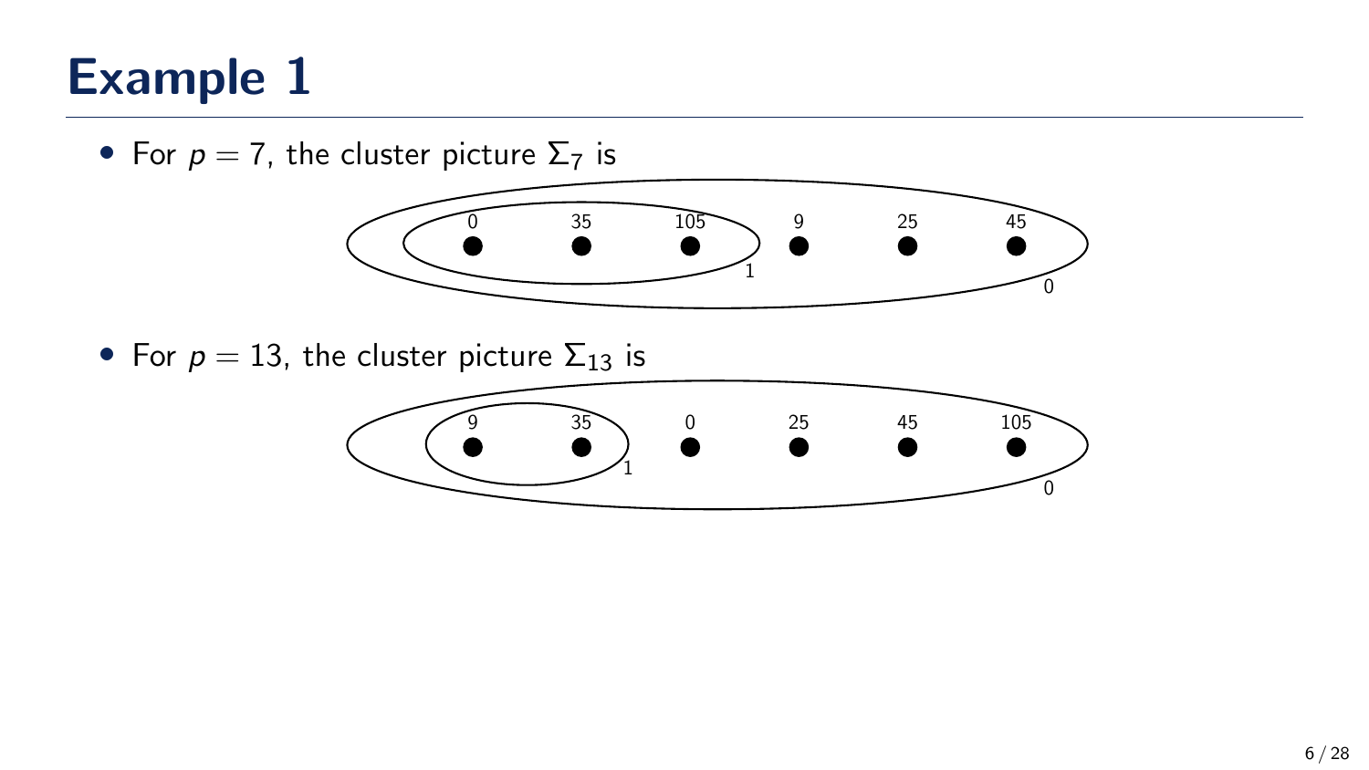# Example 1

- For $p = 7$, the cluster picture $\Sigma_7$ is

0 35 105 9 25 45

1

0

- For $p = 13$, the cluster picture $\Sigma_{13}$ is

9 35 0 25 45 105

1

0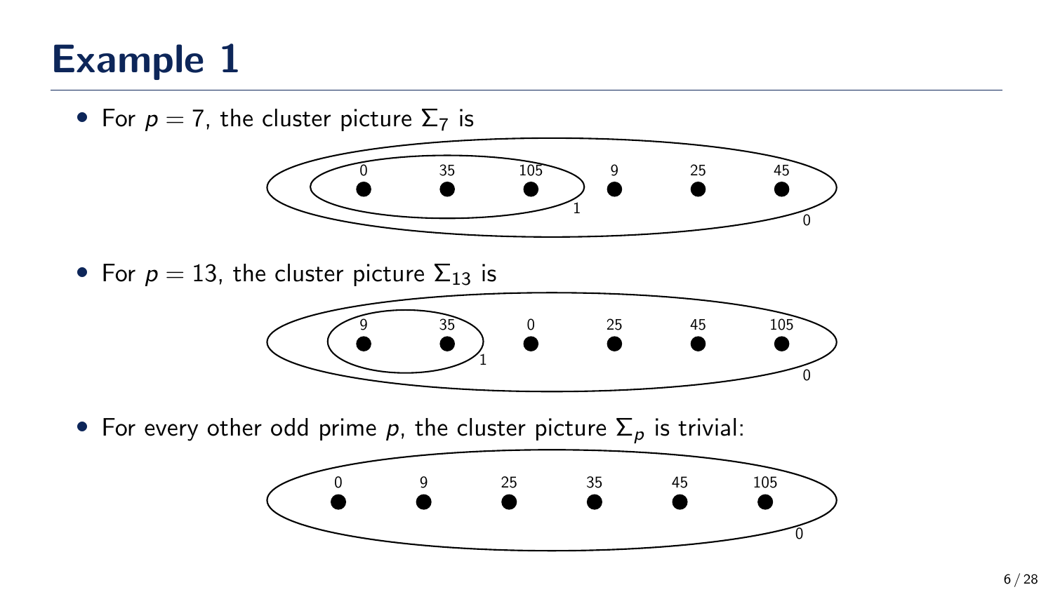# Example 1

- For $p = 7$, the cluster picture $\Sigma_7$ is

- For $p = 13$, the cluster picture $\Sigma_{13}$ is

- For every other odd prime $p$, the cluster picture $\Sigma_p$ is trivial: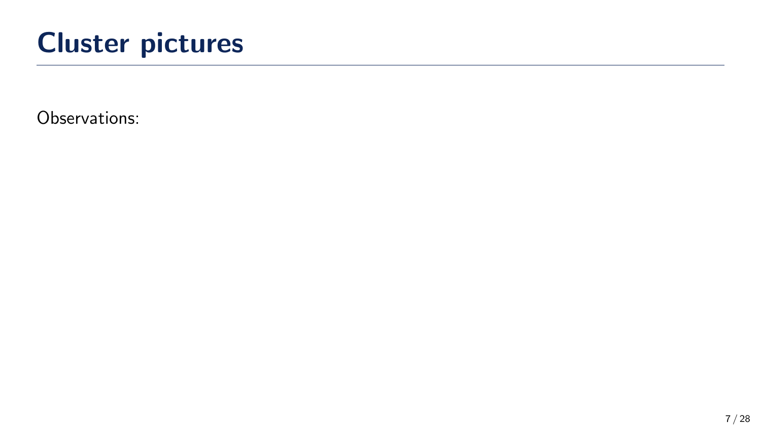# Cluster pictures

Observations: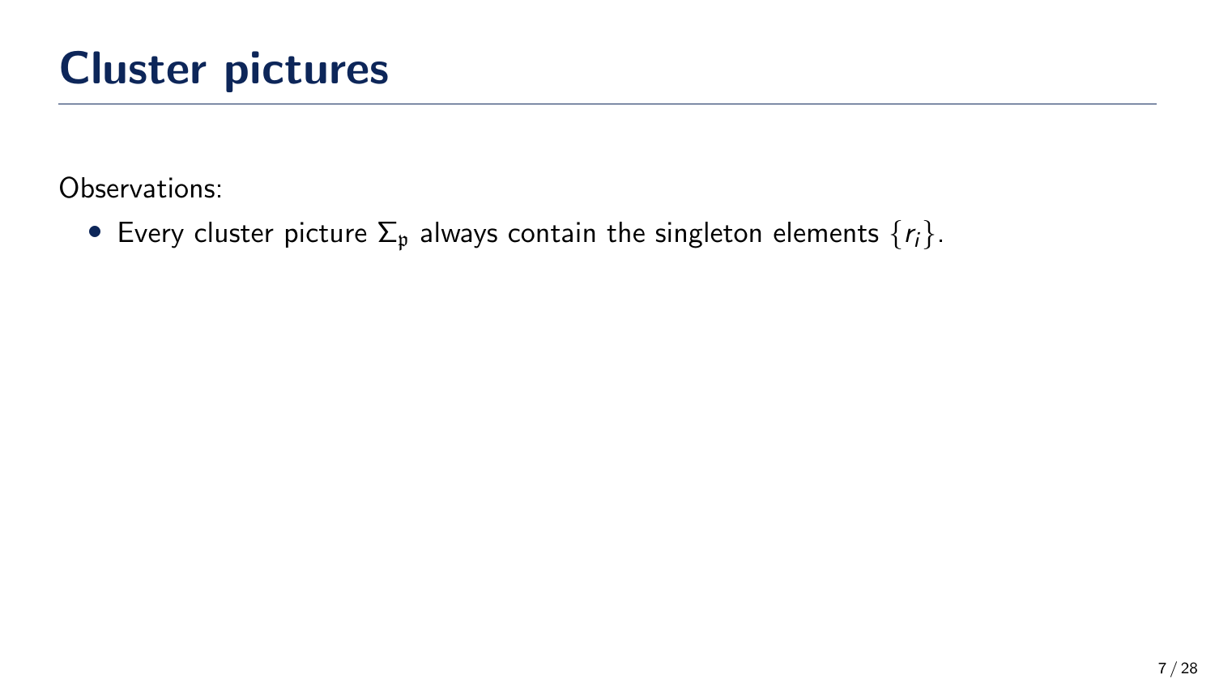# Cluster pictures

Observations:

- Every cluster picture $\Sigma_{\mathfrak{p}}$ always contain the singleton elements $\{r_i\}$.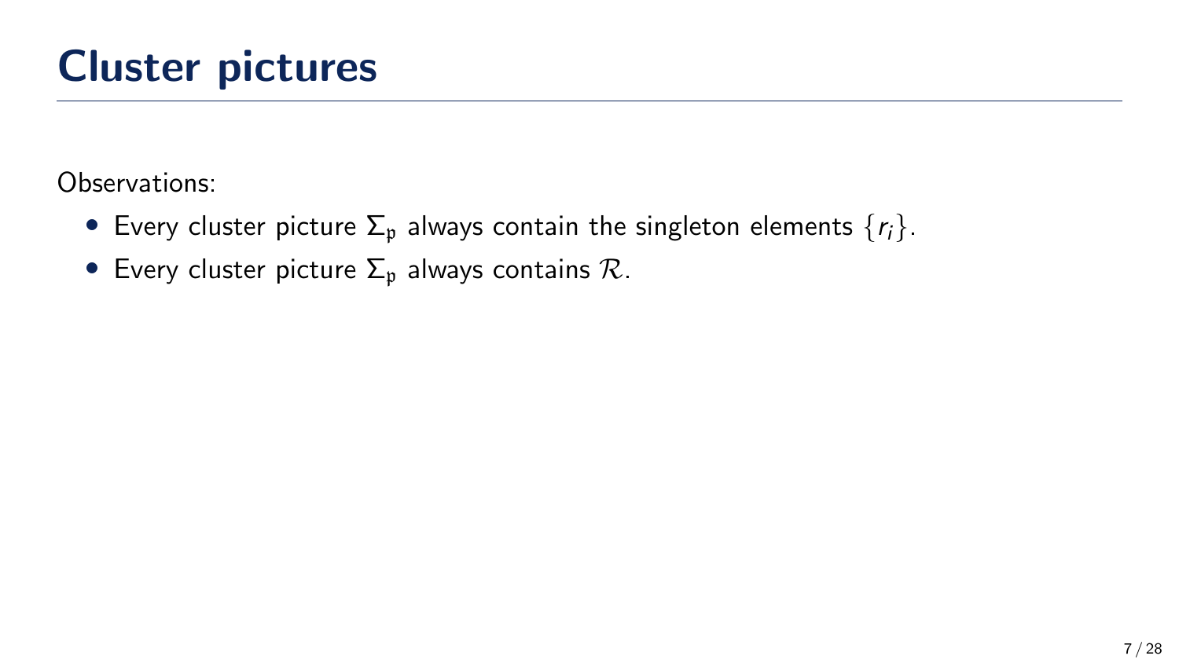# Cluster pictures

Observations:

- Every cluster picture $\Sigma_{\mathfrak{p}}$ always contain the singleton elements $\{r_i\}$.
- Every cluster picture $\Sigma_{\mathfrak{p}}$ always contains $\mathcal{R}$.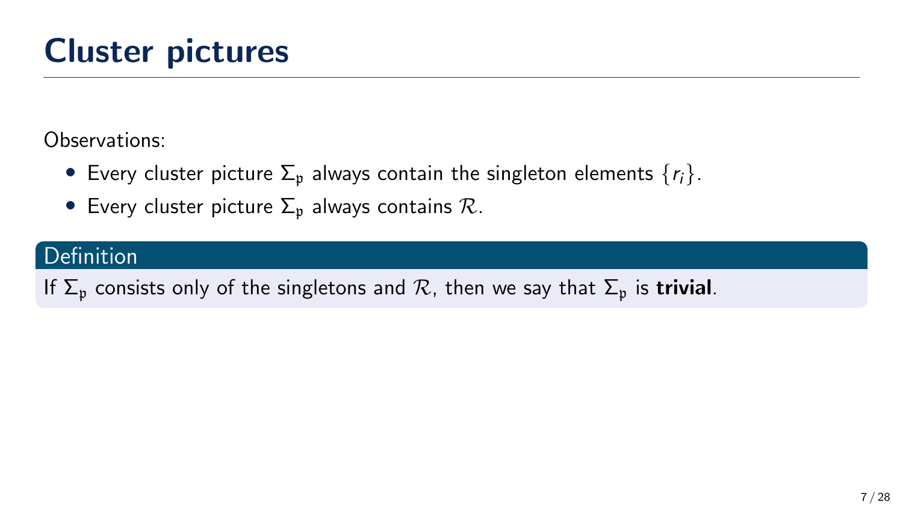# Cluster pictures

Observations:

- Every cluster picture $\Sigma_{\mathfrak{p}}$ always contain the singleton elements $\{r_i\}$.
- Every cluster picture $\Sigma_{\mathfrak{p}}$ always contains $\mathcal{R}$.

**Definition**

If $\Sigma_{\mathfrak{p}}$ consists only of the singletons and $\mathcal{R}$, then we say that $\Sigma_{\mathfrak{p}}$ is **trivial**.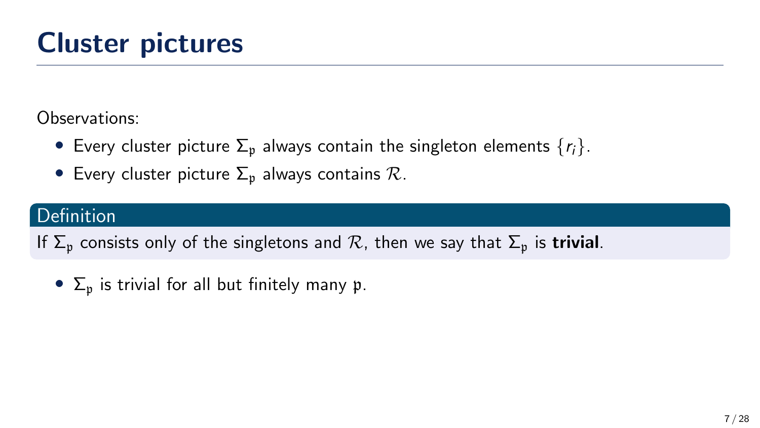# Cluster pictures

Observations:

- Every cluster picture $\Sigma_\mathfrak{p}$ always contain the singleton elements $\{r_i\}$.
- Every cluster picture $\Sigma_\mathfrak{p}$ always contains $\mathcal{R}$.

**Definition**

If $\Sigma_\mathfrak{p}$ consists only of the singletons and $\mathcal{R}$, then we say that $\Sigma_\mathfrak{p}$ is **trivial**.

- $\Sigma_\mathfrak{p}$ is trivial for all but finitely many $\mathfrak{p}$.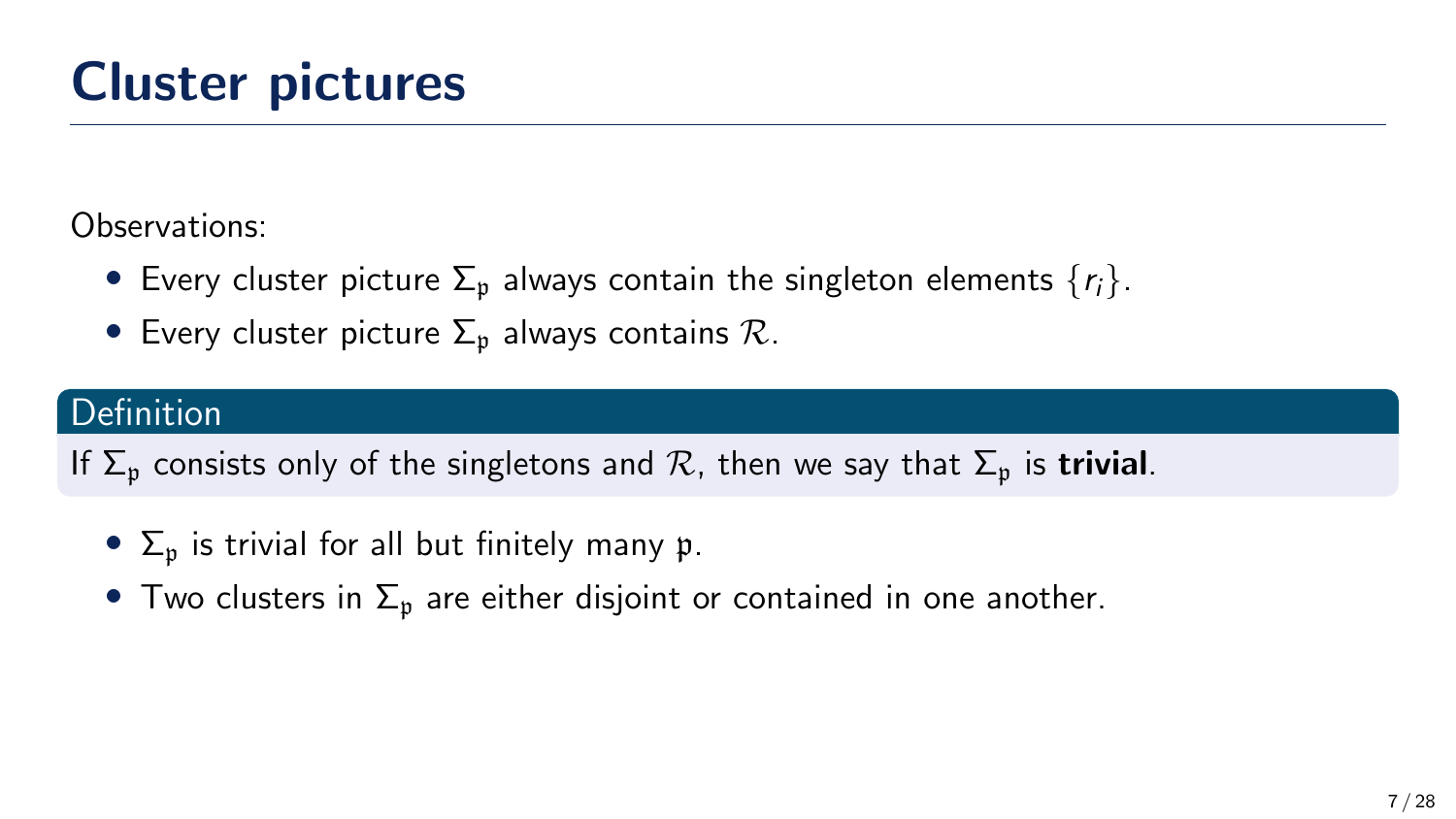# Cluster pictures

Observations:

- Every cluster picture $\Sigma_\mathfrak{p}$ always contain the singleton elements $\{r_i\}$.
- Every cluster picture $\Sigma_\mathfrak{p}$ always contains $\mathcal{R}$.

**Definition**

If $\Sigma_\mathfrak{p}$ consists only of the singletons and $\mathcal{R}$, then we say that $\Sigma_\mathfrak{p}$ is **trivial**.

- $\Sigma_\mathfrak{p}$ is trivial for all but finitely many $\mathfrak{p}$.
- Two clusters in $\Sigma_\mathfrak{p}$ are either disjoint or contained in one another.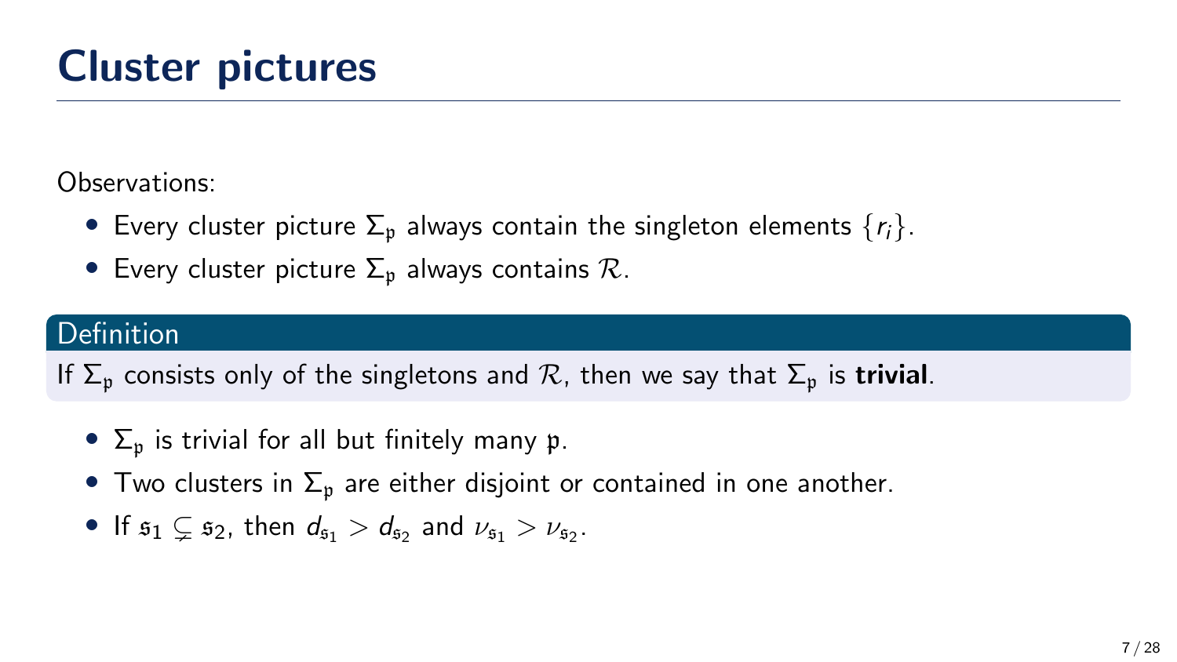# Cluster pictures

Observations:

- Every cluster picture $\Sigma_{\mathfrak{p}}$ always contain the singleton elements $\{r_i\}$.
- Every cluster picture $\Sigma_{\mathfrak{p}}$ always contains $\mathcal{R}$.

**Definition**

If $\Sigma_{\mathfrak{p}}$ consists only of the singletons and $\mathcal{R}$, then we say that $\Sigma_{\mathfrak{p}}$ is **trivial**.

- $\Sigma_{\mathfrak{p}}$ is trivial for all but finitely many $\mathfrak{p}$.
- Two clusters in $\Sigma_{\mathfrak{p}}$ are either disjoint or contained in one another.
- If $\mathfrak{s}_1 \subsetneq \mathfrak{s}_2$, then $d_{\mathfrak{s}_1} > d_{\mathfrak{s}_2}$ and $\nu_{\mathfrak{s}_1} > \nu_{\mathfrak{s}_2}$.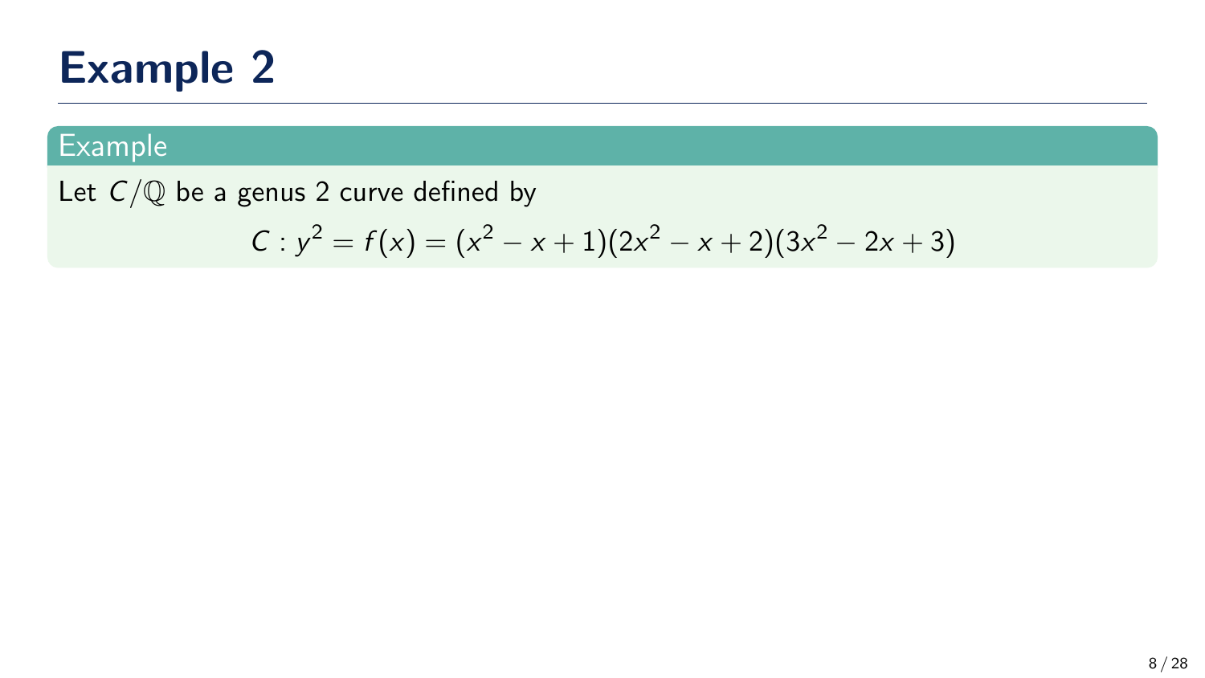# Example 2

**Example**

Let $C/\mathbb{Q}$ be a genus 2 curve defined by

$$C : y^2 = f(x) = (x^2 - x + 1)(2x^2 - x + 2)(3x^2 - 2x + 3)$$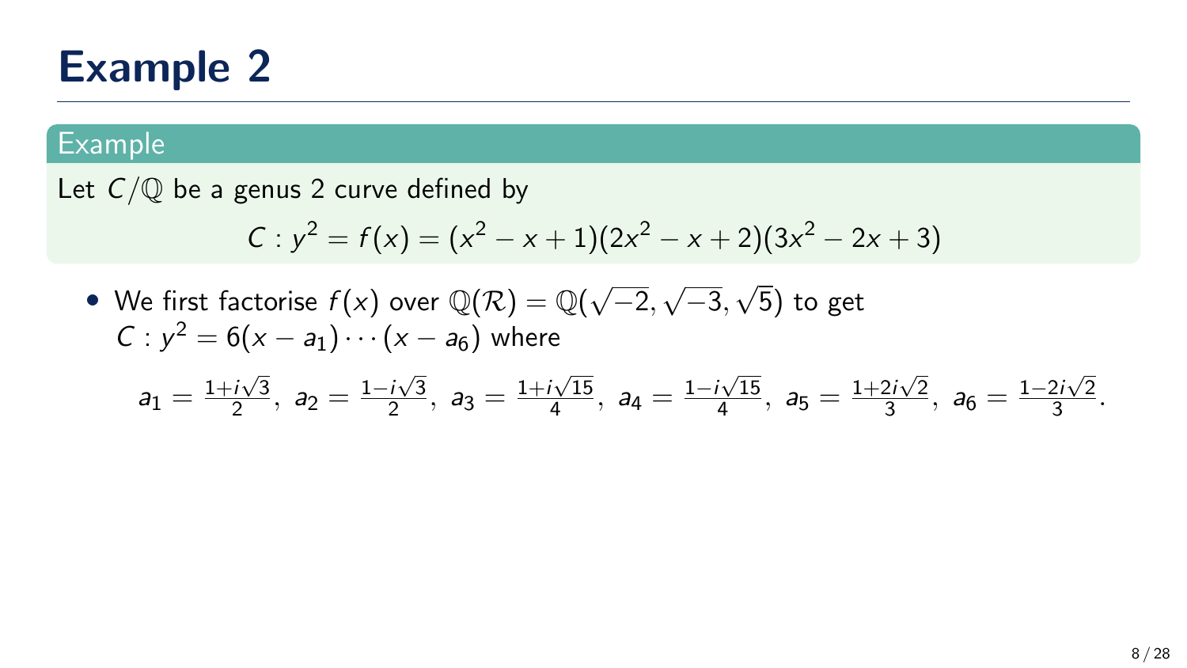# Example 2

**Example**

Let $C/\mathbb{Q}$ be a genus 2 curve defined by

$$C : y^2 = f(x) = (x^2 - x + 1)(2x^2 - x + 2)(3x^2 - 2x + 3)$$

- We first factorise $f(x)$ over $\mathbb{Q}(\mathcal{R}) = \mathbb{Q}(\sqrt{-2}, \sqrt{-3}, \sqrt{5})$ to get $C : y^2 = 6(x - a_1) \cdots (x - a_6)$ where

$$a_1 = \tfrac{1+i\sqrt{3}}{2},\ a_2 = \tfrac{1-i\sqrt{3}}{2},\ a_3 = \tfrac{1+i\sqrt{15}}{4},\ a_4 = \tfrac{1-i\sqrt{15}}{4},\ a_5 = \tfrac{1+2i\sqrt{2}}{3},\ a_6 = \tfrac{1-2i\sqrt{2}}{3}.$$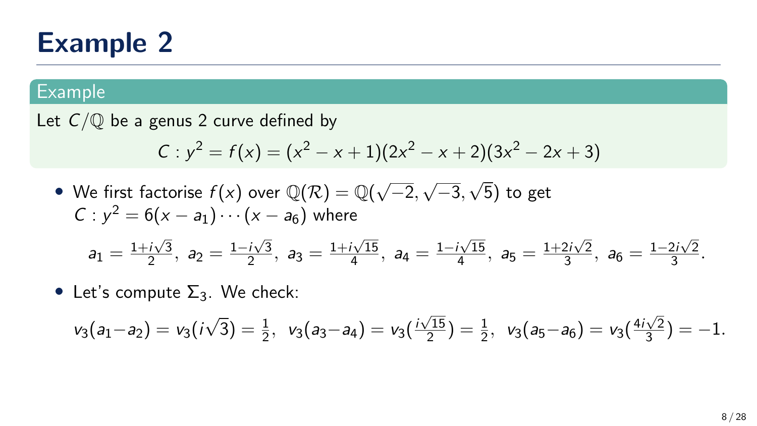# Example 2

**Example**

Let $C/\mathbb{Q}$ be a genus 2 curve defined by

$$C : y^2 = f(x) = (x^2 - x + 1)(2x^2 - x + 2)(3x^2 - 2x + 3)$$

- We first factorise $f(x)$ over $\mathbb{Q}(\mathcal{R}) = \mathbb{Q}(\sqrt{-2}, \sqrt{-3}, \sqrt{5})$ to get $C : y^2 = 6(x - a_1) \cdots (x - a_6)$ where

$$a_1 = \tfrac{1+i\sqrt{3}}{2},\ a_2 = \tfrac{1-i\sqrt{3}}{2},\ a_3 = \tfrac{1+i\sqrt{15}}{4},\ a_4 = \tfrac{1-i\sqrt{15}}{4},\ a_5 = \tfrac{1+2i\sqrt{2}}{3},\ a_6 = \tfrac{1-2i\sqrt{2}}{3}.$$

- Let's compute $\Sigma_3$. We check:

$$v_3(a_1 - a_2) = v_3(i\sqrt{3}) = \tfrac{1}{2},\ \ v_3(a_3 - a_4) = v_3(\tfrac{i\sqrt{15}}{2}) = \tfrac{1}{2},\ \ v_3(a_5 - a_6) = v_3(\tfrac{4i\sqrt{2}}{3}) = -1.$$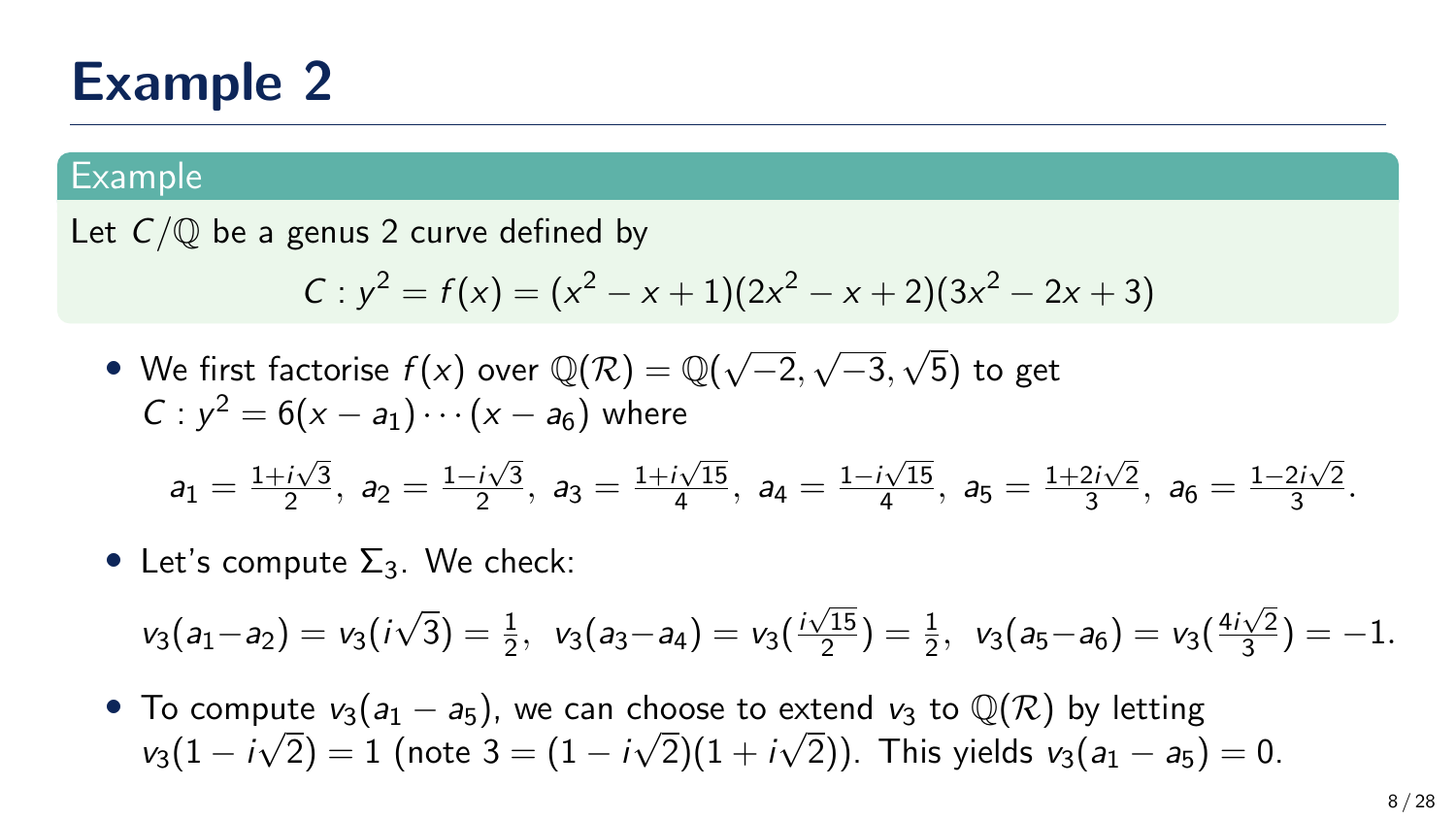# Example 2

**Example**

Let $C/\mathbb{Q}$ be a genus 2 curve defined by

$$C : y^2 = f(x) = (x^2 - x + 1)(2x^2 - x + 2)(3x^2 - 2x + 3)$$

- We first factorise $f(x)$ over $\mathbb{Q}(\mathcal{R}) = \mathbb{Q}(\sqrt{-2}, \sqrt{-3}, \sqrt{5})$ to get $C : y^2 = 6(x - a_1) \cdots (x - a_6)$ where

$$a_1 = \tfrac{1+i\sqrt{3}}{2},\ a_2 = \tfrac{1-i\sqrt{3}}{2},\ a_3 = \tfrac{1+i\sqrt{15}}{4},\ a_4 = \tfrac{1-i\sqrt{15}}{4},\ a_5 = \tfrac{1+2i\sqrt{2}}{3},\ a_6 = \tfrac{1-2i\sqrt{2}}{3}.$$

- Let's compute $\Sigma_3$. We check:

$$v_3(a_1 - a_2) = v_3(i\sqrt{3}) = \tfrac{1}{2},\ \ v_3(a_3 - a_4) = v_3(\tfrac{i\sqrt{15}}{2}) = \tfrac{1}{2},\ \ v_3(a_5 - a_6) = v_3(\tfrac{4i\sqrt{2}}{3}) = -1.$$

- To compute $v_3(a_1 - a_5)$, we can choose to extend $v_3$ to $\mathbb{Q}(\mathcal{R})$ by letting $v_3(1 - i\sqrt{2}) = 1$ (note $3 = (1 - i\sqrt{2})(1 + i\sqrt{2})$). This yields $v_3(a_1 - a_5) = 0$.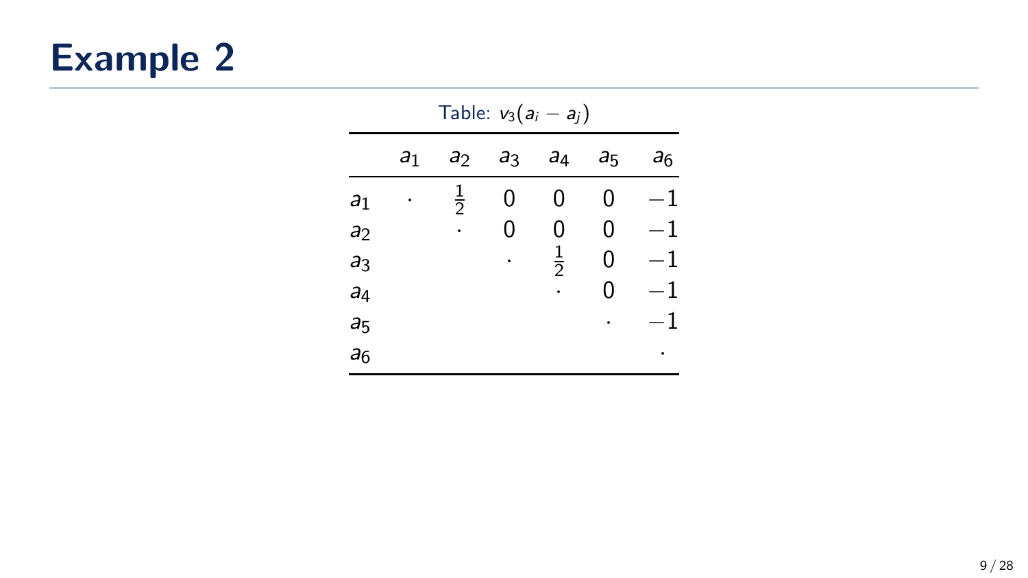# Example 2

Table: $v_3(a_i - a_j)$

| | $a_1$ | $a_2$ | $a_3$ | $a_4$ | $a_5$ | $a_6$ |
|---|---|---|---|---|---|---|
| $a_1$ | $\cdot$ | $\frac{1}{2}$ | $0$ | $0$ | $0$ | $-1$ |
| $a_2$ | | $\cdot$ | $0$ | $0$ | $0$ | $-1$ |
| $a_3$ | | | $\cdot$ | $\frac{1}{2}$ | $0$ | $-1$ |
| $a_4$ | | | | $\cdot$ | $0$ | $-1$ |
| $a_5$ | | | | | $\cdot$ | $-1$ |
| $a_6$ | | | | | | $\cdot$ |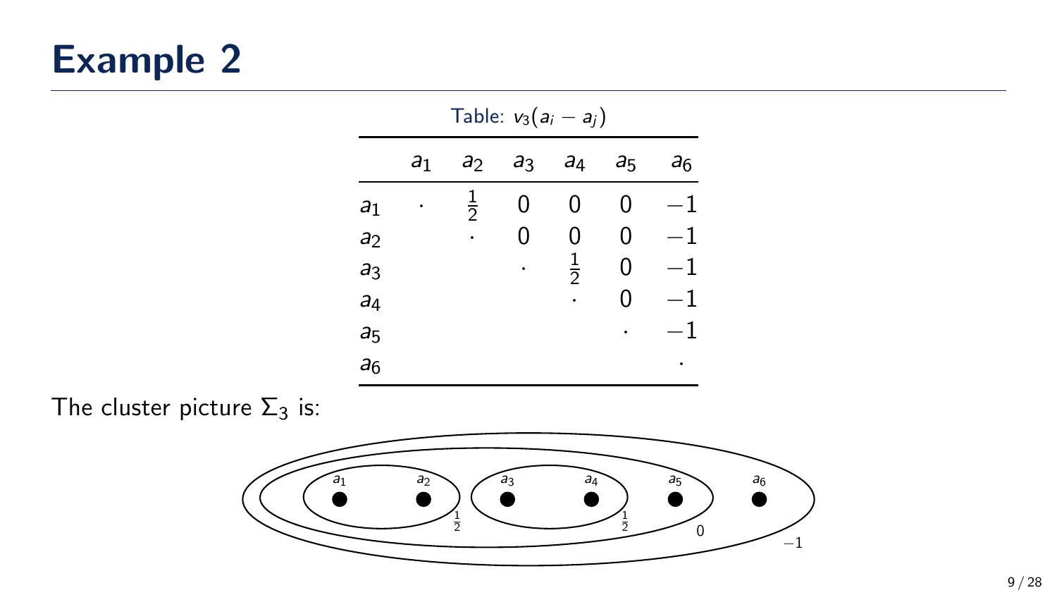# Example 2

Table: $v_3(a_i - a_j)$

| | $a_1$ | $a_2$ | $a_3$ | $a_4$ | $a_5$ | $a_6$ |
|---|---|---|---|---|---|---|
| $a_1$ | $\cdot$ | $\frac{1}{2}$ | $0$ | $0$ | $0$ | $-1$ |
| $a_2$ | | $\cdot$ | $0$ | $0$ | $0$ | $-1$ |
| $a_3$ | | | $\cdot$ | $\frac{1}{2}$ | $0$ | $-1$ |
| $a_4$ | | | | $\cdot$ | $0$ | $-1$ |
| $a_5$ | | | | | $\cdot$ | $-1$ |
| $a_6$ | | | | | | $\cdot$ |

The cluster picture $\Sigma_3$ is: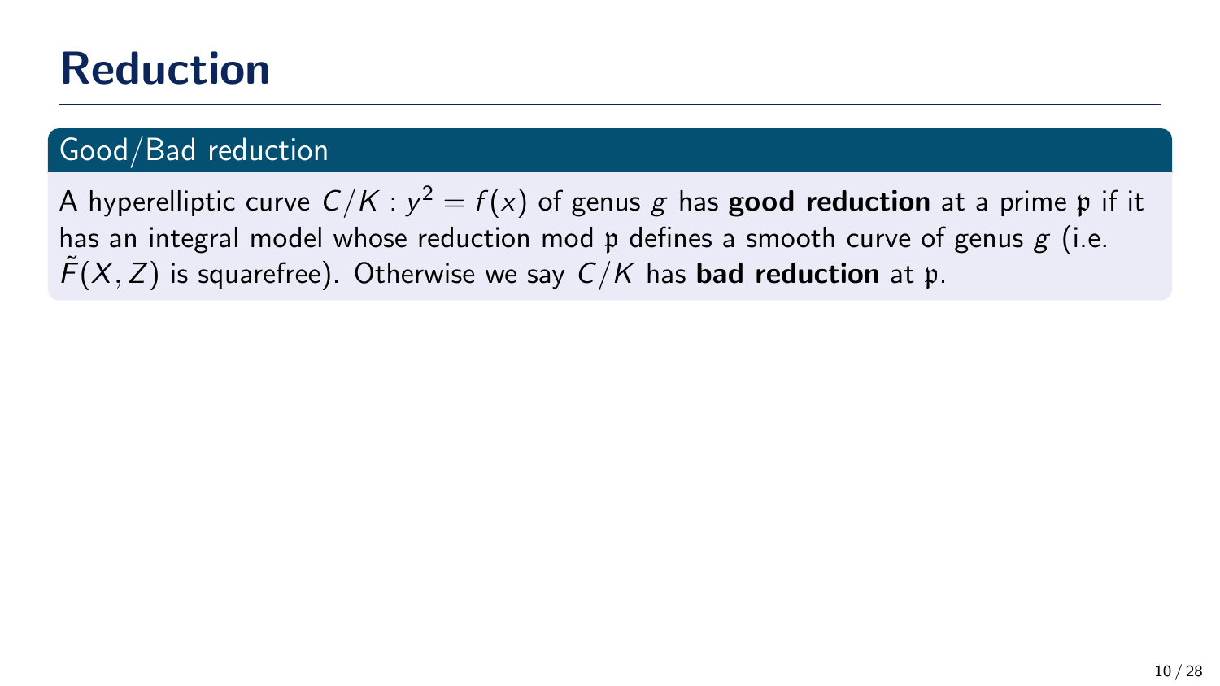# Reduction

## Good/Bad reduction

A hyperelliptic curve $C/K : y^2 = f(x)$ of genus $g$ has **good reduction** at a prime $\mathfrak{p}$ if it has an integral model whose reduction mod $\mathfrak{p}$ defines a smooth curve of genus $g$ (i.e. $\tilde{F}(X, Z)$ is squarefree). Otherwise we say $C/K$ has **bad reduction** at $\mathfrak{p}$.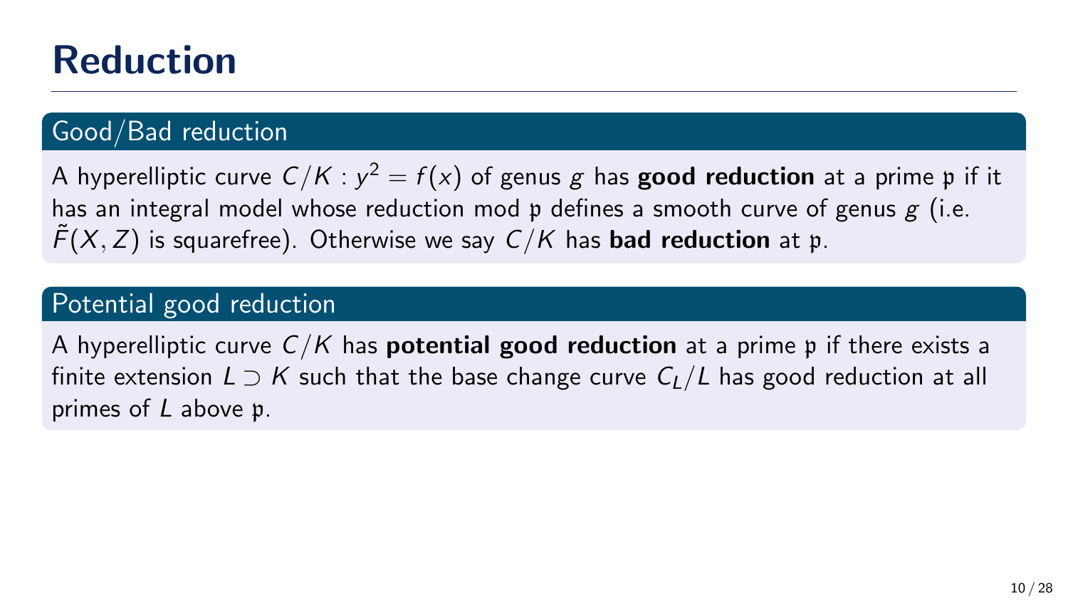# Reduction

## Good/Bad reduction

A hyperelliptic curve $C/K : y^2 = f(x)$ of genus $g$ has **good reduction** at a prime $\mathfrak{p}$ if it has an integral model whose reduction mod $\mathfrak{p}$ defines a smooth curve of genus $g$ (i.e. $\tilde{F}(X, Z)$ is squarefree). Otherwise we say $C/K$ has **bad reduction** at $\mathfrak{p}$.

## Potential good reduction

A hyperelliptic curve $C/K$ has **potential good reduction** at a prime $\mathfrak{p}$ if there exists a finite extension $L \supset K$ such that the base change curve $C_L/L$ has good reduction at all primes of $L$ above $\mathfrak{p}$.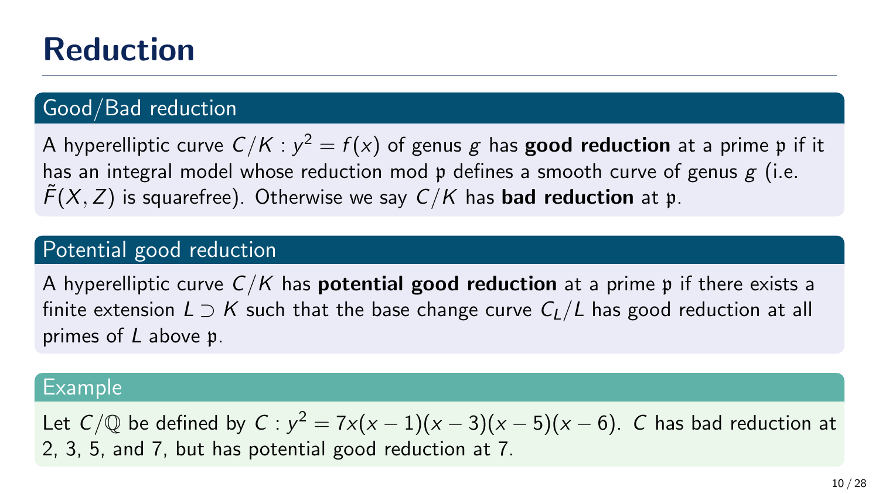# Reduction

### Good/Bad reduction

A hyperelliptic curve $C/K : y^2 = f(x)$ of genus $g$ has **good reduction** at a prime $\mathfrak{p}$ if it has an integral model whose reduction mod $\mathfrak{p}$ defines a smooth curve of genus $g$ (i.e. $\tilde{F}(X, Z)$ is squarefree). Otherwise we say $C/K$ has **bad reduction** at $\mathfrak{p}$.

### Potential good reduction

A hyperelliptic curve $C/K$ has **potential good reduction** at a prime $\mathfrak{p}$ if there exists a finite extension $L \supset K$ such that the base change curve $C_L/L$ has good reduction at all primes of $L$ above $\mathfrak{p}$.

### Example

Let $C/\mathbb{Q}$ be defined by $C : y^2 = 7x(x-1)(x-3)(x-5)(x-6)$. $C$ has bad reduction at 2, 3, 5, and 7, but has potential good reduction at 7.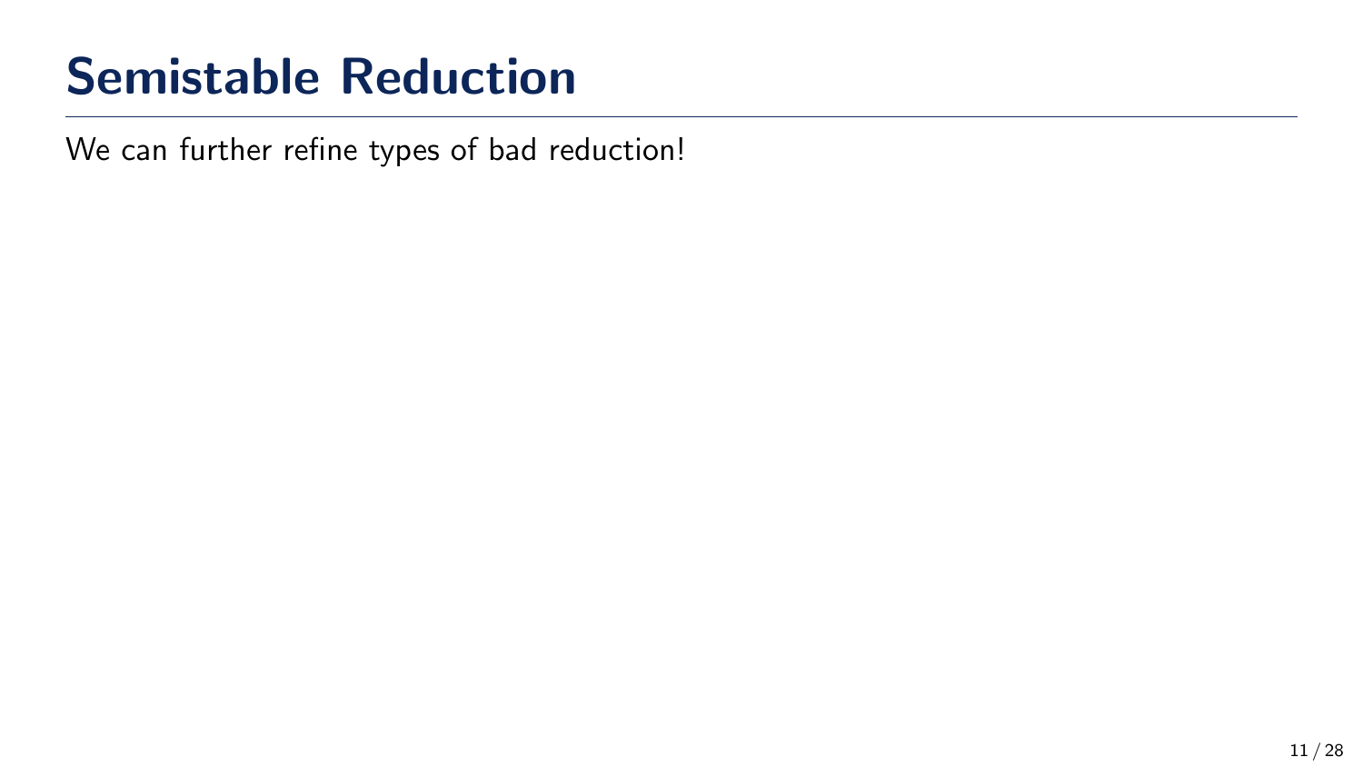# Semistable Reduction

We can further refine types of bad reduction!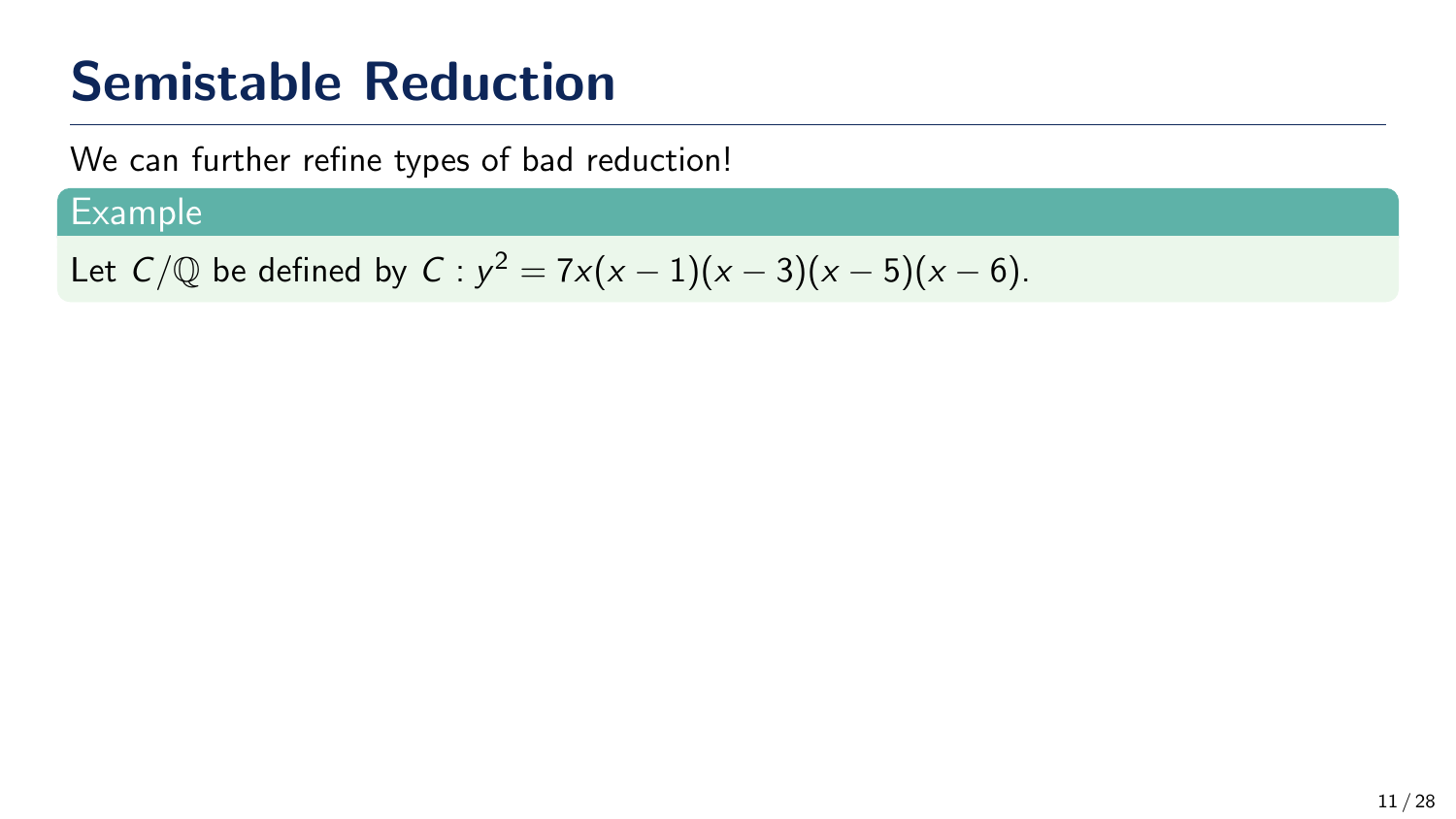# Semistable Reduction

We can further refine types of bad reduction!

**Example**

Let $C/\mathbb{Q}$ be defined by $C : y^2 = 7x(x-1)(x-3)(x-5)(x-6)$.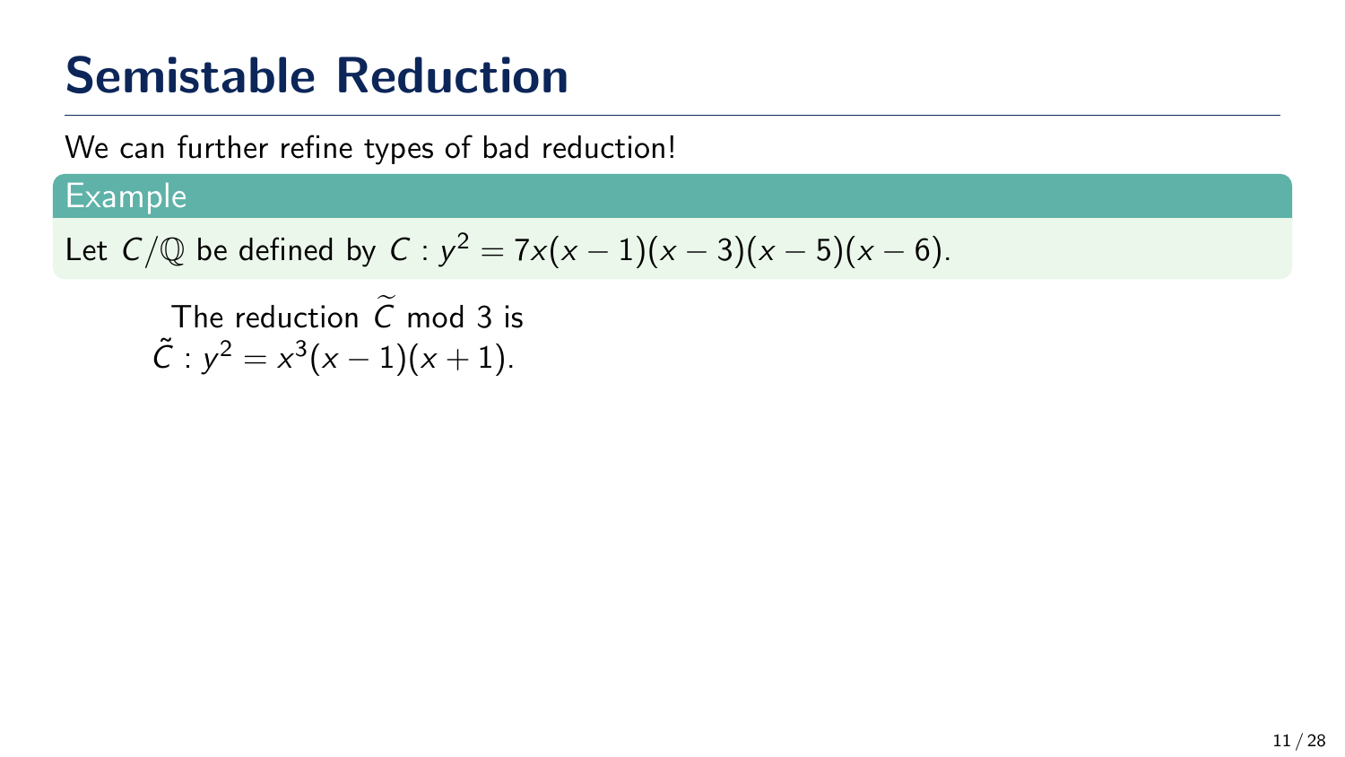# Semistable Reduction

We can further refine types of bad reduction!

**Example**

Let $C/\mathbb{Q}$ be defined by $C : y^2 = 7x(x-1)(x-3)(x-5)(x-6)$.

The reduction $\widetilde{C}$ mod 3 is
$\tilde{C} : y^2 = x^3(x-1)(x+1)$.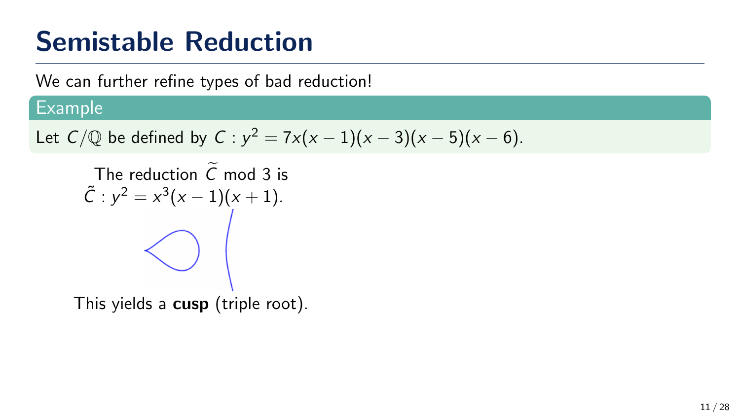# Semistable Reduction

We can further refine types of bad reduction!

**Example**

Let $C/\mathbb{Q}$ be defined by $C : y^2 = 7x(x-1)(x-3)(x-5)(x-6)$.

The reduction $\widetilde{C}$ mod 3 is
$\tilde{C} : y^2 = x^3(x-1)(x+1)$.

This yields a **cusp** (triple root).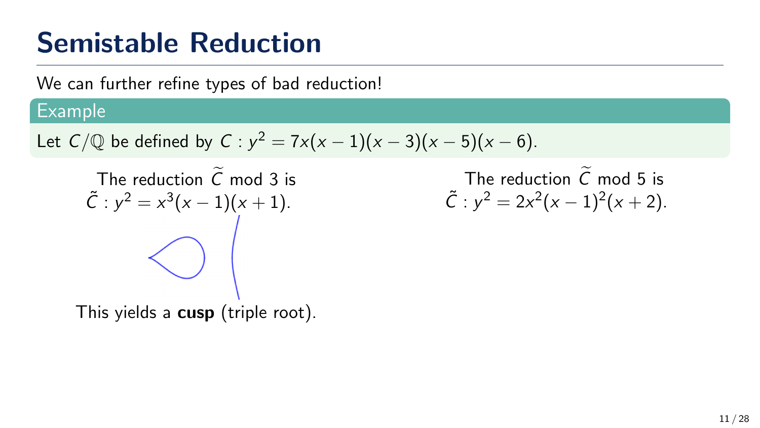# Semistable Reduction

We can further refine types of bad reduction!

**Example**

Let $C/\mathbb{Q}$ be defined by $C : y^2 = 7x(x-1)(x-3)(x-5)(x-6)$.

The reduction $\widetilde{C}$ mod 3 is
$\tilde{C} : y^2 = x^3(x-1)(x+1)$.

This yields a **cusp** (triple root).

The reduction $\widetilde{C}$ mod 5 is
$\tilde{C} : y^2 = 2x^2(x-1)^2(x+2)$.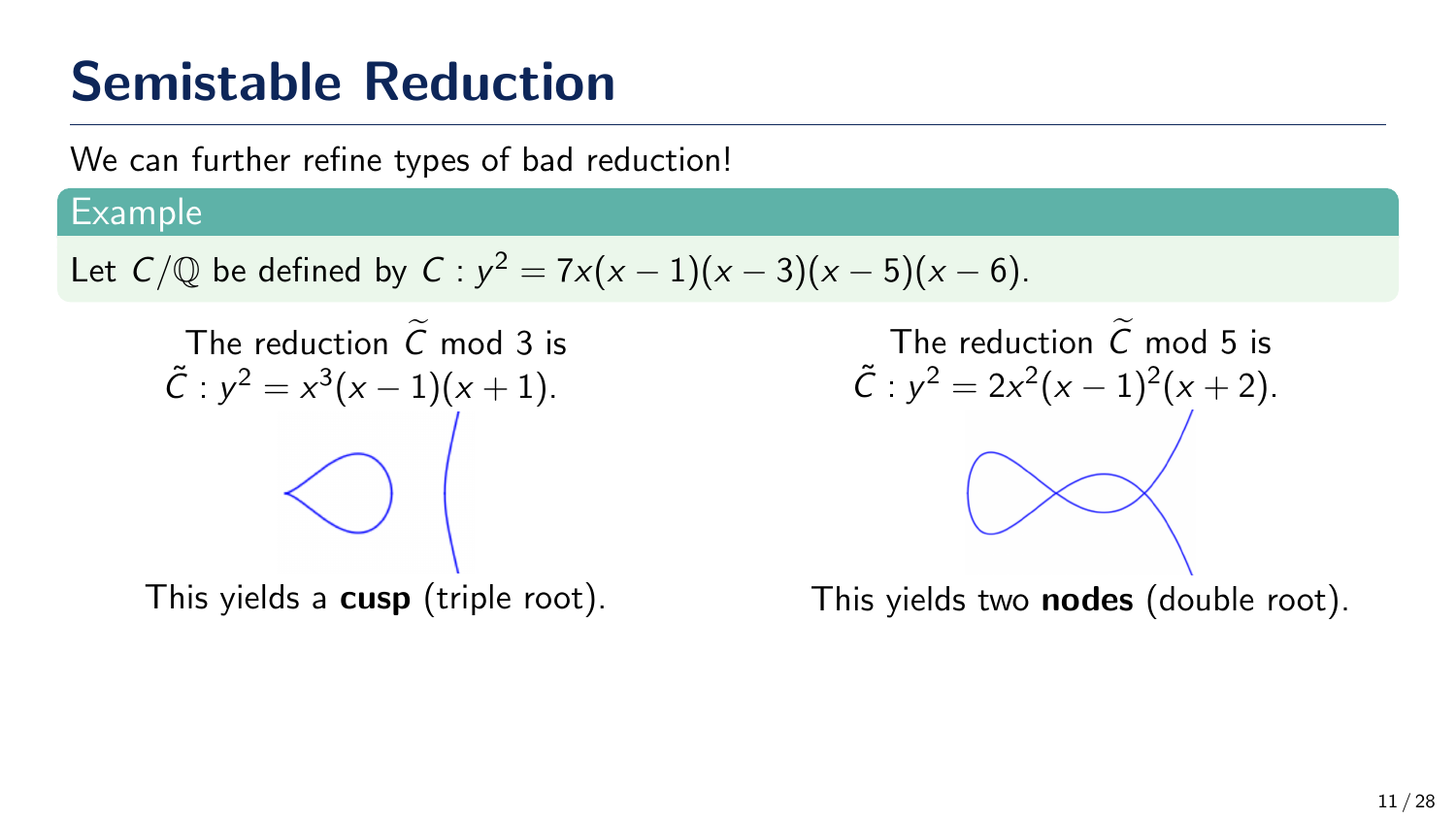# Semistable Reduction

We can further refine types of bad reduction!

**Example**

Let $C/\mathbb{Q}$ be defined by $C : y^2 = 7x(x-1)(x-3)(x-5)(x-6)$.

The reduction $\widetilde{C}$ mod 3 is
$\tilde{C} : y^2 = x^3(x-1)(x+1)$.

This yields a **cusp** (triple root).

The reduction $\widetilde{C}$ mod 5 is
$\tilde{C} : y^2 = 2x^2(x-1)^2(x+2)$.

This yields two **nodes** (double root).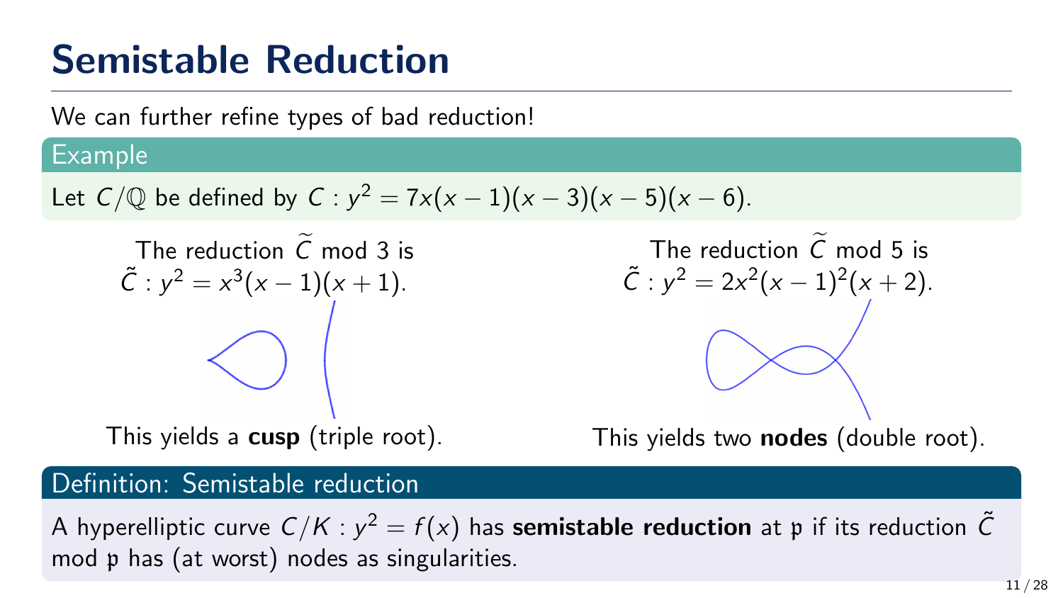# Semistable Reduction

We can further refine types of bad reduction!

**Example**

Let $C/\mathbb{Q}$ be defined by $C : y^2 = 7x(x-1)(x-3)(x-5)(x-6)$.

The reduction $\widetilde{C}$ mod 3 is
$\tilde{C} : y^2 = x^3(x-1)(x+1)$.

This yields a **cusp** (triple root).

The reduction $\widetilde{C}$ mod 5 is
$\tilde{C} : y^2 = 2x^2(x-1)^2(x+2)$.

This yields two **nodes** (double root).

**Definition: Semistable reduction**

A hyperelliptic curve $C/K : y^2 = f(x)$ has **semistable reduction** at $\mathfrak{p}$ if its reduction $\tilde{C}$ mod $\mathfrak{p}$ has (at worst) nodes as singularities.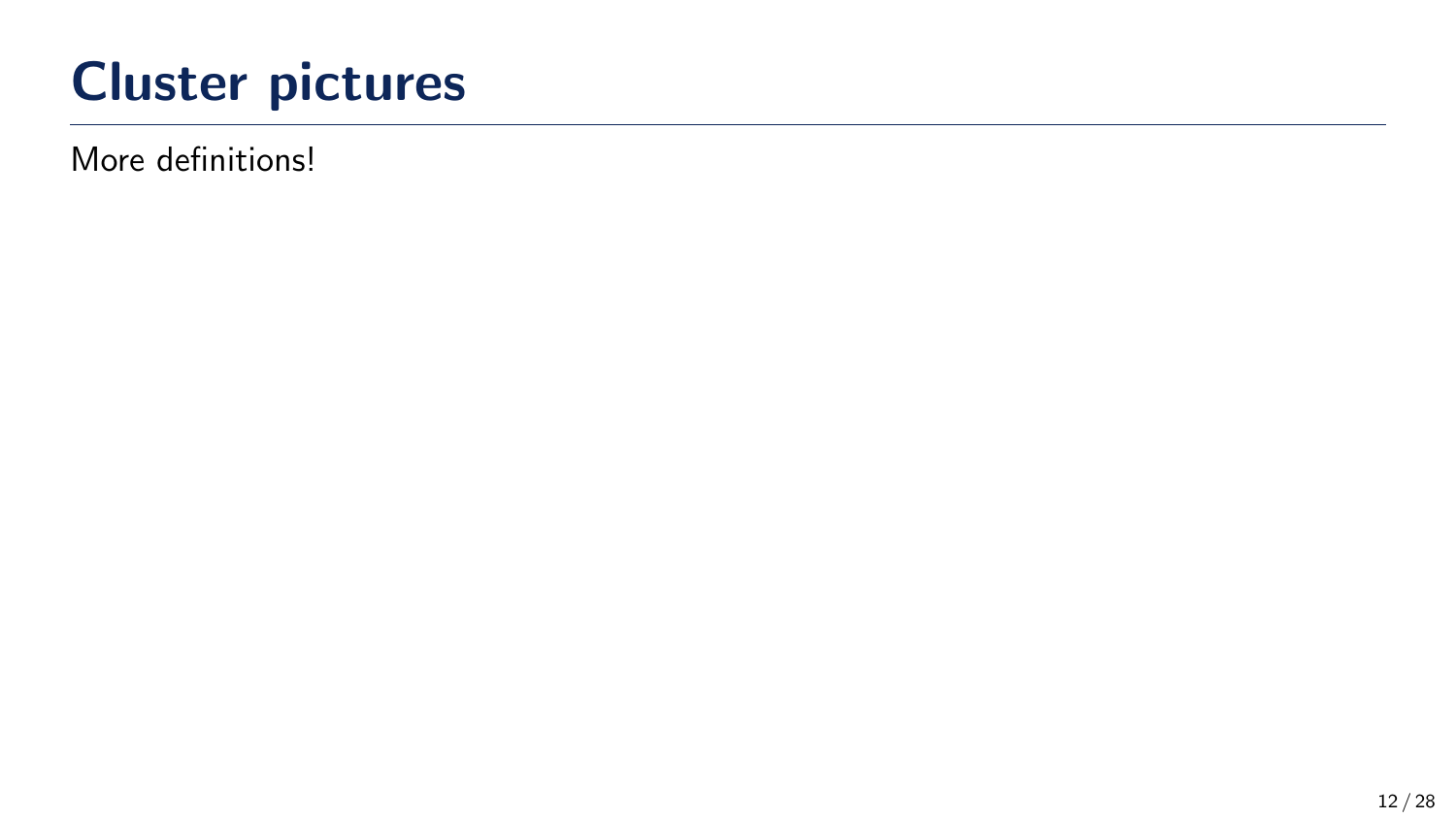# Cluster pictures

More definitions!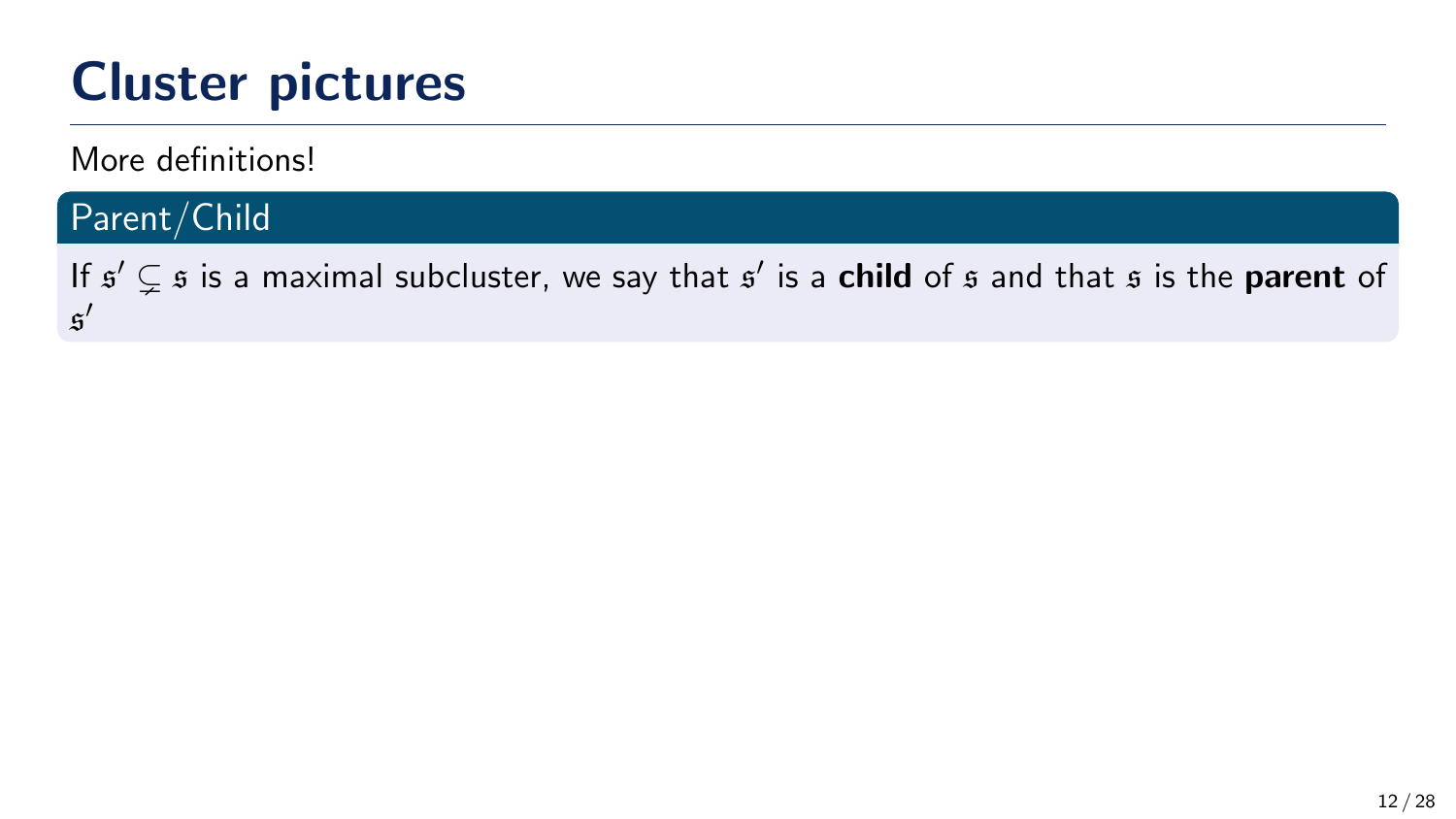# Cluster pictures

More definitions!

**Parent/Child**

If $\mathfrak{s}' \subsetneq \mathfrak{s}$ is a maximal subcluster, we say that $\mathfrak{s}'$ is a **child** of $\mathfrak{s}$ and that $\mathfrak{s}$ is the **parent** of $\mathfrak{s}'$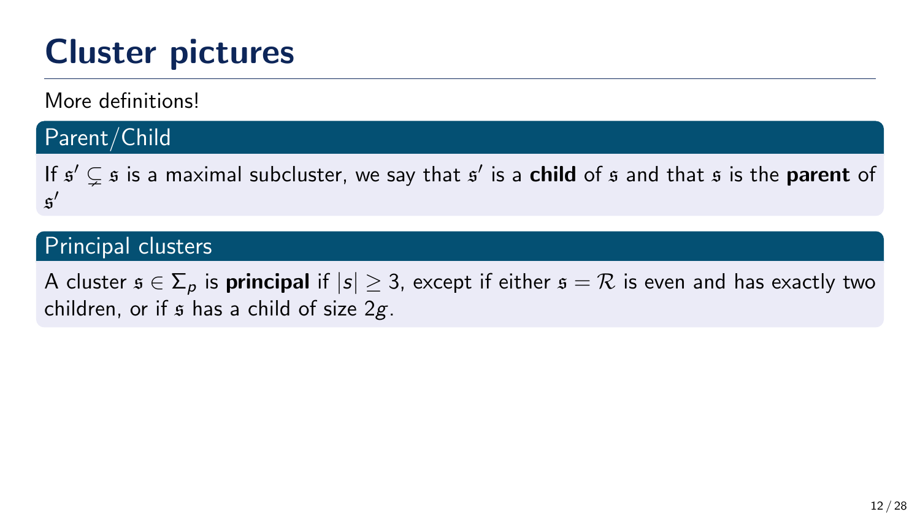# Cluster pictures

More definitions!

## Parent/Child

If $\mathfrak{s}' \subsetneq \mathfrak{s}$ is a maximal subcluster, we say that $\mathfrak{s}'$ is a **child** of $\mathfrak{s}$ and that $\mathfrak{s}$ is the **parent** of $\mathfrak{s}'$

## Principal clusters

A cluster $\mathfrak{s} \in \Sigma_p$ is **principal** if $|s| \geq 3$, except if either $\mathfrak{s} = \mathcal{R}$ is even and has exactly two children, or if $\mathfrak{s}$ has a child of size $2g$.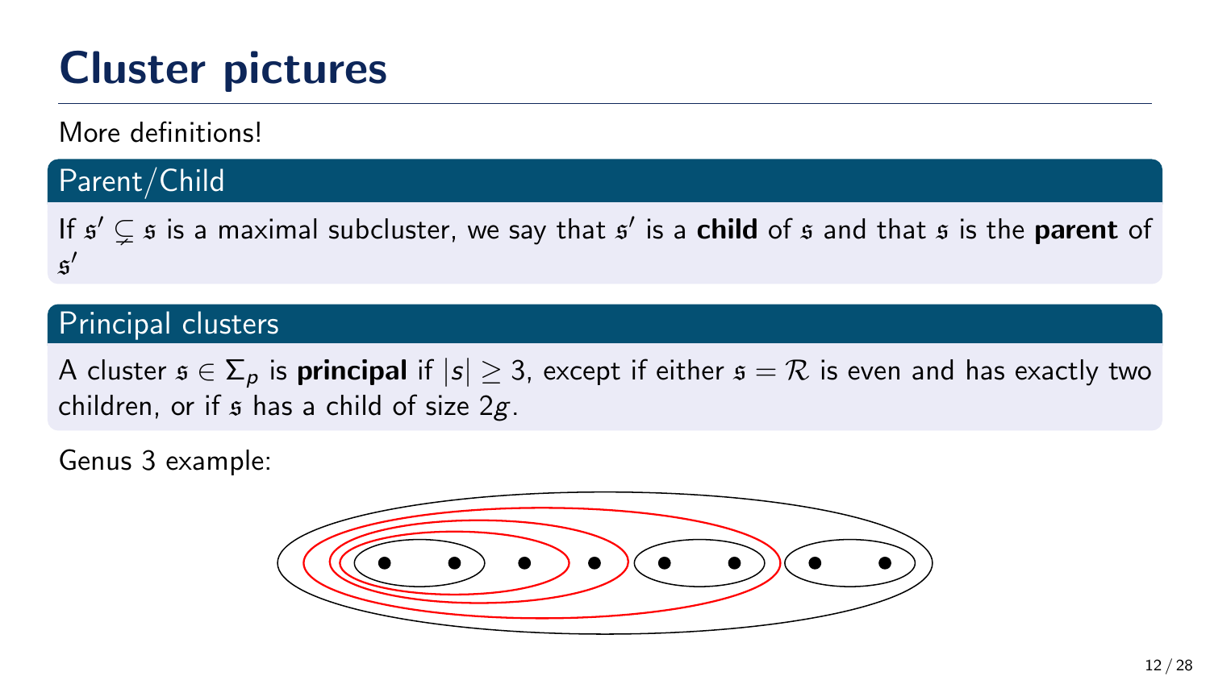# Cluster pictures

More definitions!

## Parent/Child

If $\mathfrak{s}' \subsetneq \mathfrak{s}$ is a maximal subcluster, we say that $\mathfrak{s}'$ is a **child** of $\mathfrak{s}$ and that $\mathfrak{s}$ is the **parent** of $\mathfrak{s}'$

## Principal clusters

A cluster $\mathfrak{s} \in \Sigma_p$ is **principal** if $|s| \geq 3$, except if either $\mathfrak{s} = \mathcal{R}$ is even and has exactly two children, or if $\mathfrak{s}$ has a child of size $2g$.

Genus 3 example: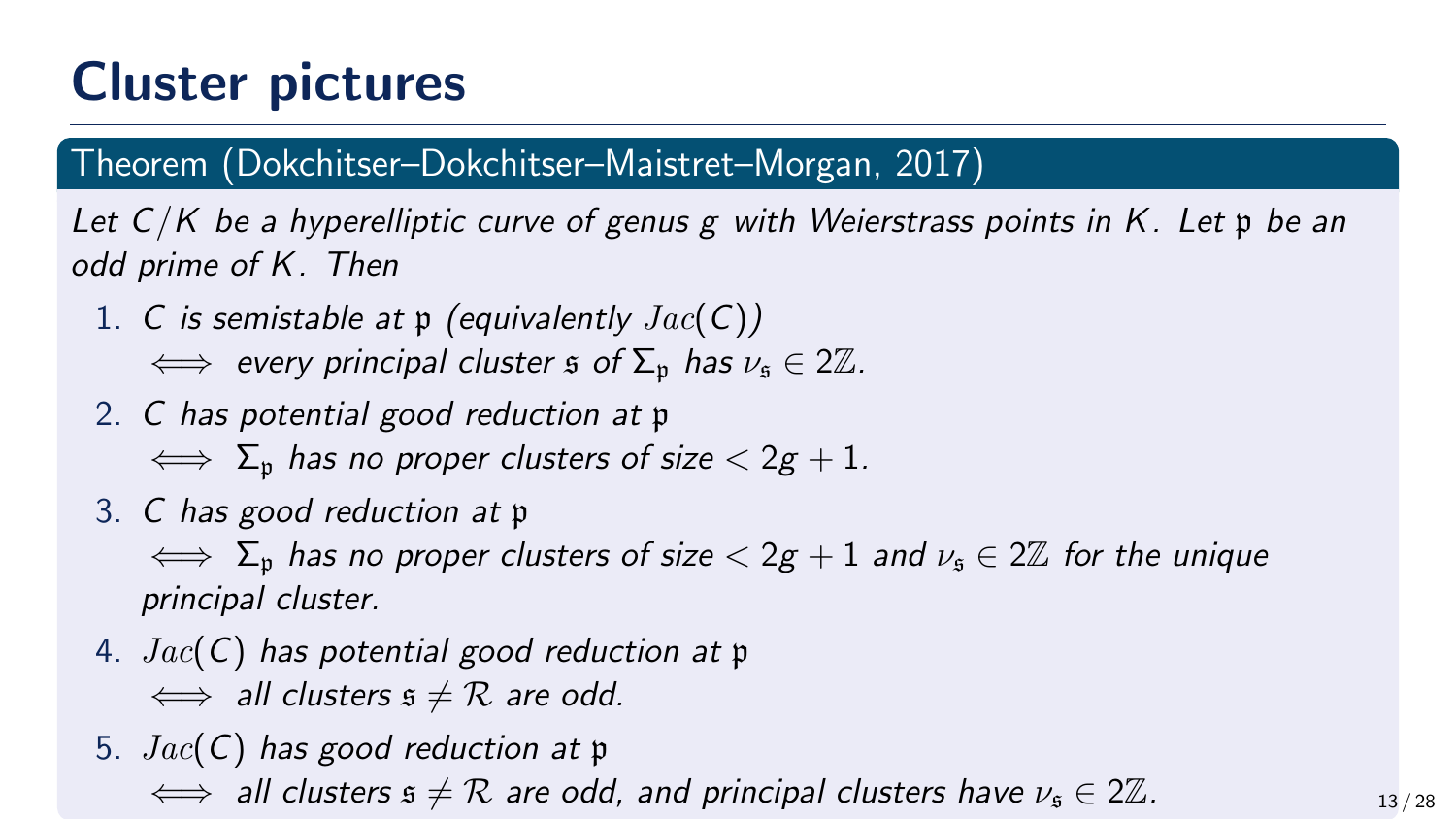# Cluster pictures

**Theorem (Dokchitser–Dokchitser–Maistret–Morgan, 2017)**

*Let $C/K$ be a hyperelliptic curve of genus $g$ with Weierstrass points in $K$. Let $\mathfrak{p}$ be an odd prime of $K$. Then*

1. *$C$ is semistable at $\mathfrak{p}$ (equivalently $Jac(C)$)*
   $\iff$ *every principal cluster $\mathfrak{s}$ of $\Sigma_{\mathfrak{p}}$ has $\nu_{\mathfrak{s}} \in 2\mathbb{Z}$.*
2. *$C$ has potential good reduction at $\mathfrak{p}$*
   $\iff$ *$\Sigma_{\mathfrak{p}}$ has no proper clusters of size $< 2g+1$.*
3. *$C$ has good reduction at $\mathfrak{p}$*
   $\iff$ *$\Sigma_{\mathfrak{p}}$ has no proper clusters of size $< 2g+1$ and $\nu_{\mathfrak{s}} \in 2\mathbb{Z}$ for the unique principal cluster.*
4. *$Jac(C)$ has potential good reduction at $\mathfrak{p}$*
   $\iff$ *all clusters $\mathfrak{s} \neq \mathcal{R}$ are odd.*
5. *$Jac(C)$ has good reduction at $\mathfrak{p}$*
   $\iff$ *all clusters $\mathfrak{s} \neq \mathcal{R}$ are odd, and principal clusters have $\nu_{\mathfrak{s}} \in 2\mathbb{Z}$.*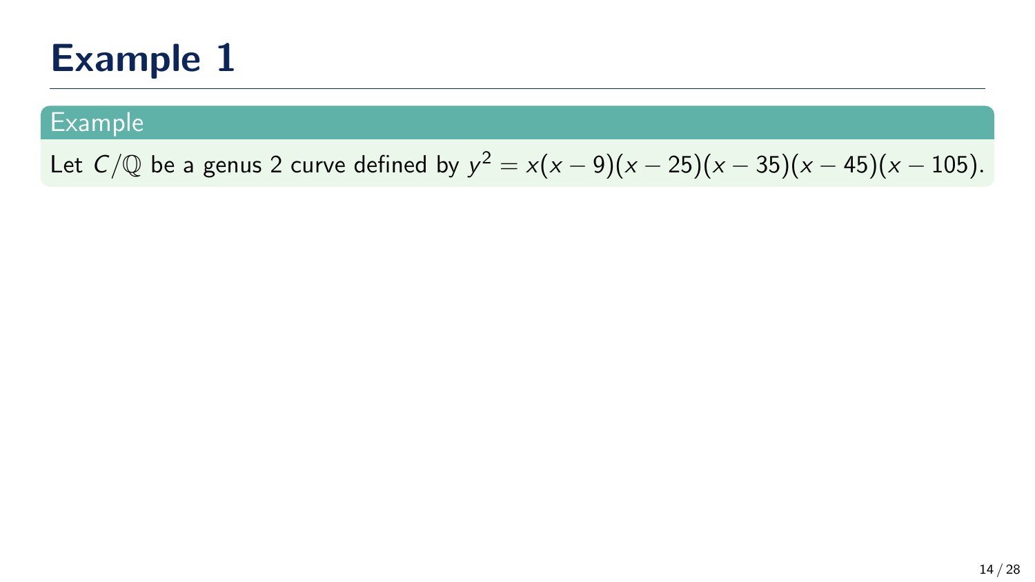# Example 1

**Example**

Let $C/\mathbb{Q}$ be a genus 2 curve defined by $y^2 = x(x-9)(x-25)(x-35)(x-45)(x-105)$.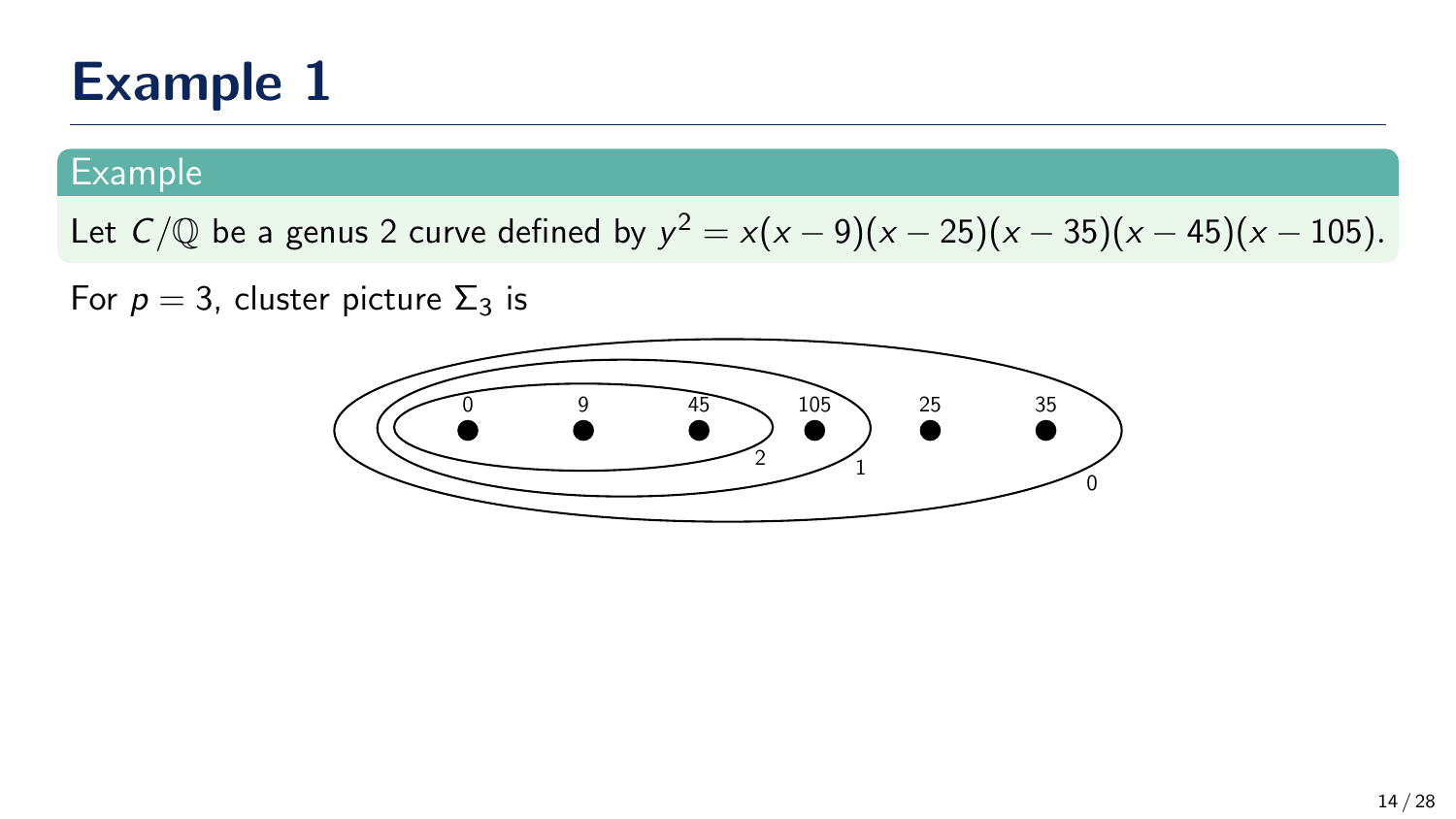# Example 1

**Example**

Let $C/\mathbb{Q}$ be a genus 2 curve defined by $y^2 = x(x-9)(x-25)(x-35)(x-45)(x-105)$.

For $p = 3$, cluster picture $\Sigma_3$ is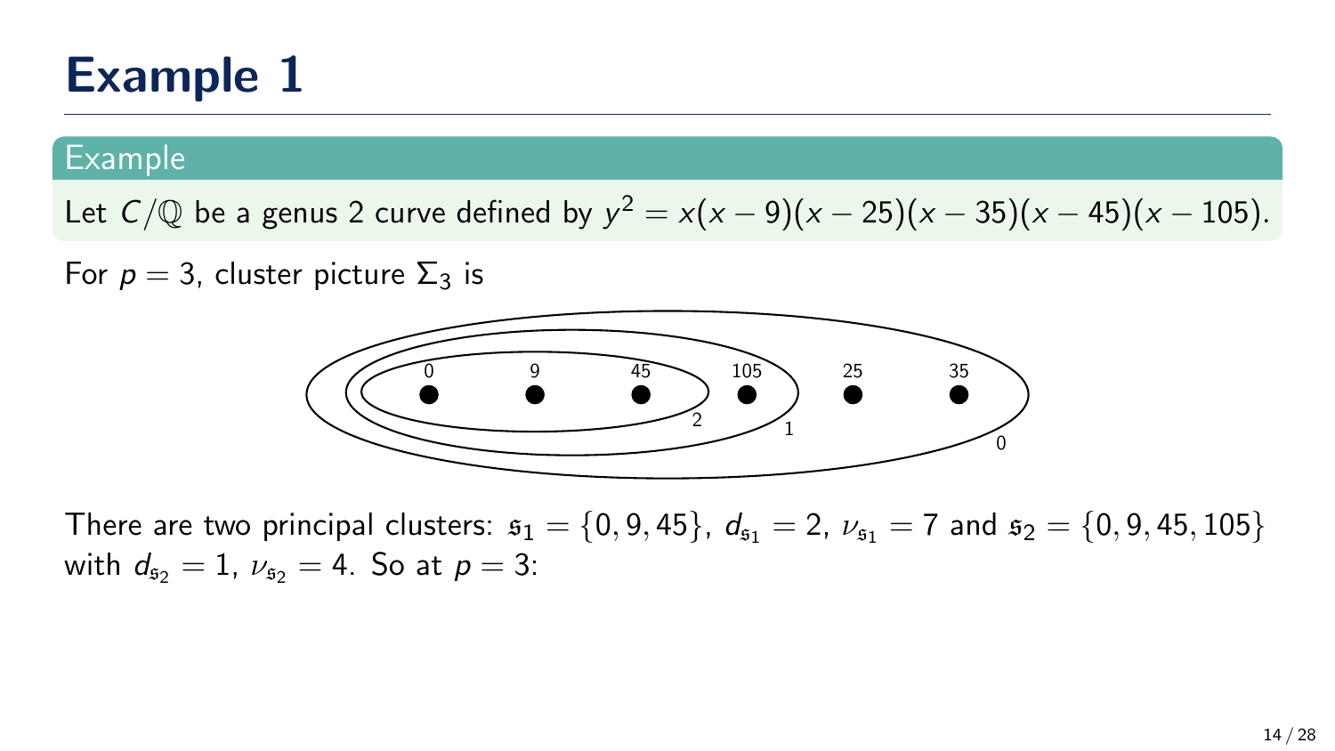# Example 1

**Example**

Let $C/\mathbb{Q}$ be a genus 2 curve defined by $y^2 = x(x-9)(x-25)(x-35)(x-45)(x-105)$.

For $p = 3$, cluster picture $\Sigma_3$ is

There are two principal clusters: $\mathfrak{s}_1 = \{0, 9, 45\}$, $d_{\mathfrak{s}_1} = 2$, $\nu_{\mathfrak{s}_1} = 7$ and $\mathfrak{s}_2 = \{0, 9, 45, 105\}$ with $d_{\mathfrak{s}_2} = 1$, $\nu_{\mathfrak{s}_2} = 4$. So at $p = 3$: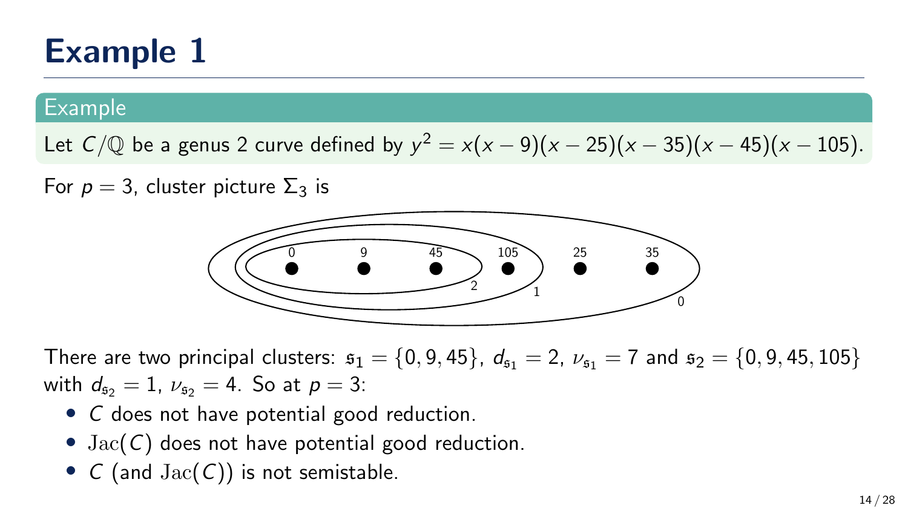# Example 1

**Example**

Let $C/\mathbb{Q}$ be a genus 2 curve defined by $y^2 = x(x-9)(x-25)(x-35)(x-45)(x-105)$.

For $p = 3$, cluster picture $\Sigma_3$ is

There are two principal clusters: $\mathfrak{s}_1 = \{0, 9, 45\}$, $d_{\mathfrak{s}_1} = 2$, $\nu_{\mathfrak{s}_1} = 7$ and $\mathfrak{s}_2 = \{0, 9, 45, 105\}$ with $d_{\mathfrak{s}_2} = 1$, $\nu_{\mathfrak{s}_2} = 4$. So at $p = 3$:

- $C$ does not have potential good reduction.
- $\mathrm{Jac}(C)$ does not have potential good reduction.
- $C$ (and $\mathrm{Jac}(C)$) is not semistable.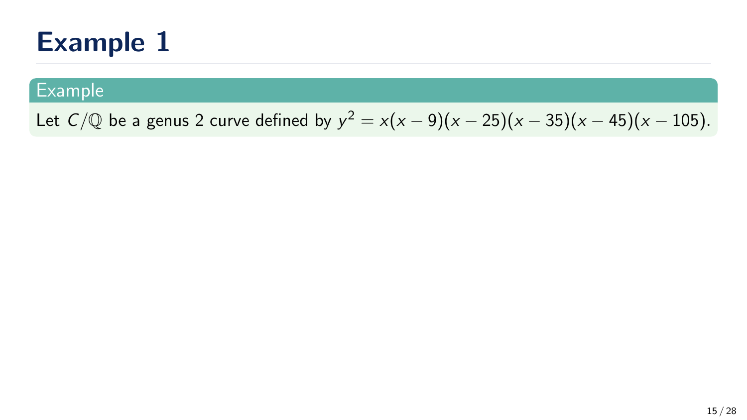# Example 1

**Example**

Let $C/\mathbb{Q}$ be a genus 2 curve defined by $y^2 = x(x-9)(x-25)(x-35)(x-45)(x-105)$.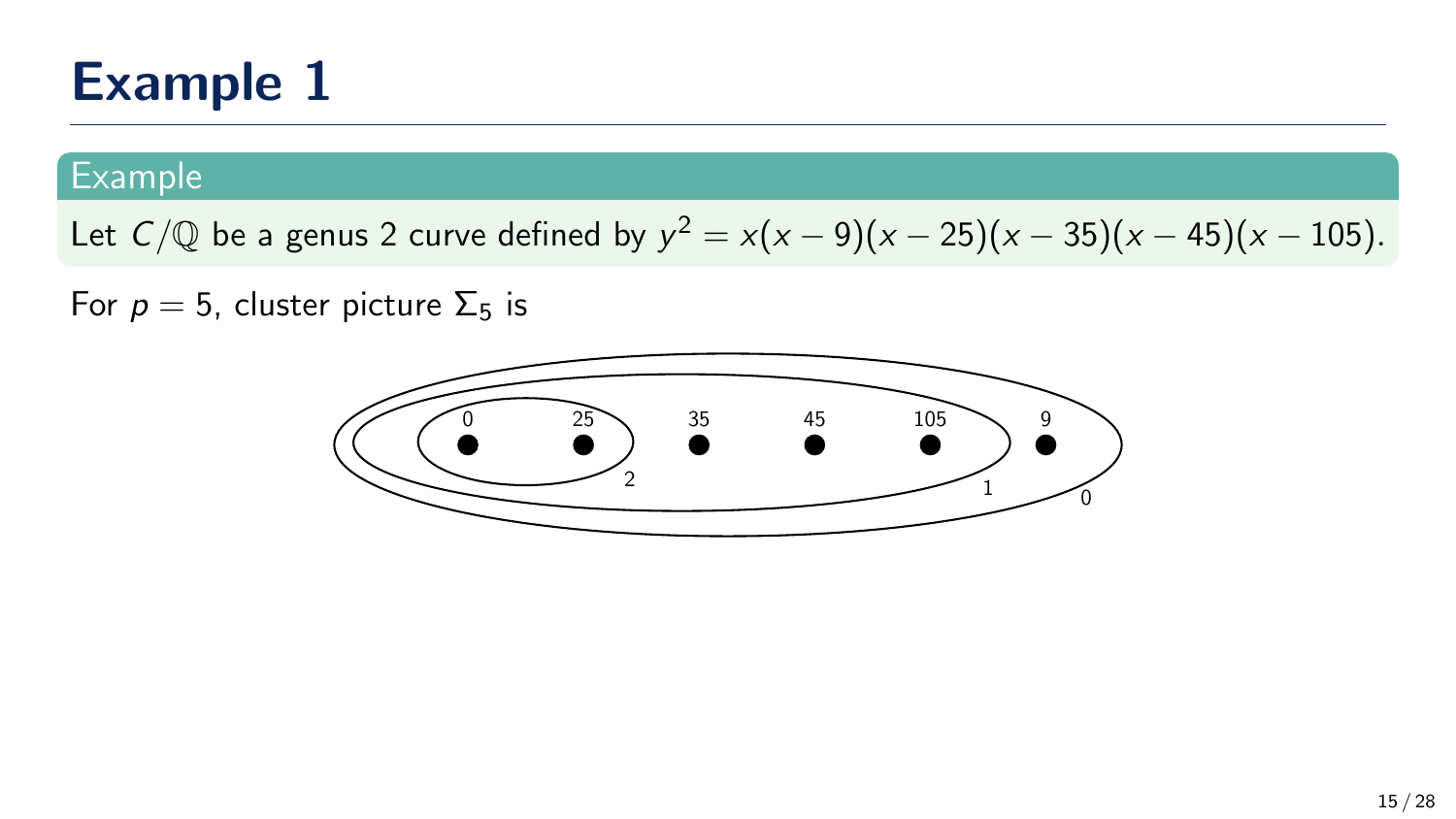# Example 1

**Example**

Let $C/\mathbb{Q}$ be a genus 2 curve defined by $y^2 = x(x-9)(x-25)(x-35)(x-45)(x-105)$.

For $p = 5$, cluster picture $\Sigma_5$ is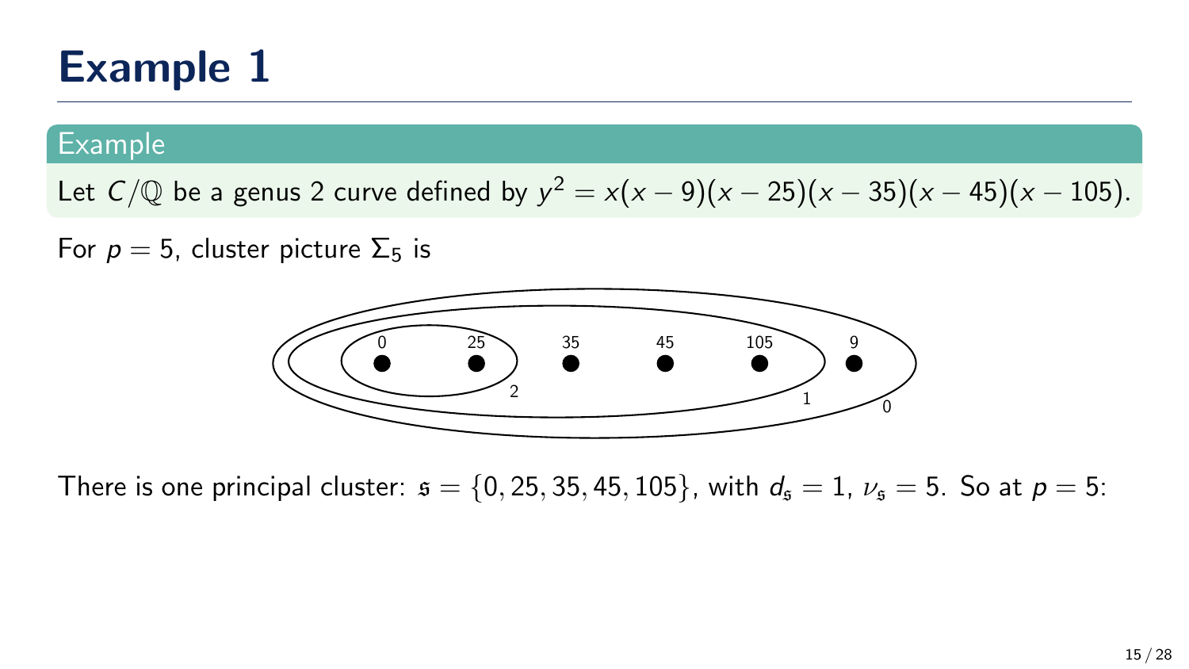# Example 1

**Example**

Let $C/\mathbb{Q}$ be a genus 2 curve defined by $y^2 = x(x-9)(x-25)(x-35)(x-45)(x-105)$.

For $p = 5$, cluster picture $\Sigma_5$ is

There is one principal cluster: $\mathfrak{s} = \{0, 25, 35, 45, 105\}$, with $d_{\mathfrak{s}} = 1$, $\nu_{\mathfrak{s}} = 5$. So at $p = 5$: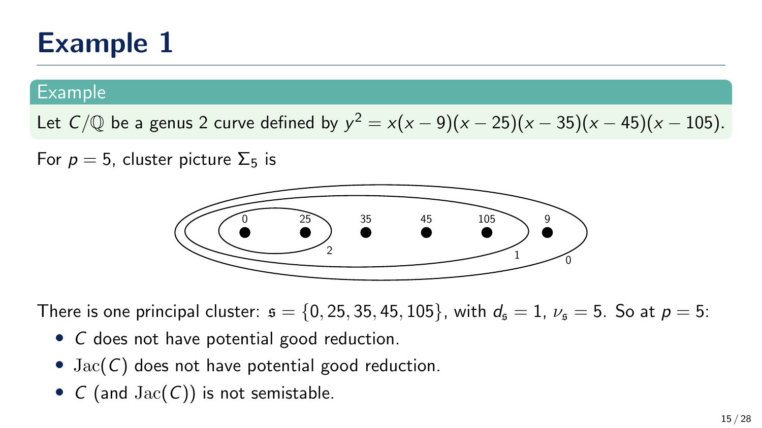# Example 1

**Example**

Let $C/\mathbb{Q}$ be a genus 2 curve defined by $y^2 = x(x-9)(x-25)(x-35)(x-45)(x-105)$.

For $p = 5$, cluster picture $\Sigma_5$ is

0 25 35 45 105 9

2 1 0

There is one principal cluster: $\mathfrak{s} = \{0, 25, 35, 45, 105\}$, with $d_{\mathfrak{s}} = 1$, $\nu_{\mathfrak{s}} = 5$. So at $p = 5$:

- $C$ does not have potential good reduction.
- $\mathrm{Jac}(C)$ does not have potential good reduction.
- $C$ (and $\mathrm{Jac}(C)$) is not semistable.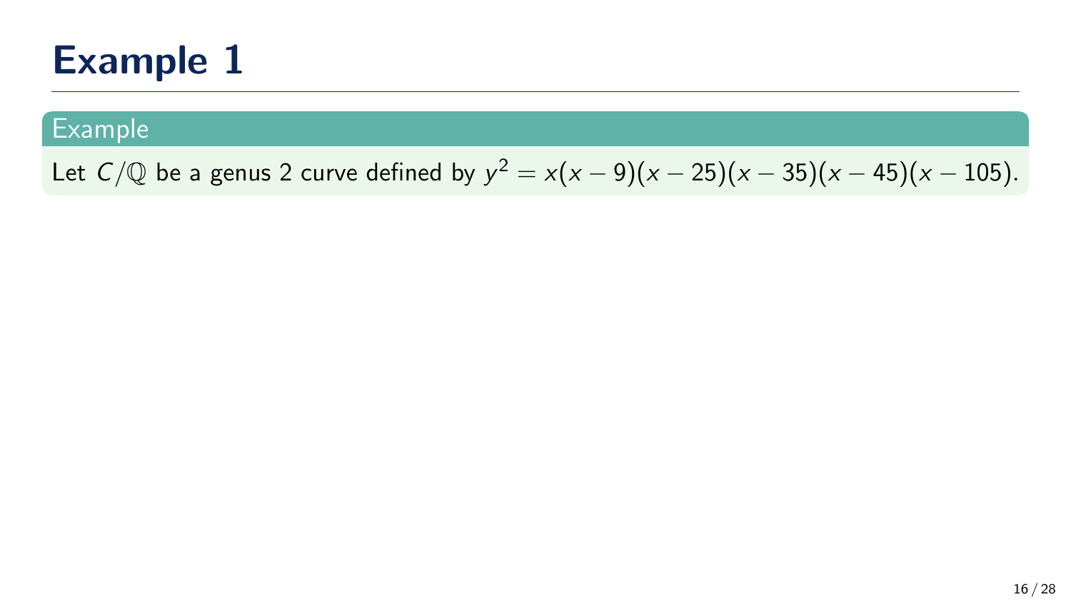# Example 1

**Example**

Let $C/\mathbb{Q}$ be a genus 2 curve defined by $y^2 = x(x-9)(x-25)(x-35)(x-45)(x-105)$.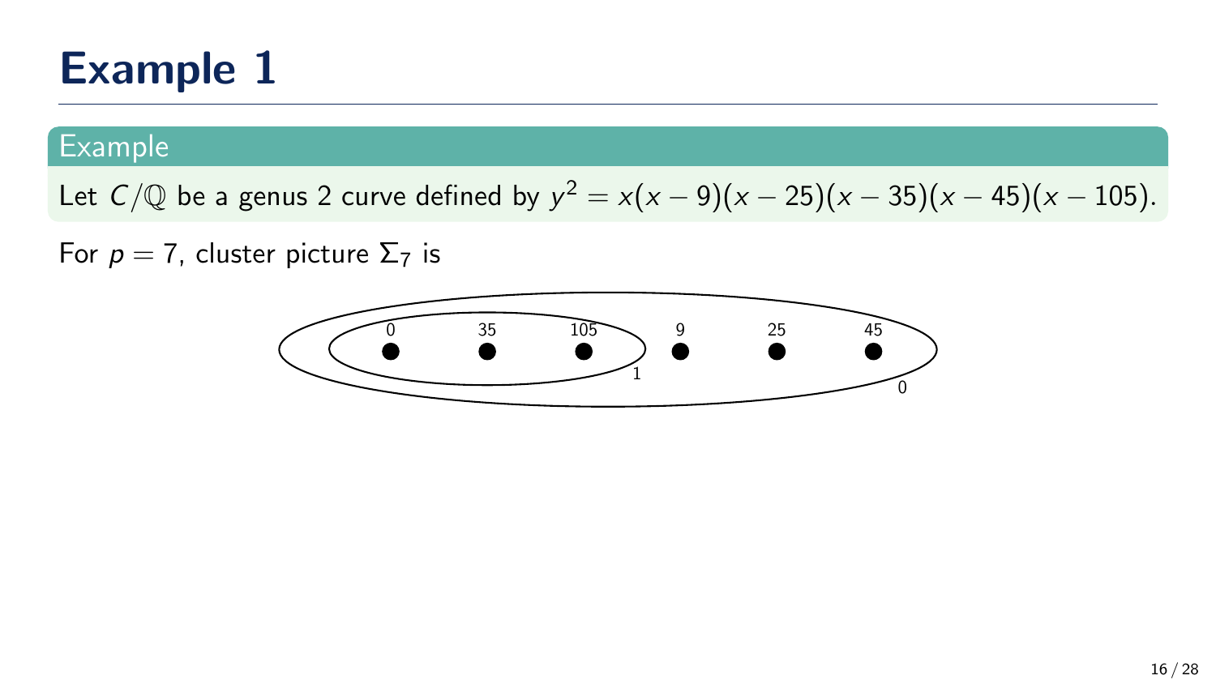# Example 1

**Example**

Let $C/\mathbb{Q}$ be a genus 2 curve defined by $y^2 = x(x-9)(x-25)(x-35)(x-45)(x-105)$.

For $p = 7$, cluster picture $\Sigma_7$ is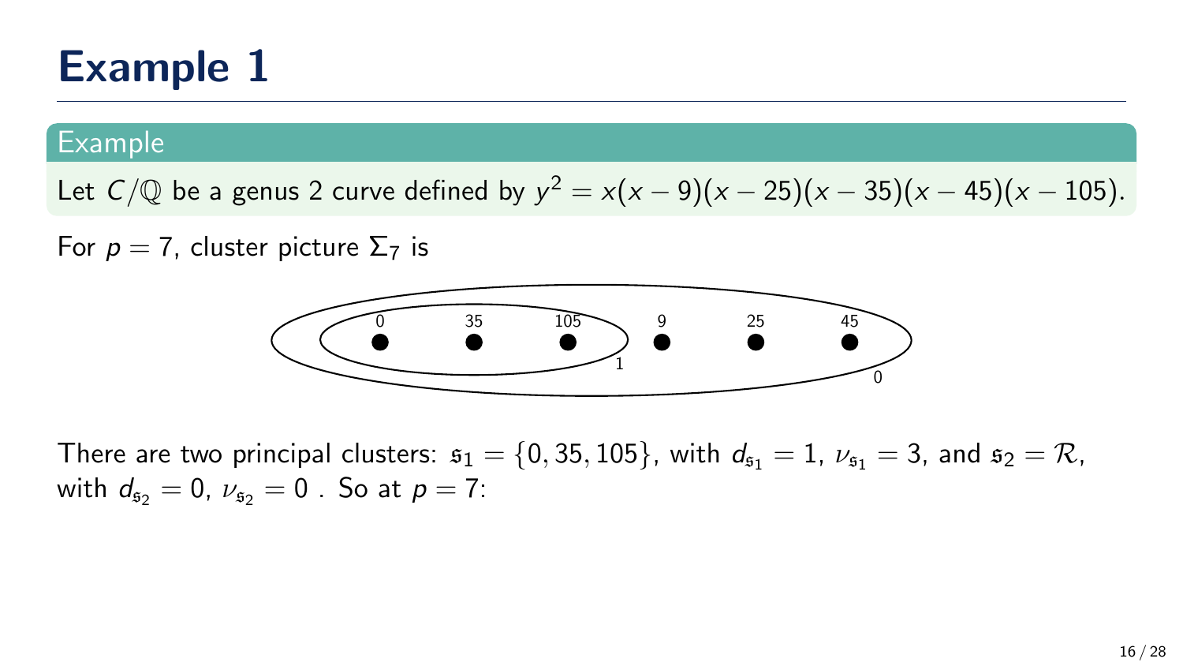# Example 1

**Example**

Let $C/\mathbb{Q}$ be a genus 2 curve defined by $y^2 = x(x-9)(x-25)(x-35)(x-45)(x-105)$.

For $p = 7$, cluster picture $\Sigma_7$ is

There are two principal clusters: $\mathfrak{s}_1 = \{0, 35, 105\}$, with $d_{\mathfrak{s}_1} = 1$, $\nu_{\mathfrak{s}_1} = 3$, and $\mathfrak{s}_2 = \mathcal{R}$, with $d_{\mathfrak{s}_2} = 0$, $\nu_{\mathfrak{s}_2} = 0$ . So at $p = 7$: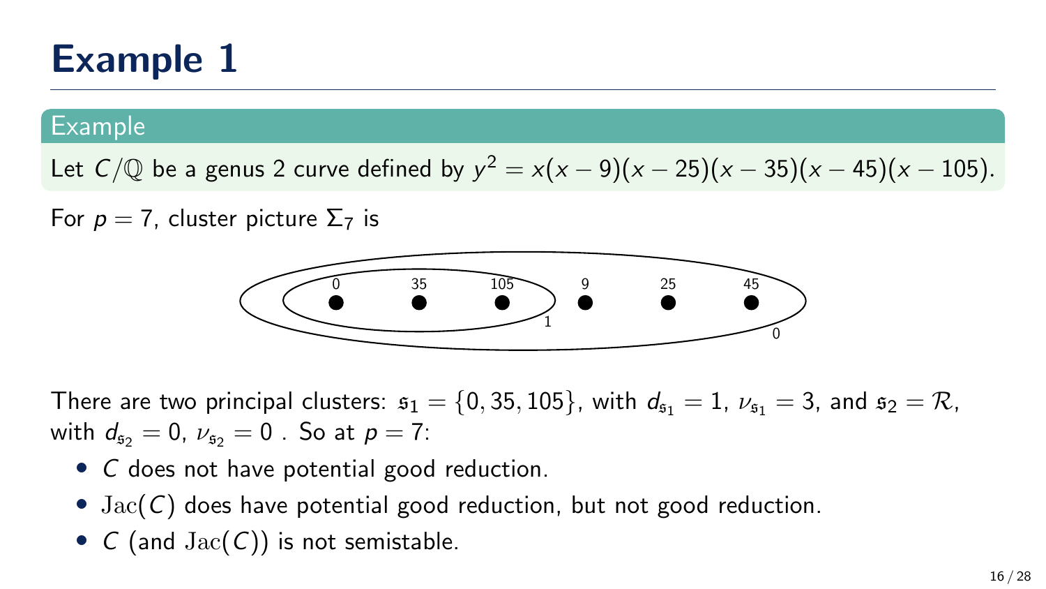# Example 1

**Example**

Let $C/\mathbb{Q}$ be a genus 2 curve defined by $y^2 = x(x-9)(x-25)(x-35)(x-45)(x-105)$.

For $p = 7$, cluster picture $\Sigma_7$ is

$$\left( \left( 0 \quad 35 \quad 105 \right)_1 \quad 9 \quad 25 \quad 45 \right)_0$$

There are two principal clusters: $\mathfrak{s}_1 = \{0, 35, 105\}$, with $d_{\mathfrak{s}_1} = 1$, $\nu_{\mathfrak{s}_1} = 3$, and $\mathfrak{s}_2 = \mathcal{R}$, with $d_{\mathfrak{s}_2} = 0$, $\nu_{\mathfrak{s}_2} = 0$ . So at $p = 7$:

- $C$ does not have potential good reduction.
- $\mathrm{Jac}(C)$ does have potential good reduction, but not good reduction.
- $C$ (and $\mathrm{Jac}(C)$) is not semistable.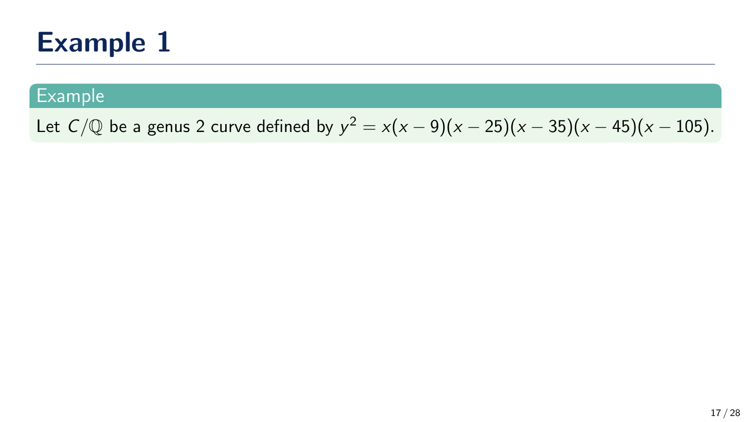# Example 1

**Example**

Let $C/\mathbb{Q}$ be a genus 2 curve defined by $y^2 = x(x-9)(x-25)(x-35)(x-45)(x-105)$.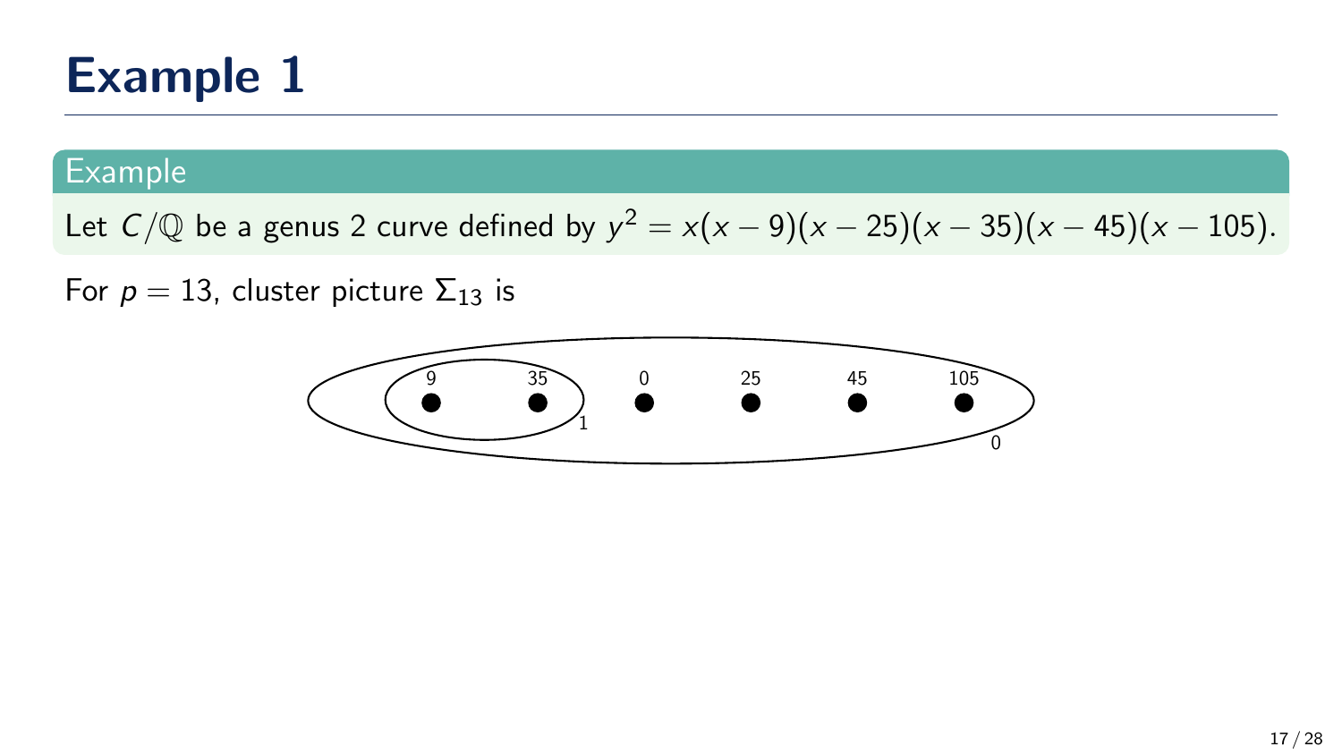# Example 1

**Example**

Let $C/\mathbb{Q}$ be a genus 2 curve defined by $y^2 = x(x-9)(x-25)(x-35)(x-45)(x-105)$.

For $p = 13$, cluster picture $\Sigma_{13}$ is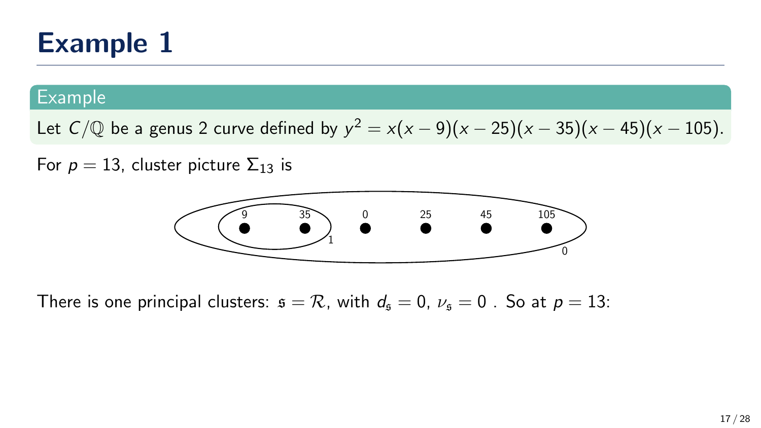# Example 1

**Example**

Let $C/\mathbb{Q}$ be a genus 2 curve defined by $y^2 = x(x-9)(x-25)(x-35)(x-45)(x-105)$.

For $p = 13$, cluster picture $\Sigma_{13}$ is

There is one principal clusters: $\mathfrak{s} = \mathcal{R}$, with $d_{\mathfrak{s}} = 0$, $\nu_{\mathfrak{s}} = 0$ . So at $p = 13$: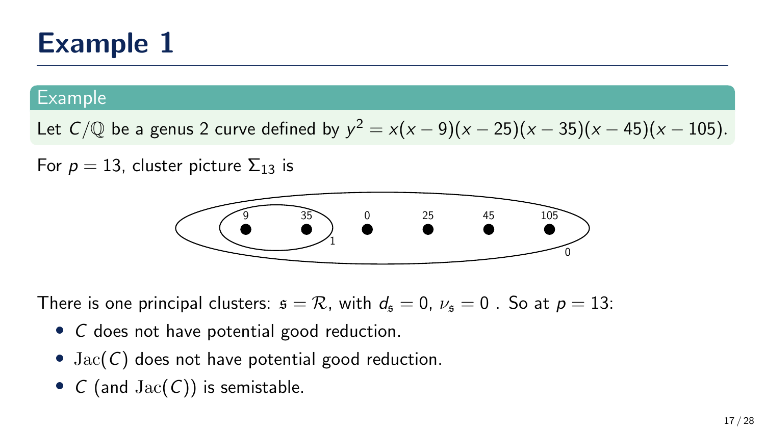# Example 1

**Example**

Let $C/\mathbb{Q}$ be a genus 2 curve defined by $y^2 = x(x-9)(x-25)(x-35)(x-45)(x-105)$.

For $p = 13$, cluster picture $\Sigma_{13}$ is

$$\Sigma_{13}: \quad \big( \, (9 \;\; 35)_1 \;\; 0 \;\; 25 \;\; 45 \;\; 105 \, \big)_0$$

There is one principal clusters: $\mathfrak{s} = \mathcal{R}$, with $d_{\mathfrak{s}} = 0$, $\nu_{\mathfrak{s}} = 0$ . So at $p = 13$:

- $C$ does not have potential good reduction.
- $\mathrm{Jac}(C)$ does not have potential good reduction.
- $C$ (and $\mathrm{Jac}(C)$) is semistable.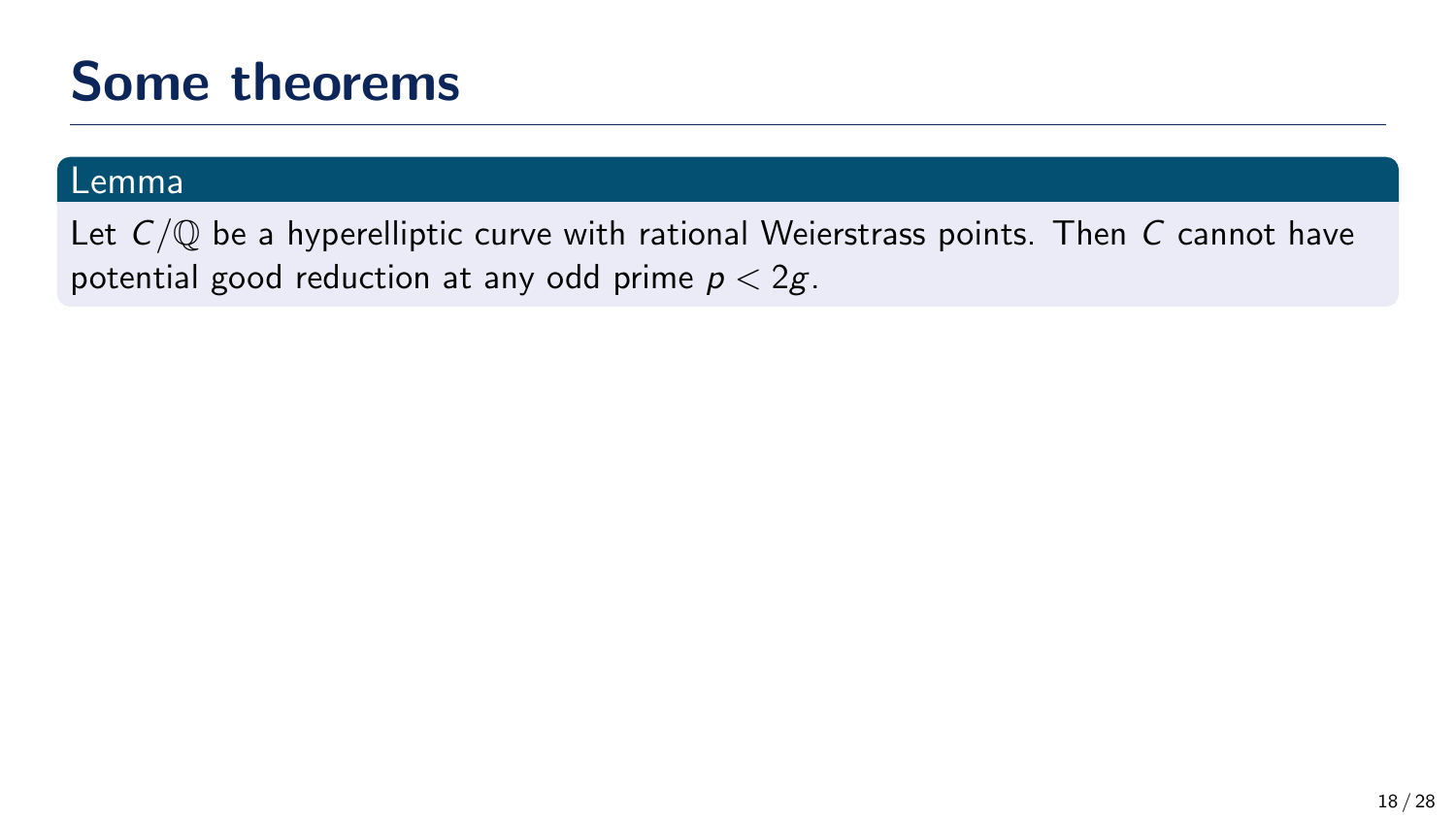# Some theorems

**Lemma**

Let $C/\mathbb{Q}$ be a hyperelliptic curve with rational Weierstrass points. Then $C$ cannot have potential good reduction at any odd prime $p < 2g$.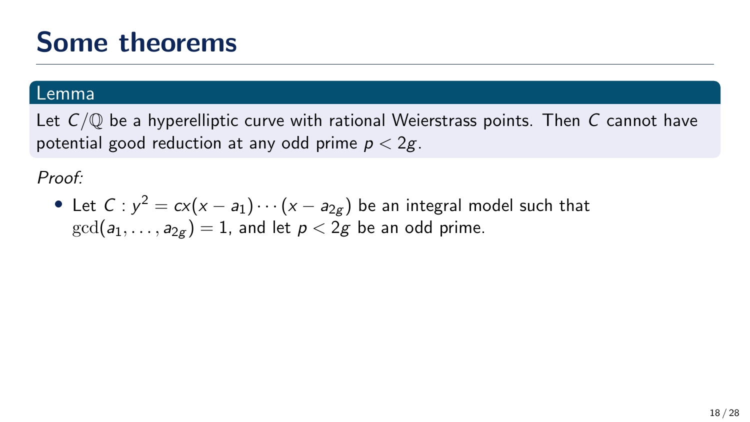# Some theorems

**Lemma**

Let $C/\mathbb{Q}$ be a hyperelliptic curve with rational Weierstrass points. Then $C$ cannot have potential good reduction at any odd prime $p < 2g$.

*Proof:*

- Let $C : y^2 = cx(x - a_1)\cdots(x - a_{2g})$ be an integral model such that $\gcd(a_1, \ldots, a_{2g}) = 1$, and let $p < 2g$ be an odd prime.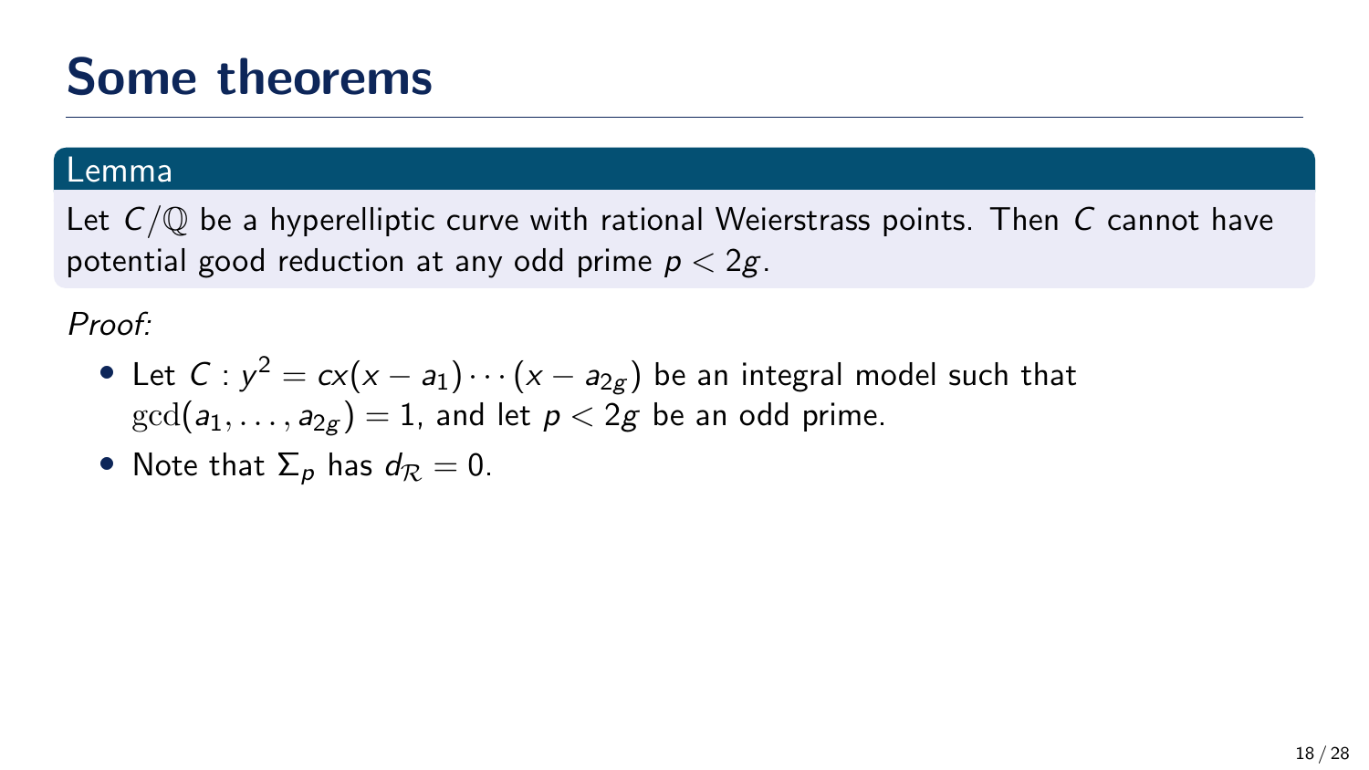# Some theorems

**Lemma**

Let $C/\mathbb{Q}$ be a hyperelliptic curve with rational Weierstrass points. Then $C$ cannot have potential good reduction at any odd prime $p < 2g$.

*Proof:*

- Let $C : y^2 = cx(x - a_1) \cdots (x - a_{2g})$ be an integral model such that $\gcd(a_1, \ldots, a_{2g}) = 1$, and let $p < 2g$ be an odd prime.
- Note that $\Sigma_p$ has $d_{\mathcal{R}} = 0$.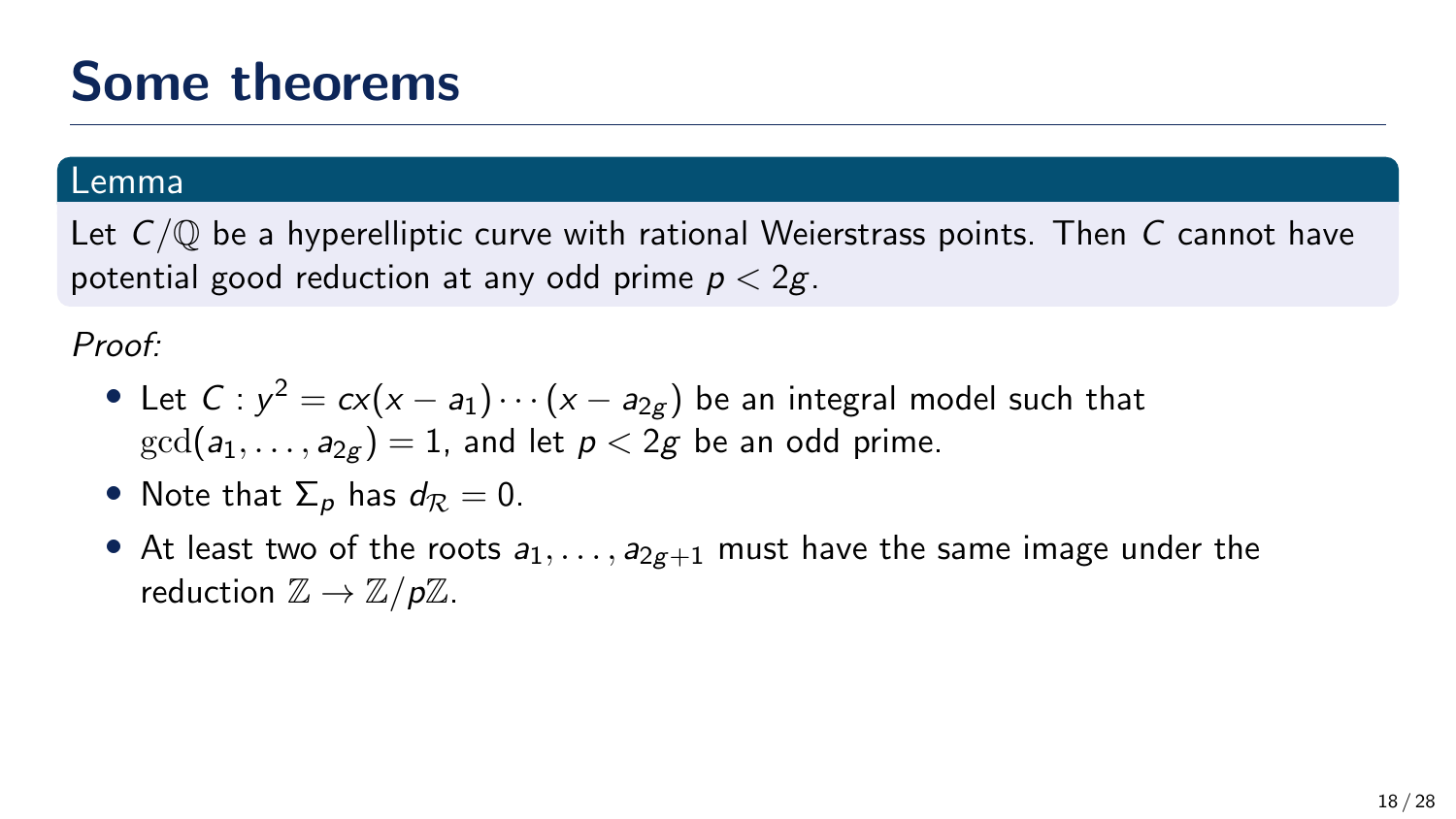# Some theorems

**Lemma**

Let $C/\mathbb{Q}$ be a hyperelliptic curve with rational Weierstrass points. Then $C$ cannot have potential good reduction at any odd prime $p < 2g$.

*Proof:*

- Let $C : y^2 = cx(x - a_1) \cdots (x - a_{2g})$ be an integral model such that $\gcd(a_1, \ldots, a_{2g}) = 1$, and let $p < 2g$ be an odd prime.
- Note that $\Sigma_p$ has $d_{\mathcal{R}} = 0$.
- At least two of the roots $a_1, \ldots, a_{2g+1}$ must have the same image under the reduction $\mathbb{Z} \to \mathbb{Z}/p\mathbb{Z}$.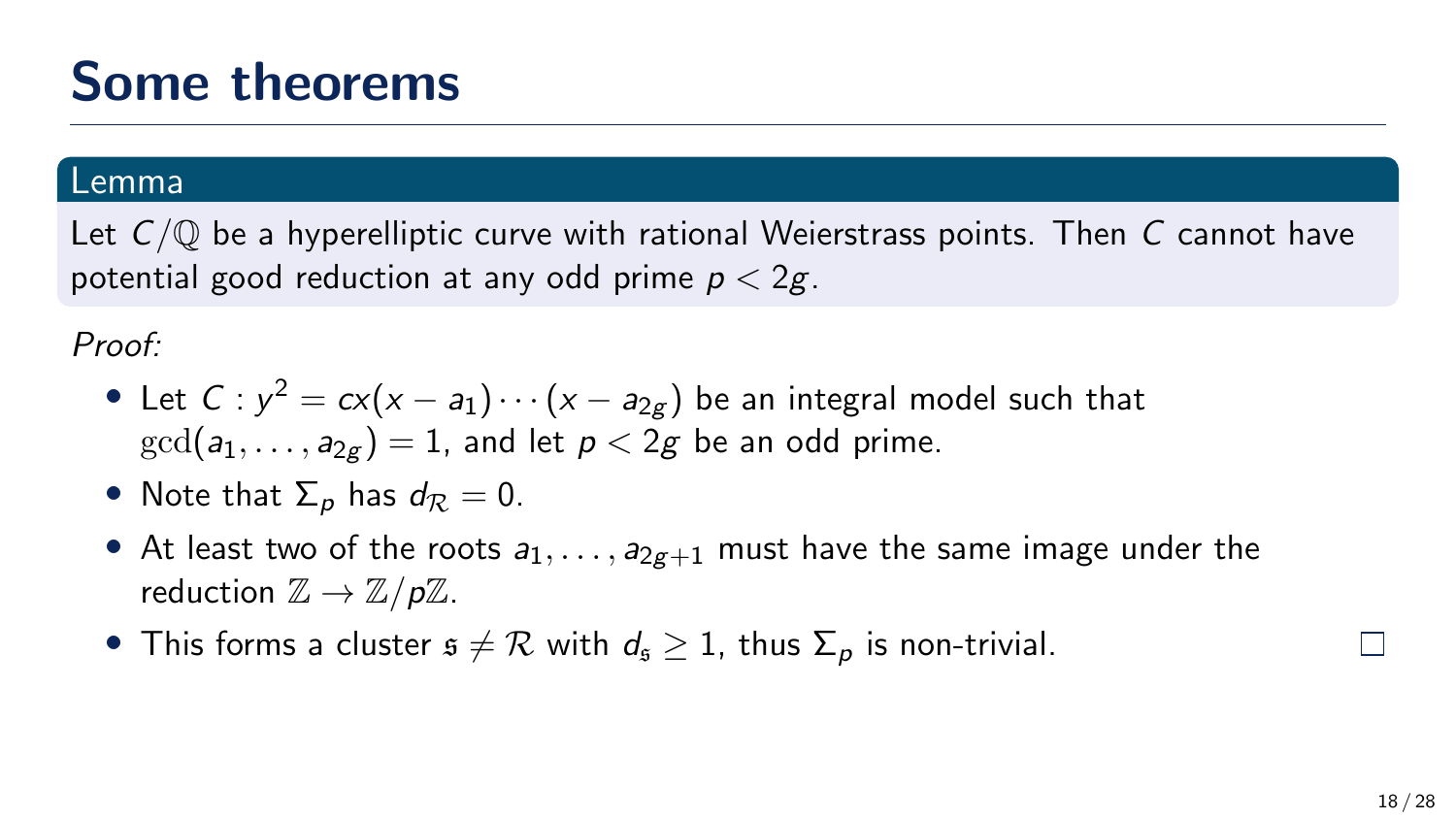# Some theorems

**Lemma**

Let $C/\mathbb{Q}$ be a hyperelliptic curve with rational Weierstrass points. Then $C$ cannot have potential good reduction at any odd prime $p < 2g$.

*Proof:*

- Let $C : y^2 = cx(x - a_1) \cdots (x - a_{2g})$ be an integral model such that $\gcd(a_1, \ldots, a_{2g}) = 1$, and let $p < 2g$ be an odd prime.
- Note that $\Sigma_p$ has $d_{\mathcal{R}} = 0$.
- At least two of the roots $a_1, \ldots, a_{2g+1}$ must have the same image under the reduction $\mathbb{Z} \to \mathbb{Z}/p\mathbb{Z}$.
- This forms a cluster $\mathfrak{s} \neq \mathcal{R}$ with $d_{\mathfrak{s}} \geq 1$, thus $\Sigma_p$ is non-trivial. □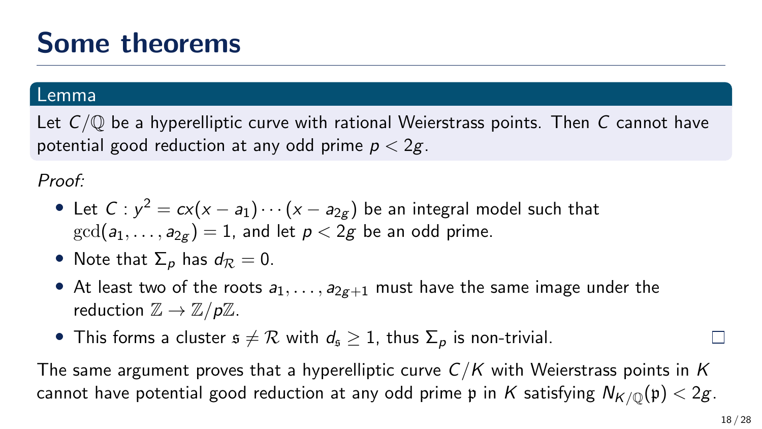# Some theorems

**Lemma**

Let $C/\mathbb{Q}$ be a hyperelliptic curve with rational Weierstrass points. Then $C$ cannot have potential good reduction at any odd prime $p < 2g$.

*Proof:*

- Let $C : y^2 = cx(x - a_1) \cdots (x - a_{2g})$ be an integral model such that $\gcd(a_1, \ldots, a_{2g}) = 1$, and let $p < 2g$ be an odd prime.
- Note that $\Sigma_p$ has $d_{\mathcal{R}} = 0$.
- At least two of the roots $a_1, \ldots, a_{2g+1}$ must have the same image under the reduction $\mathbb{Z} \to \mathbb{Z}/p\mathbb{Z}$.
- This forms a cluster $\mathfrak{s} \neq \mathcal{R}$ with $d_{\mathfrak{s}} \geq 1$, thus $\Sigma_p$ is non-trivial. □

The same argument proves that a hyperelliptic curve $C/K$ with Weierstrass points in $K$ cannot have potential good reduction at any odd prime $\mathfrak{p}$ in $K$ satisfying $N_{K/\mathbb{Q}}(\mathfrak{p}) < 2g$.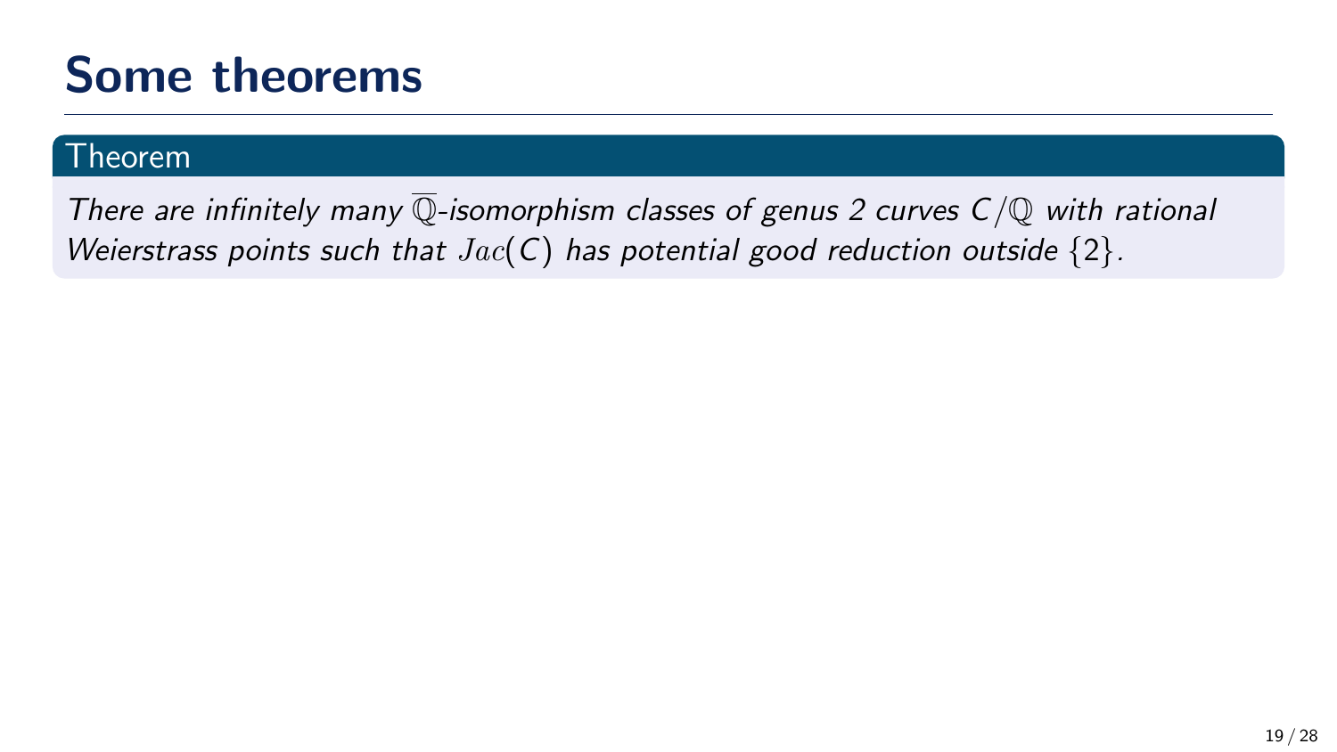# Some theorems

**Theorem**

*There are infinitely many $\overline{\mathbb{Q}}$-isomorphism classes of genus 2 curves $C/\mathbb{Q}$ with rational Weierstrass points such that $Jac(C)$ has potential good reduction outside $\{2\}$.*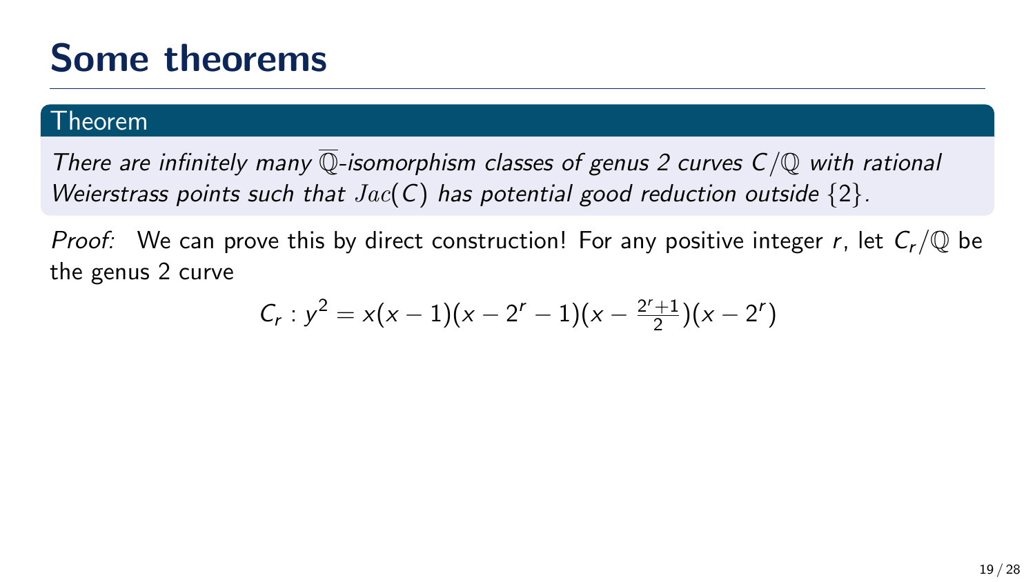# Some theorems

**Theorem**

*There are infinitely many $\overline{\mathbb{Q}}$-isomorphism classes of genus 2 curves $C/\mathbb{Q}$ with rational Weierstrass points such that $Jac(C)$ has potential good reduction outside $\{2\}$.*

*Proof:* We can prove this by direct construction! For any positive integer $r$, let $C_r/\mathbb{Q}$ be the genus 2 curve

$$C_r : y^2 = x(x-1)(x-2^r-1)(x-\tfrac{2^r+1}{2})(x-2^r)$$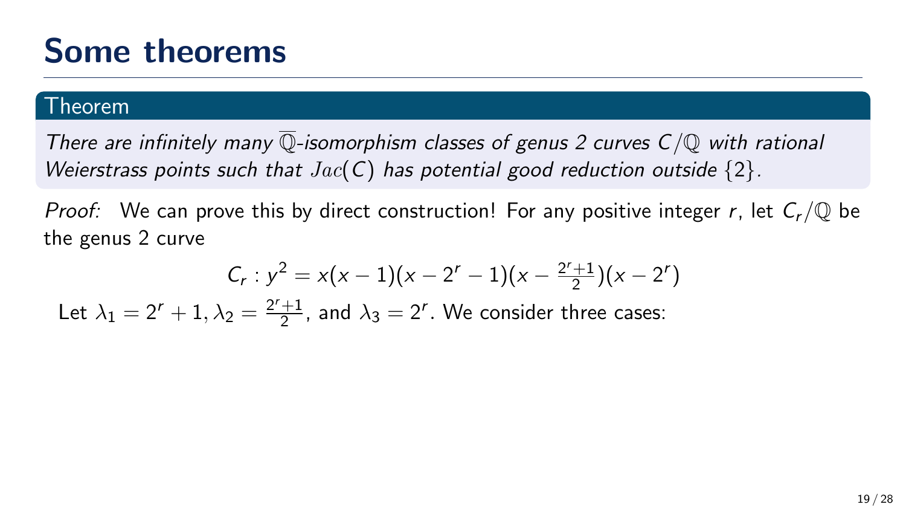# Some theorems

**Theorem**

*There are infinitely many $\overline{\mathbb{Q}}$-isomorphism classes of genus 2 curves $C/\mathbb{Q}$ with rational Weierstrass points such that $Jac(C)$ has potential good reduction outside $\{2\}$.*

*Proof:* We can prove this by direct construction! For any positive integer $r$, let $C_r/\mathbb{Q}$ be the genus 2 curve

$$C_r : y^2 = x(x-1)(x-2^r-1)(x-\tfrac{2^r+1}{2})(x-2^r)$$

Let $\lambda_1 = 2^r+1, \lambda_2 = \frac{2^r+1}{2}$, and $\lambda_3 = 2^r$. We consider three cases: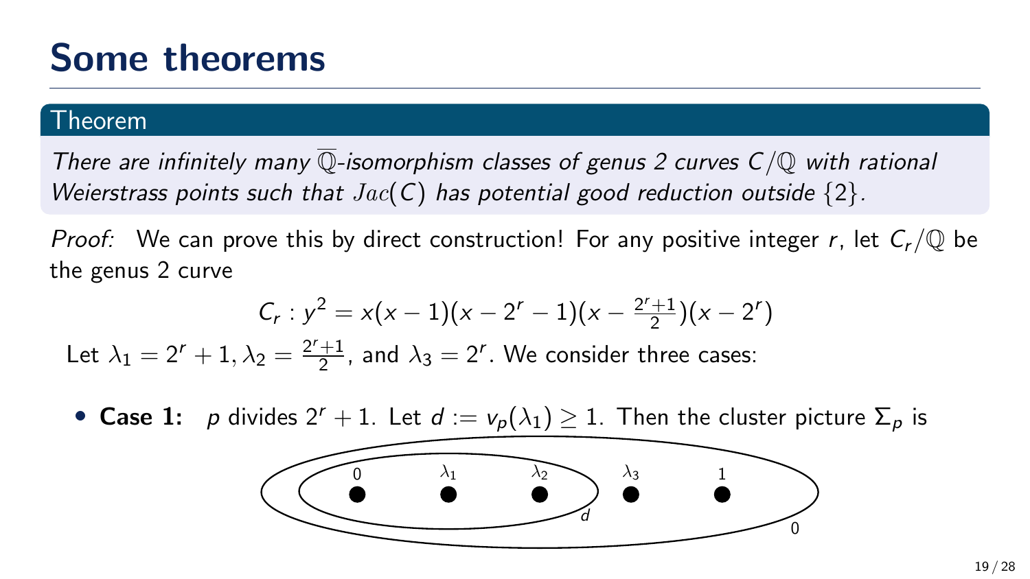# Some theorems

**Theorem**

*There are infinitely many $\overline{\mathbb{Q}}$-isomorphism classes of genus 2 curves $C/\mathbb{Q}$ with rational Weierstrass points such that $Jac(C)$ has potential good reduction outside $\{2\}$.*

*Proof:* We can prove this by direct construction! For any positive integer $r$, let $C_r/\mathbb{Q}$ be the genus 2 curve

$$C_r : y^2 = x(x-1)(x-2^r-1)(x-\tfrac{2^r+1}{2})(x-2^r)$$

Let $\lambda_1 = 2^r + 1, \lambda_2 = \frac{2^r+1}{2}$, and $\lambda_3 = 2^r$. We consider three cases:

- **Case 1:** $p$ divides $2^r + 1$. Let $d := v_p(\lambda_1) \geq 1$. Then the cluster picture $\Sigma_p$ is

$0 \quad \lambda_1 \quad \lambda_2$ (inner cluster, depth $d$) $\quad \lambda_3 \quad 1$ (outer cluster, depth $0$)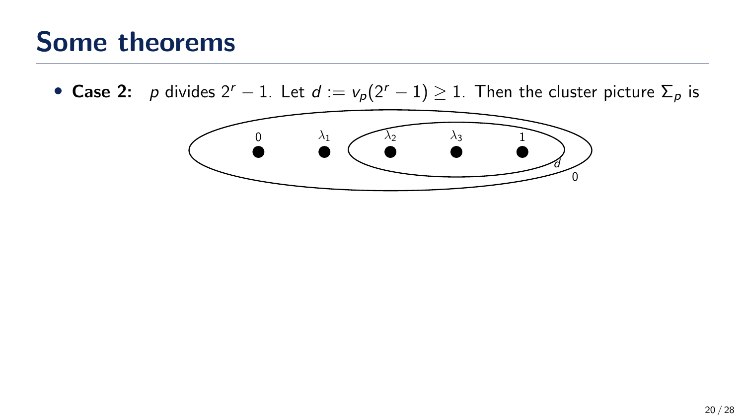# Some theorems

- **Case 2:** $p$ divides $2^r - 1$. Let $d := v_p(2^r - 1) \geq 1$. Then the cluster picture $\Sigma_p$ is

0 $\lambda_1$ $\lambda_2$ $\lambda_3$ 1

$d$

0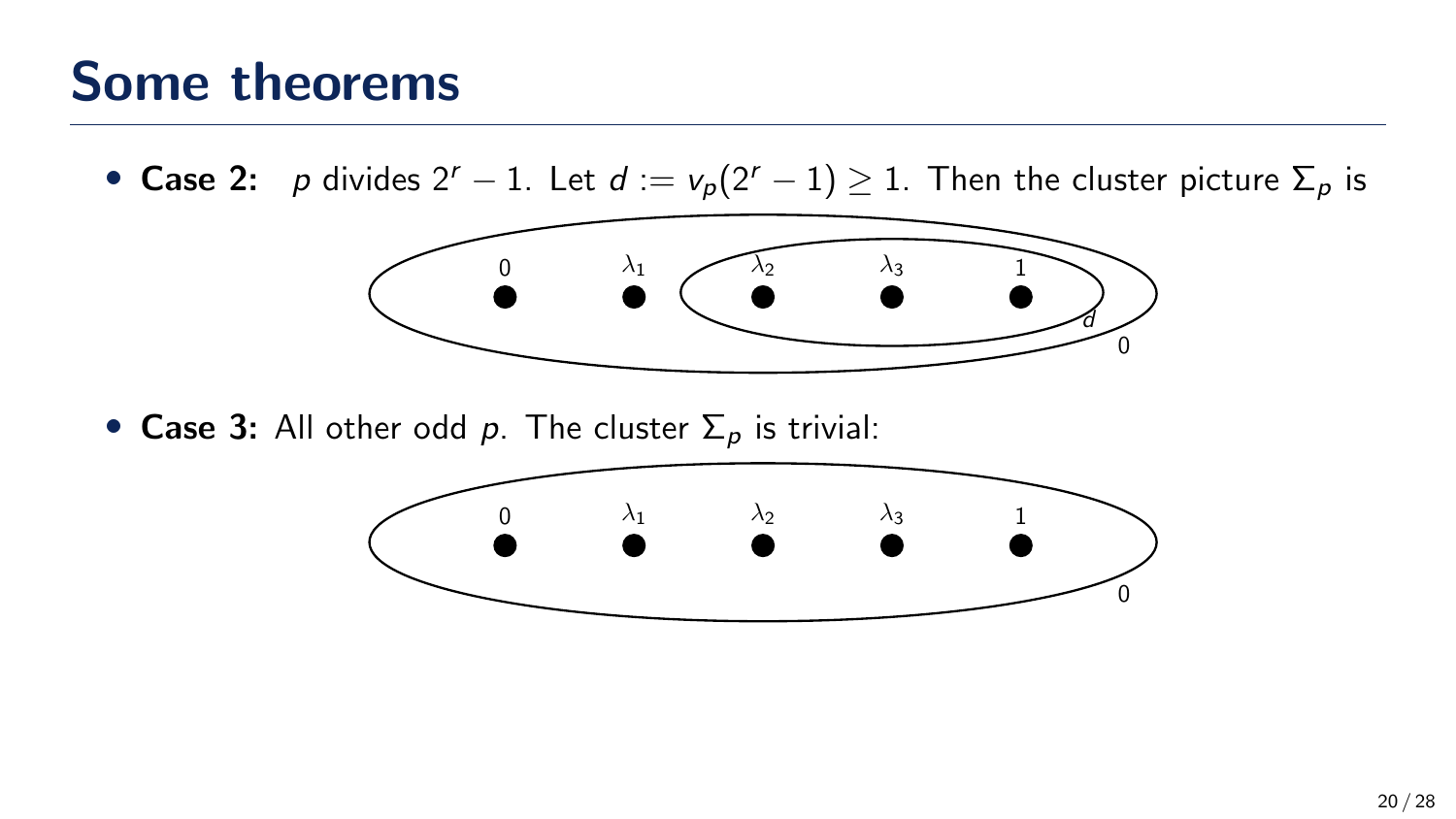# Some theorems

- **Case 2:** $p$ divides $2^r - 1$. Let $d := v_p(2^r - 1) \geq 1$. Then the cluster picture $\Sigma_p$ is

- **Case 3:** All other odd $p$. The cluster $\Sigma_p$ is trivial: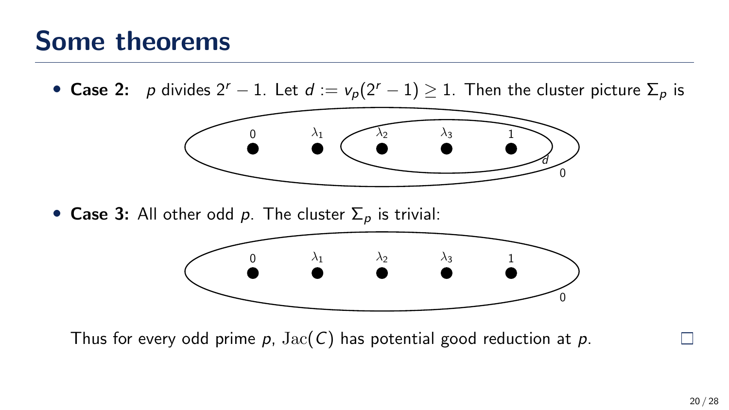# Some theorems

- **Case 2:** $p$ divides $2^r - 1$. Let $d := v_p(2^r - 1) \geq 1$. Then the cluster picture $\Sigma_p$ is

- **Case 3:** All other odd $p$. The cluster $\Sigma_p$ is trivial:

Thus for every odd prime $p$, $\mathrm{Jac}(C)$ has potential good reduction at $p$. □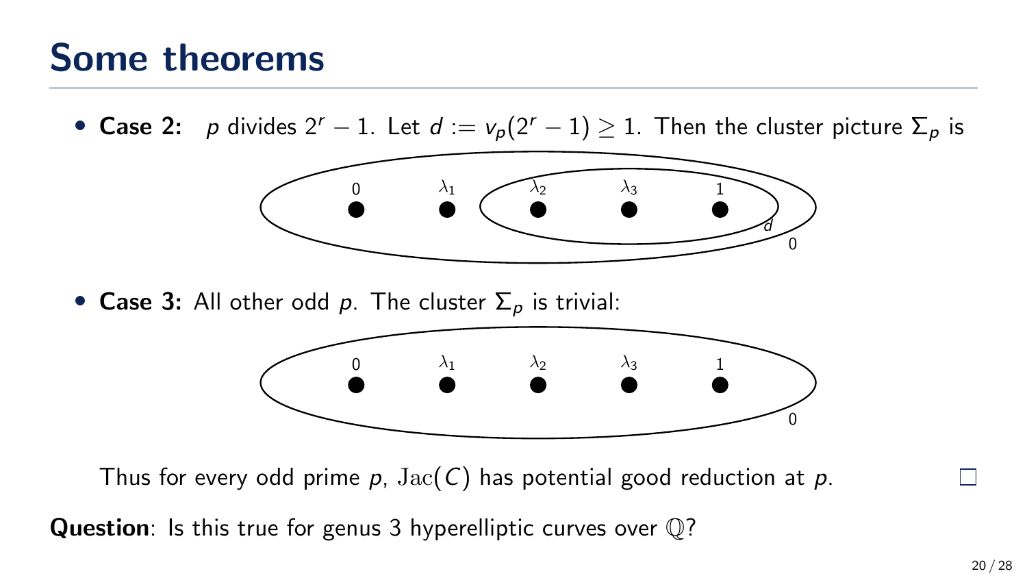# Some theorems

- **Case 2:** $p$ divides $2^r - 1$. Let $d := v_p(2^r - 1) \geq 1$. Then the cluster picture $\Sigma_p$ is

- **Case 3:** All other odd $p$. The cluster $\Sigma_p$ is trivial:

Thus for every odd prime $p$, $\mathrm{Jac}(C)$ has potential good reduction at $p$. □

**Question**: Is this true for genus 3 hyperelliptic curves over $\mathbb{Q}$?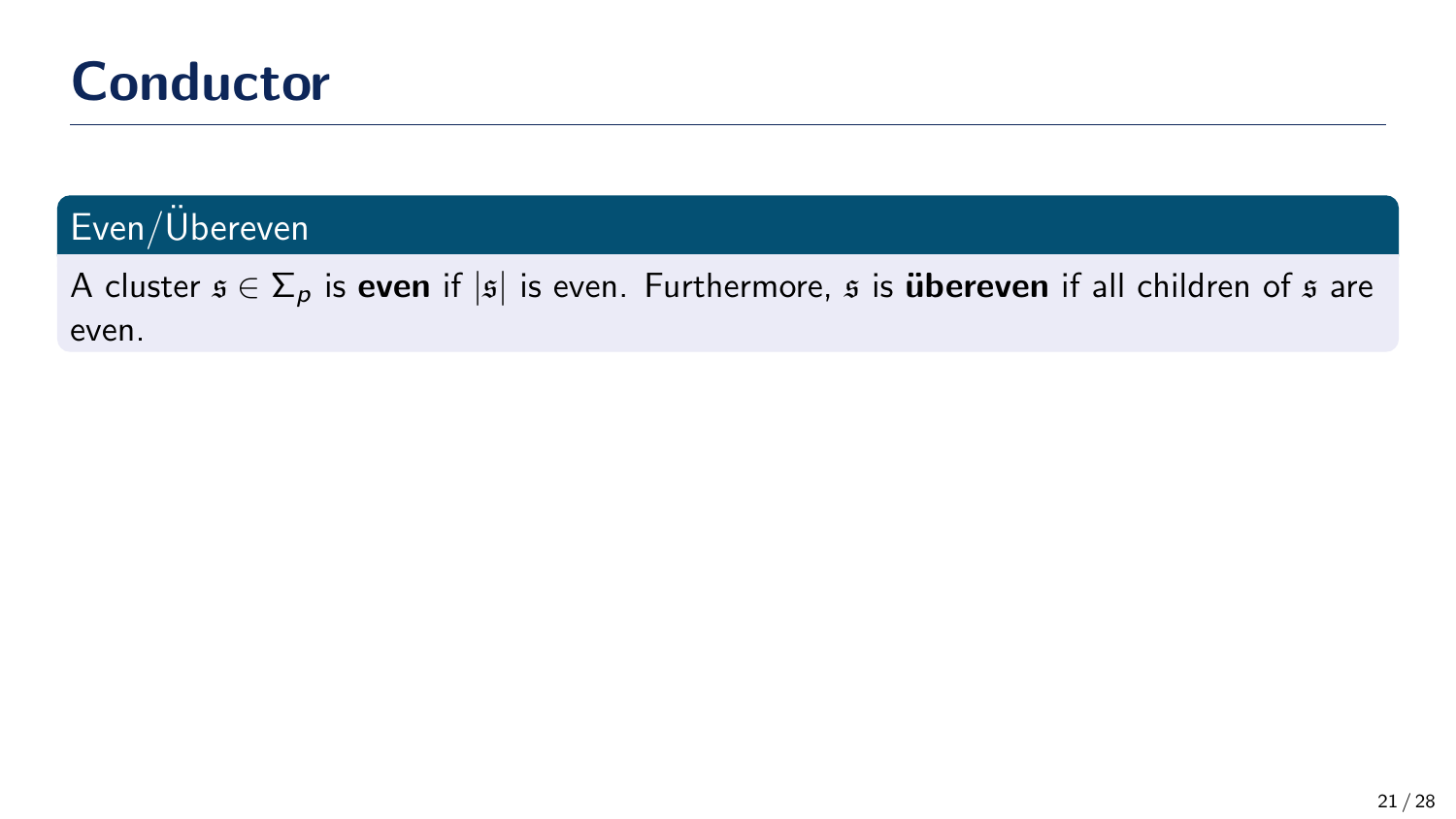# Conductor

**Even/Übereven**

A cluster $\mathfrak{s} \in \Sigma_p$ is **even** if $|\mathfrak{s}|$ is even. Furthermore, $\mathfrak{s}$ is **übereven** if all children of $\mathfrak{s}$ are even.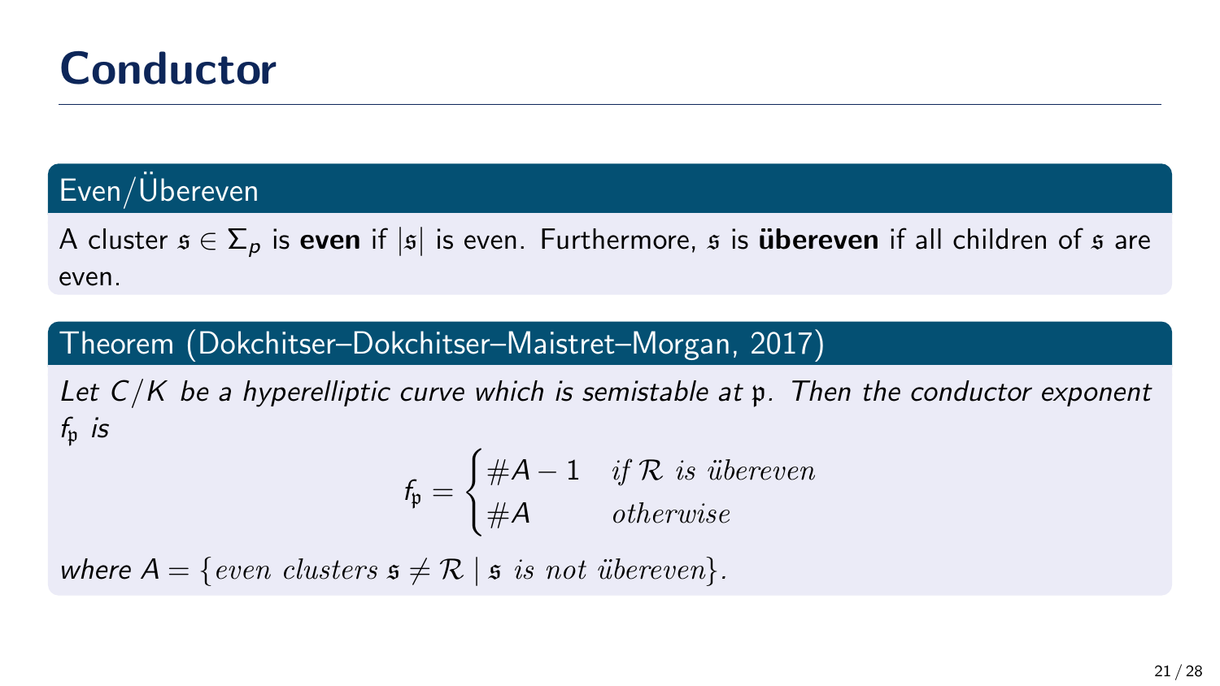# Conductor

## Even/Übereven

A cluster $\mathfrak{s} \in \Sigma_p$ is **even** if $|\mathfrak{s}|$ is even. Furthermore, $\mathfrak{s}$ is **übereven** if all children of $\mathfrak{s}$ are even.

## Theorem (Dokchitser–Dokchitser–Maistret–Morgan, 2017)

*Let $C/K$ be a hyperelliptic curve which is semistable at $\mathfrak{p}$. Then the conductor exponent $f_\mathfrak{p}$ is*

$$f_\mathfrak{p} = \begin{cases} \#A - 1 & \text{if } \mathcal{R} \text{ is übereven} \\ \#A & \text{otherwise} \end{cases}$$

*where $A = \{\text{even clusters } \mathfrak{s} \neq \mathcal{R} \mid \mathfrak{s} \text{ is not übereven}\}$.*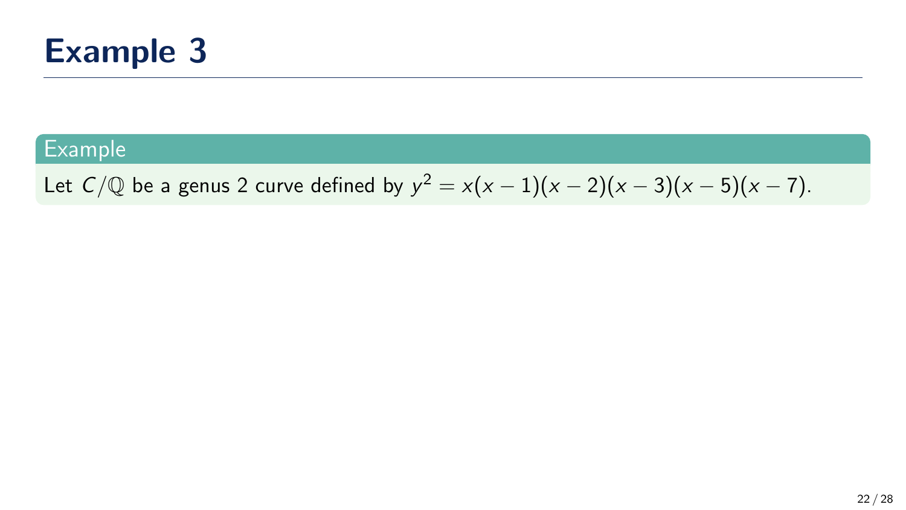# Example 3

**Example**

Let $C/\mathbb{Q}$ be a genus 2 curve defined by $y^2 = x(x-1)(x-2)(x-3)(x-5)(x-7)$.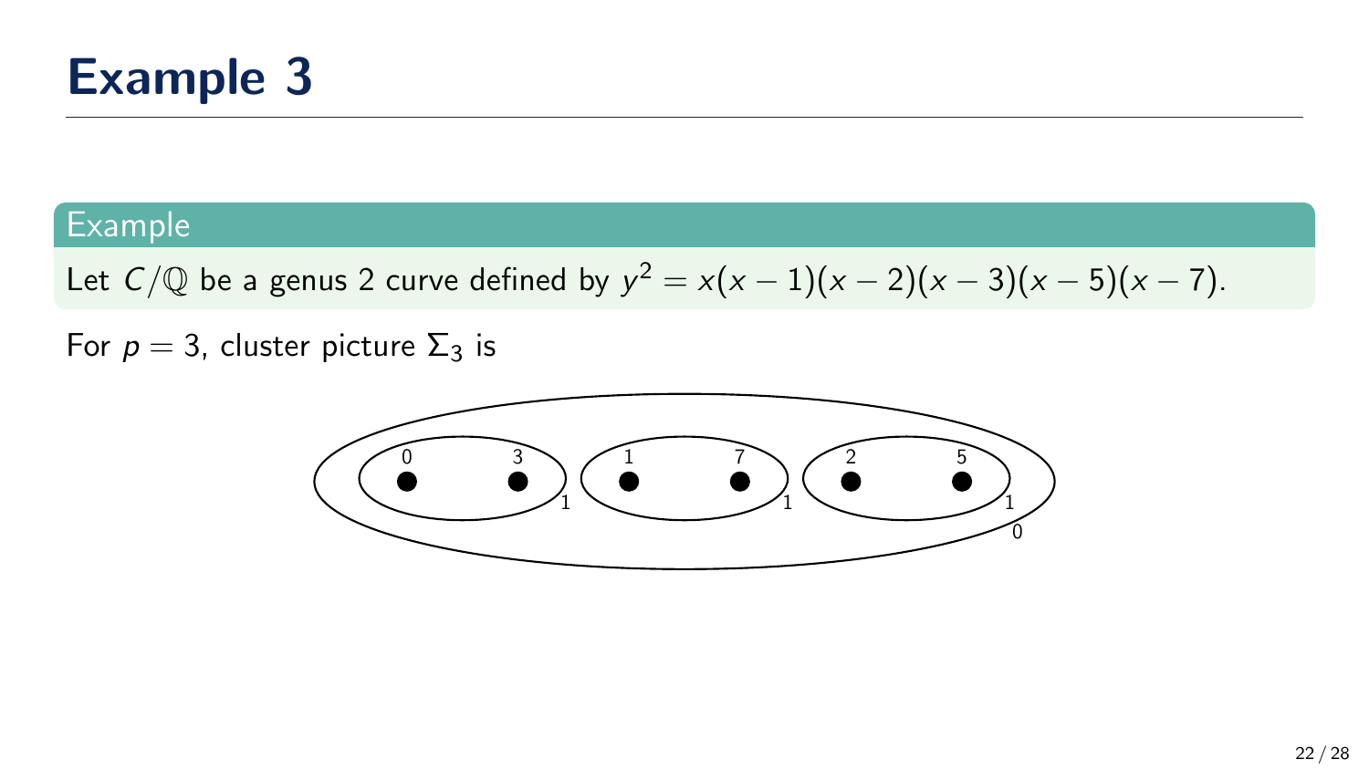# Example 3

**Example**

Let $C/\mathbb{Q}$ be a genus 2 curve defined by $y^2 = x(x-1)(x-2)(x-3)(x-5)(x-7)$.

For $p = 3$, cluster picture $\Sigma_3$ is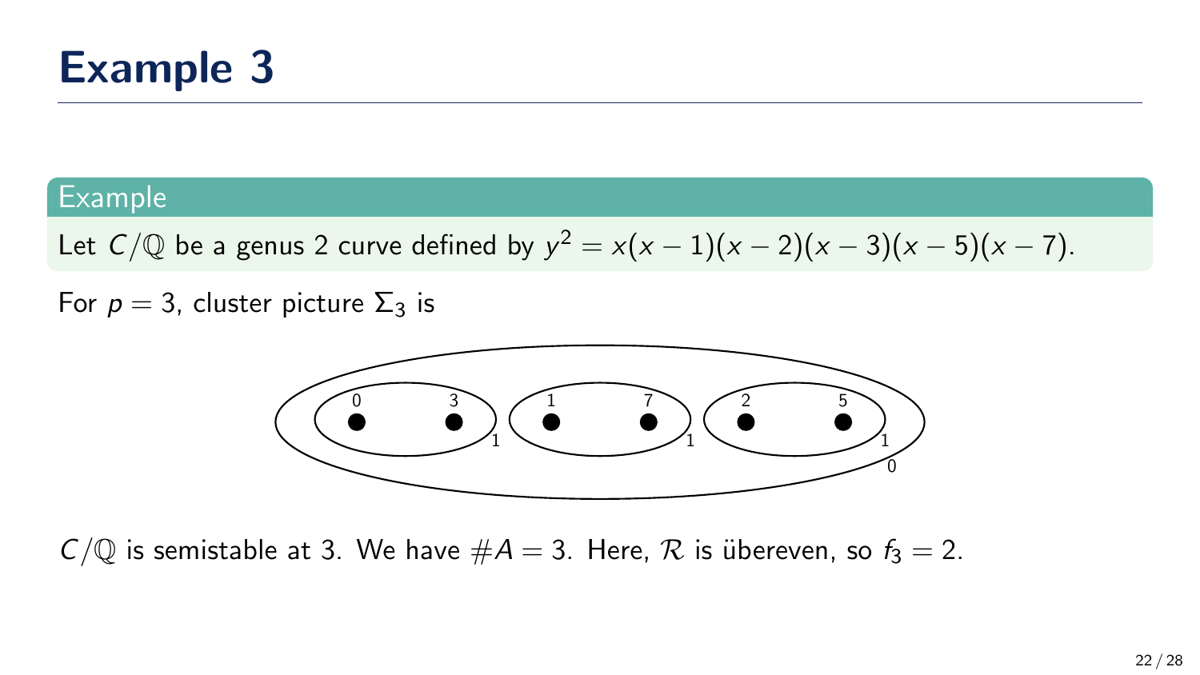# Example 3

**Example**

Let $C/\mathbb{Q}$ be a genus 2 curve defined by $y^2 = x(x-1)(x-2)(x-3)(x-5)(x-7)$.

For $p = 3$, cluster picture $\Sigma_3$ is

$C/\mathbb{Q}$ is semistable at 3. We have $\#A = 3$. Here, $\mathcal{R}$ is übereven, so $f_3 = 2$.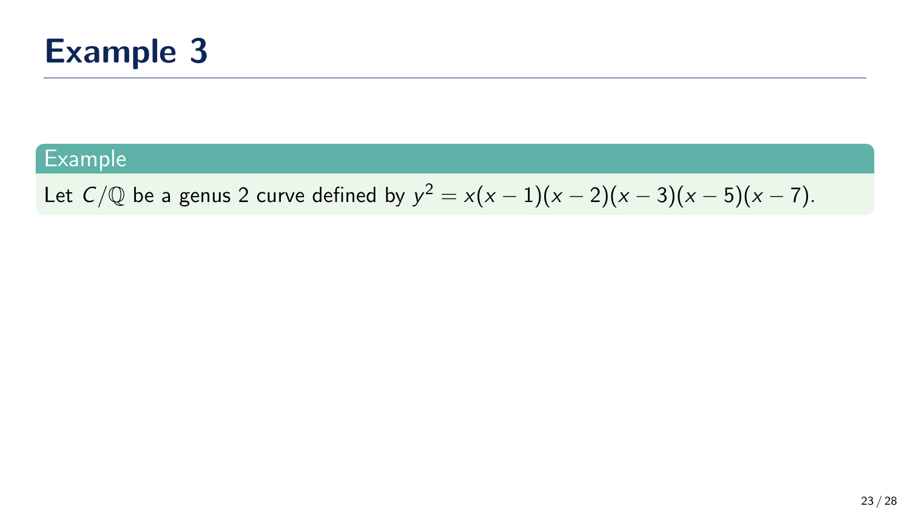# Example 3

**Example**

Let $C/\mathbb{Q}$ be a genus 2 curve defined by $y^2 = x(x-1)(x-2)(x-3)(x-5)(x-7)$.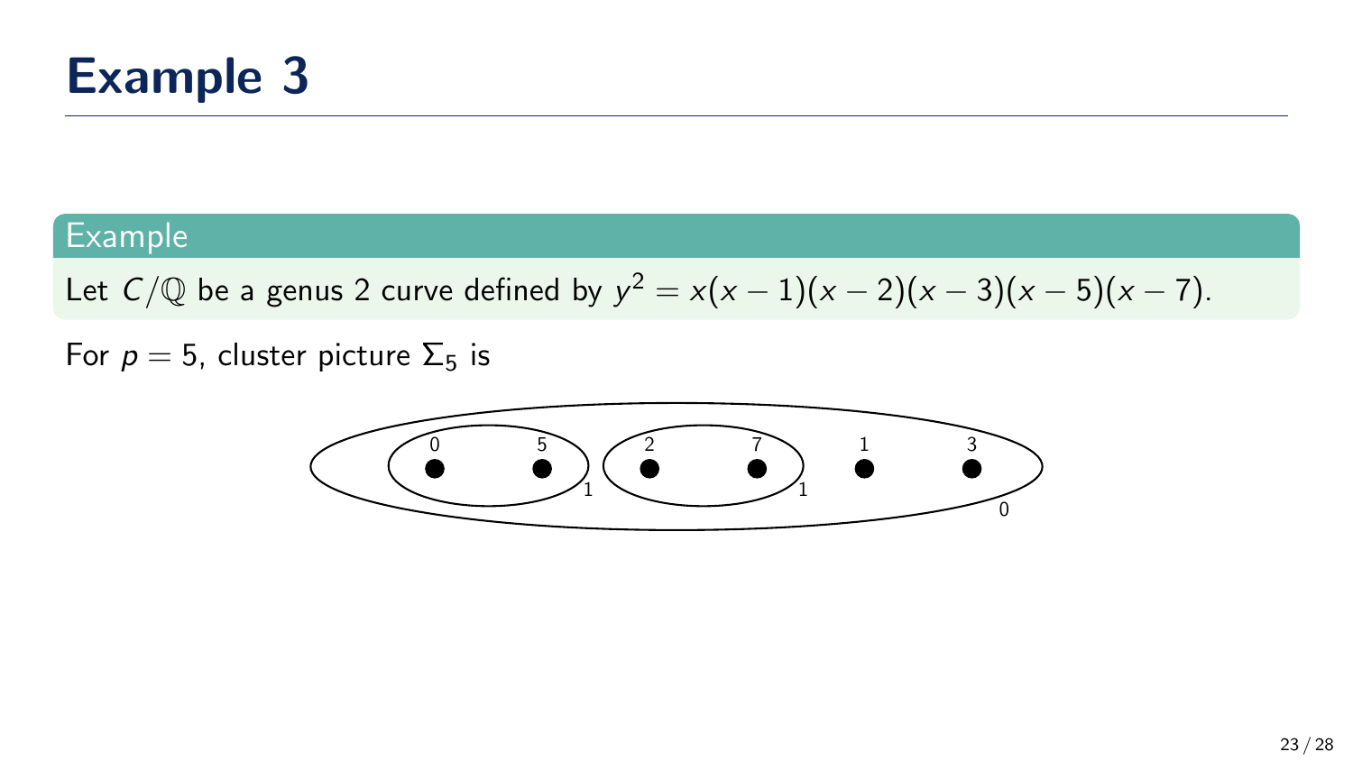# Example 3

**Example**

Let $C/\mathbb{Q}$ be a genus 2 curve defined by $y^2 = x(x-1)(x-2)(x-3)(x-5)(x-7)$.

For $p = 5$, cluster picture $\Sigma_5$ is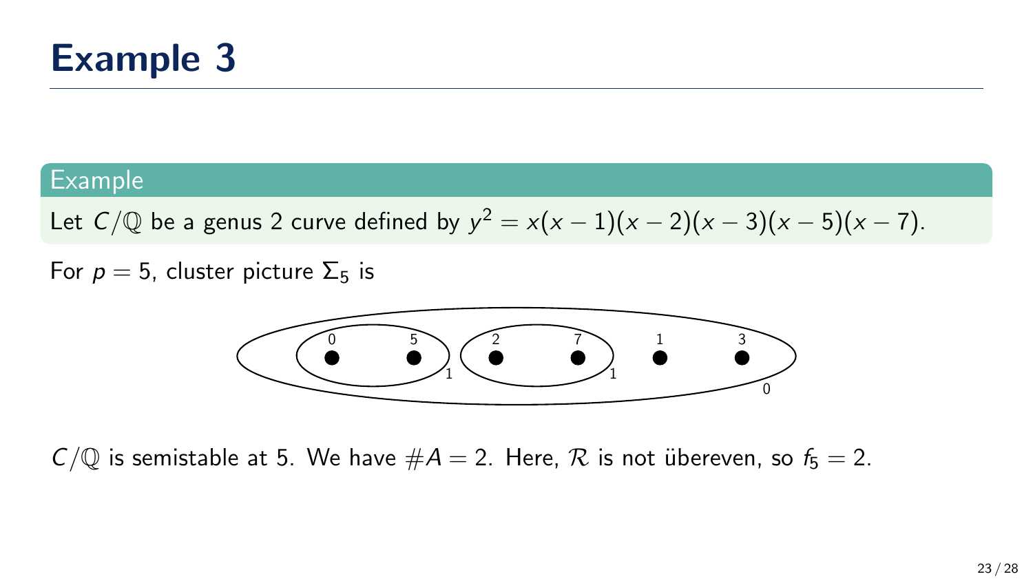# Example 3

**Example**

Let $C/\mathbb{Q}$ be a genus 2 curve defined by $y^2 = x(x-1)(x-2)(x-3)(x-5)(x-7)$.

For $p = 5$, cluster picture $\Sigma_5$ is

$C/\mathbb{Q}$ is semistable at 5. We have $\#A = 2$. Here, $\mathcal{R}$ is not übereven, so $f_5 = 2$.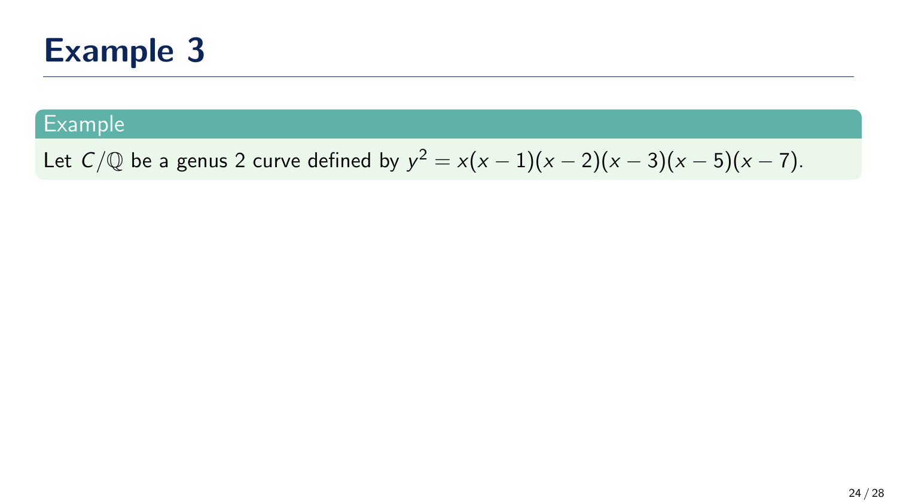# Example 3

**Example**

Let $C/\mathbb{Q}$ be a genus 2 curve defined by $y^2 = x(x-1)(x-2)(x-3)(x-5)(x-7)$.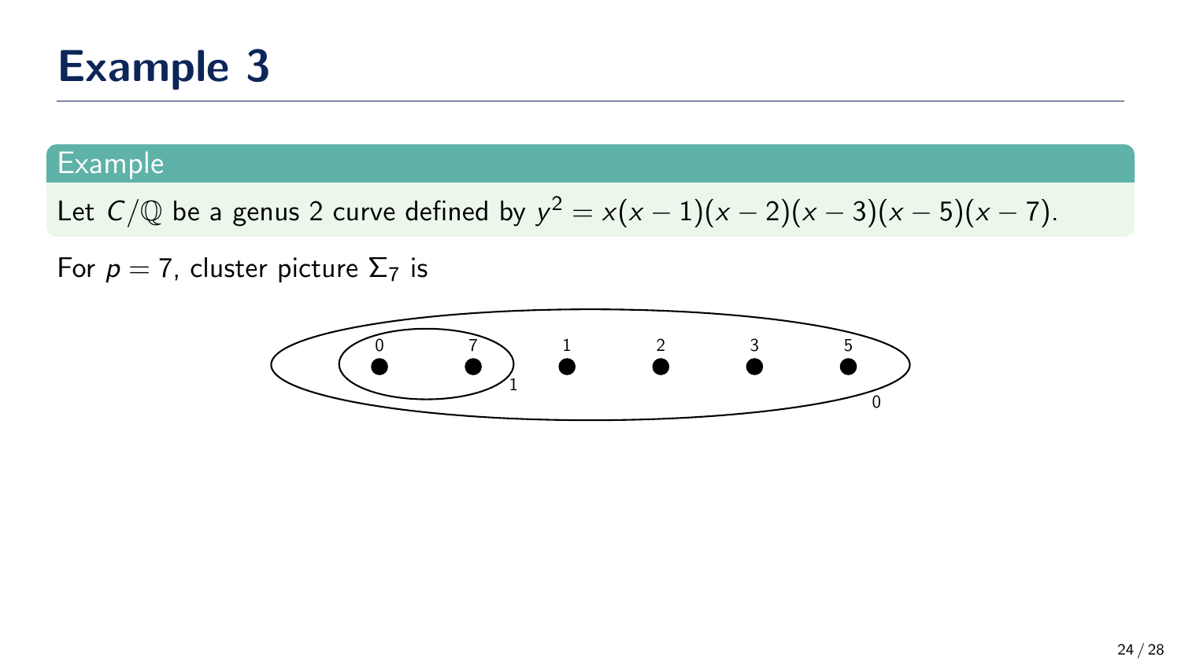# Example 3

**Example**

Let $C/\mathbb{Q}$ be a genus 2 curve defined by $y^2 = x(x-1)(x-2)(x-3)(x-5)(x-7)$.

For $p = 7$, cluster picture $\Sigma_7$ is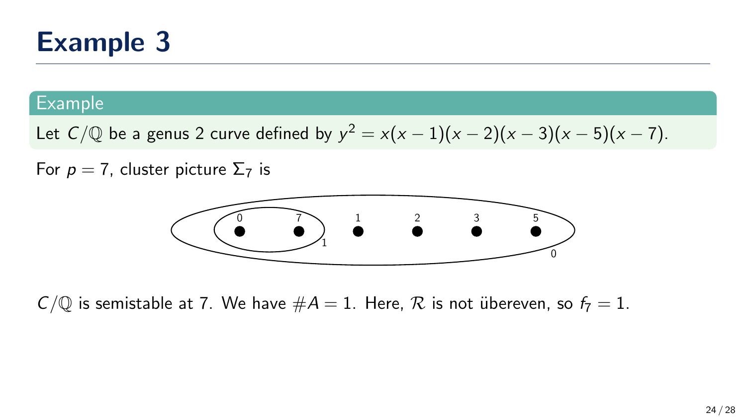# Example 3

**Example**

Let $C/\mathbb{Q}$ be a genus 2 curve defined by $y^2 = x(x-1)(x-2)(x-3)(x-5)(x-7)$.

For $p = 7$, cluster picture $\Sigma_7$ is

$C/\mathbb{Q}$ is semistable at 7. We have $\#A = 1$. Here, $\mathcal{R}$ is not übereven, so $f_7 = 1$.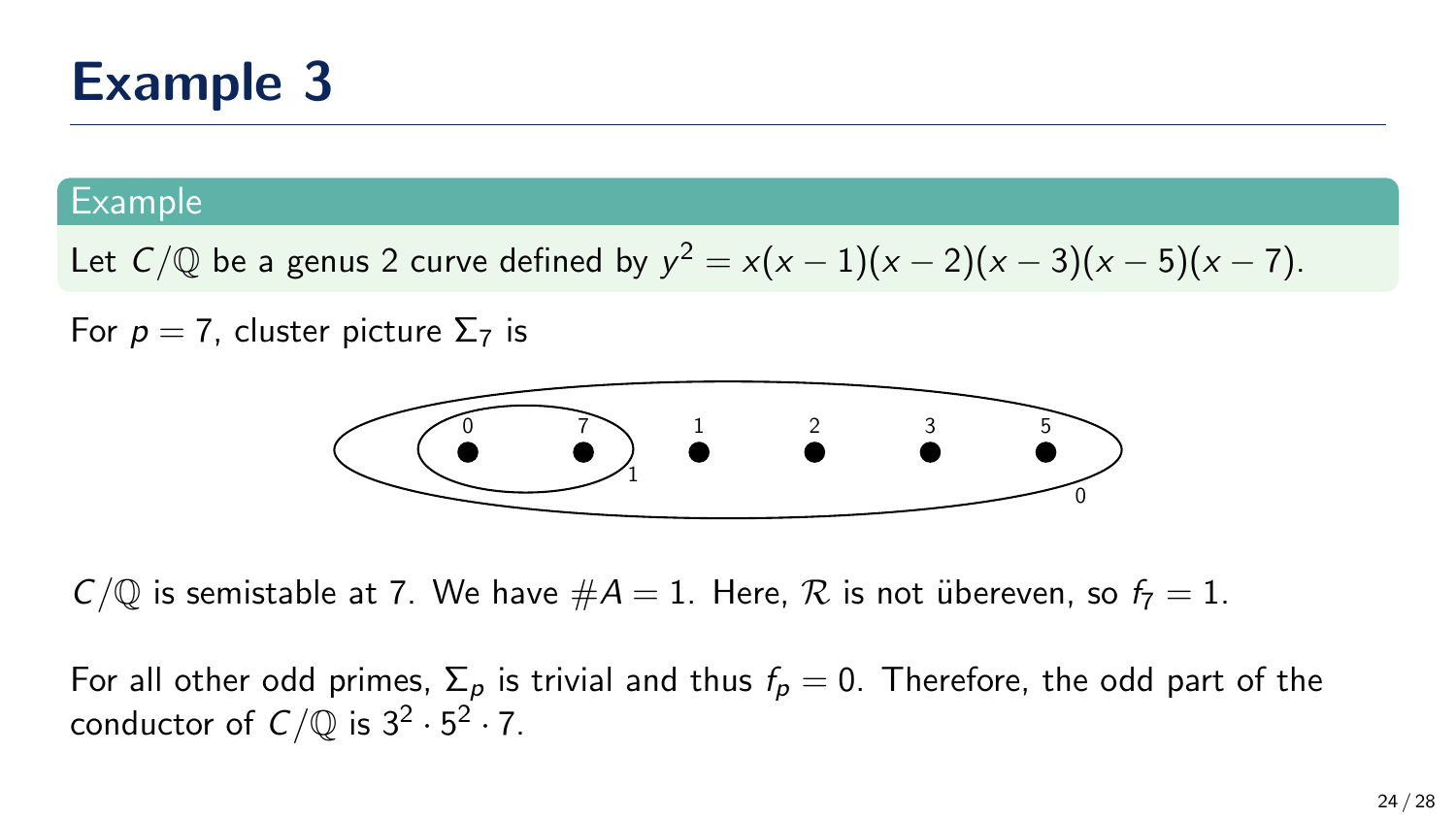# Example 3

**Example**

Let $C/\mathbb{Q}$ be a genus 2 curve defined by $y^2 = x(x-1)(x-2)(x-3)(x-5)(x-7)$.

For $p = 7$, cluster picture $\Sigma_7$ is

$C/\mathbb{Q}$ is semistable at 7. We have $\#A = 1$. Here, $\mathcal{R}$ is not übereven, so $f_7 = 1$.

For all other odd primes, $\Sigma_p$ is trivial and thus $f_p = 0$. Therefore, the odd part of the conductor of $C/\mathbb{Q}$ is $3^2 \cdot 5^2 \cdot 7$.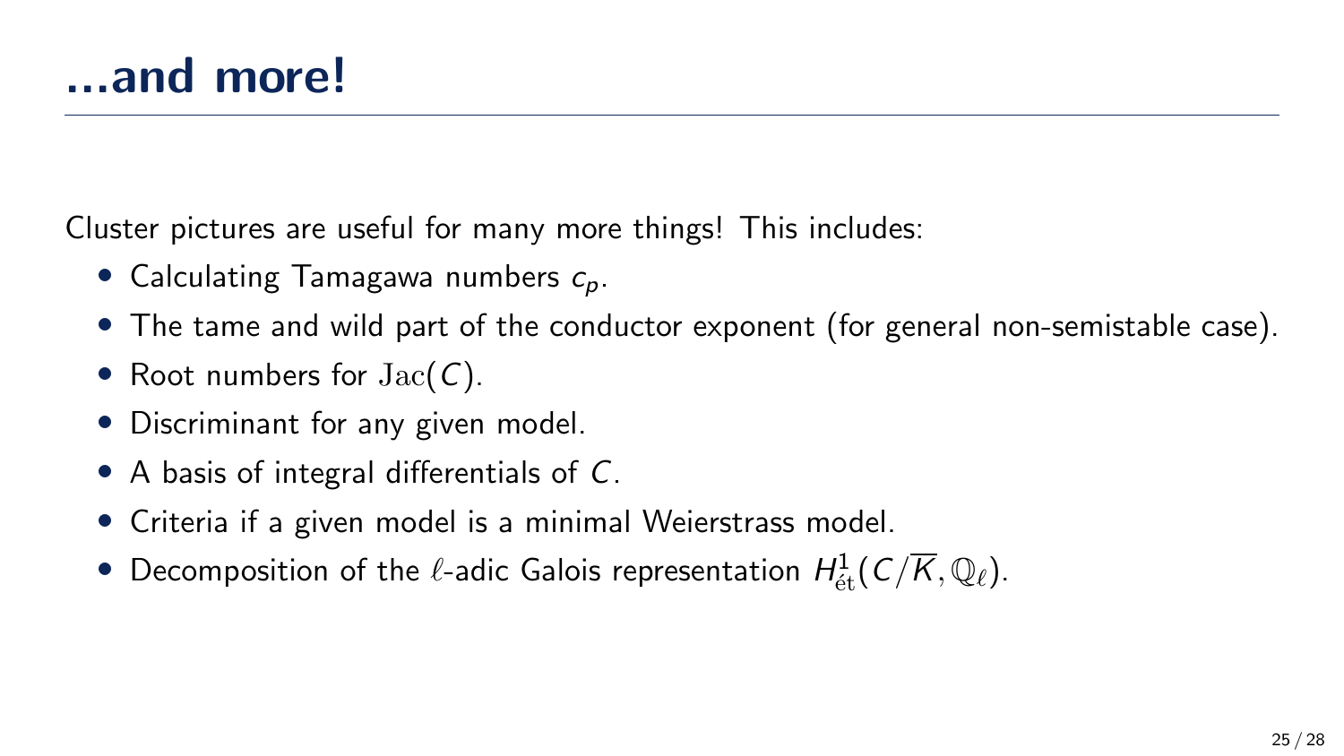# ...and more!

Cluster pictures are useful for many more things! This includes:

- Calculating Tamagawa numbers $c_p$.
- The tame and wild part of the conductor exponent (for general non-semistable case).
- Root numbers for $\mathrm{Jac}(C)$.
- Discriminant for any given model.
- A basis of integral differentials of $C$.
- Criteria if a given model is a minimal Weierstrass model.
- Decomposition of the $\ell$-adic Galois representation $H^1_{\text{ét}}(C/\overline{K}, \mathbb{Q}_\ell)$.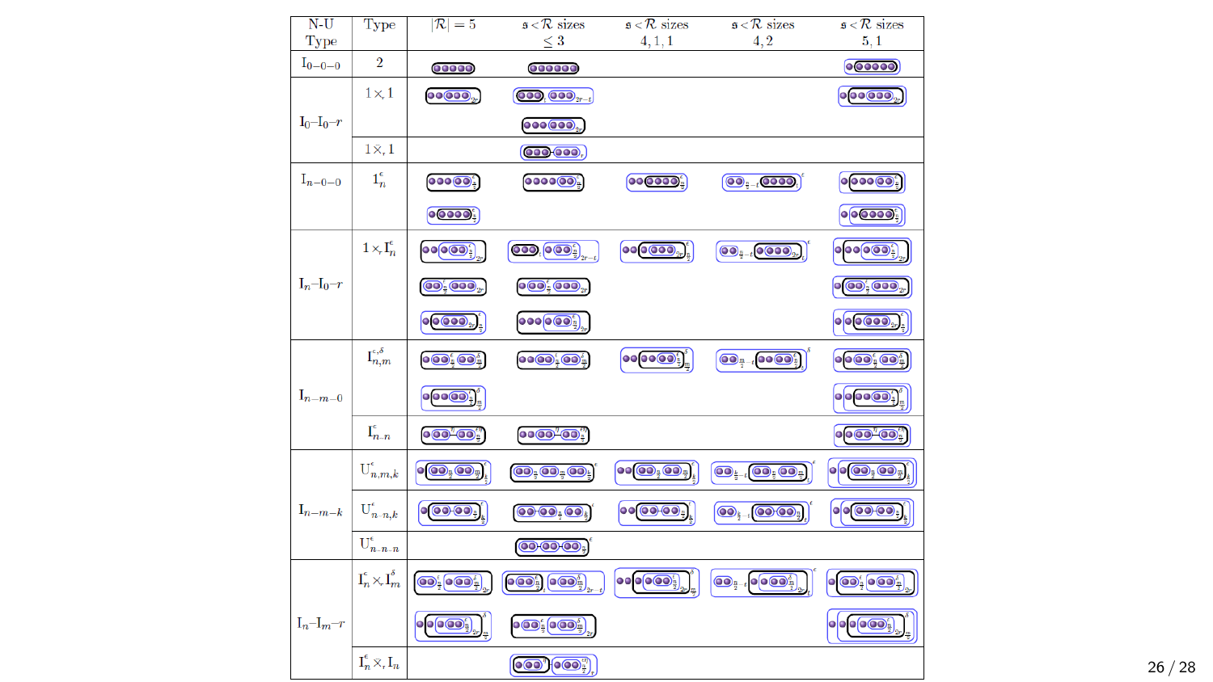| N-U Type | Type | $\lvert\mathcal{R}\rvert = 5$ | $\mathfrak{s} < \mathcal{R}$ sizes $\leq 3$ | $\mathfrak{s} < \mathcal{R}$ sizes $4, 1, 1$ | $\mathfrak{s} < \mathcal{R}$ sizes $4, 2$ | $\mathfrak{s} < \mathcal{R}$ sizes $5, 1$ |
|---|---|---|---|---|---|---|
| $\mathrm{I}_{0-0-0}$ | $2$ | | | | | |
| $\mathrm{I}_0\text{–}\mathrm{I}_0\text{–}r$ | $1 \times 1$ | | | | | |
| | $1 \times_r 1$ | | | | | |
| $\mathrm{I}_{n-0-0}$ | $\mathrm{I}_n^{\epsilon}$ | | | | | |
| $\mathrm{I}_n\text{–}\mathrm{I}_0\text{–}r$ | $1 \times \mathrm{I}_n^{\epsilon}$ | | | | | |
| $\mathrm{I}_{n-m-0}$ | $\mathrm{I}_{n,m}^{\epsilon,\delta}$ | | | | | |
| | $\mathrm{I}_{n\text{-}n}^{\epsilon}$ | | | | | |
| $\mathrm{I}_{n-m-k}$ | $\mathrm{U}_{n,m,k}^{\epsilon}$ | | | | | |
| | $\mathrm{U}_{n\text{-}n,k}^{\epsilon}$ | | | | | |
| | $\mathrm{U}_{n\text{-}n\text{-}n}^{\epsilon}$ | | | | | |
| $\mathrm{I}_n\text{–}\mathrm{I}_m\text{–}r$ | $\mathrm{I}_n^{\epsilon} \times \mathrm{I}_m^{\delta}$ | | | | | |
| | $\mathrm{I}_n^{\epsilon} \times_r \mathrm{I}_n$ | | | | | |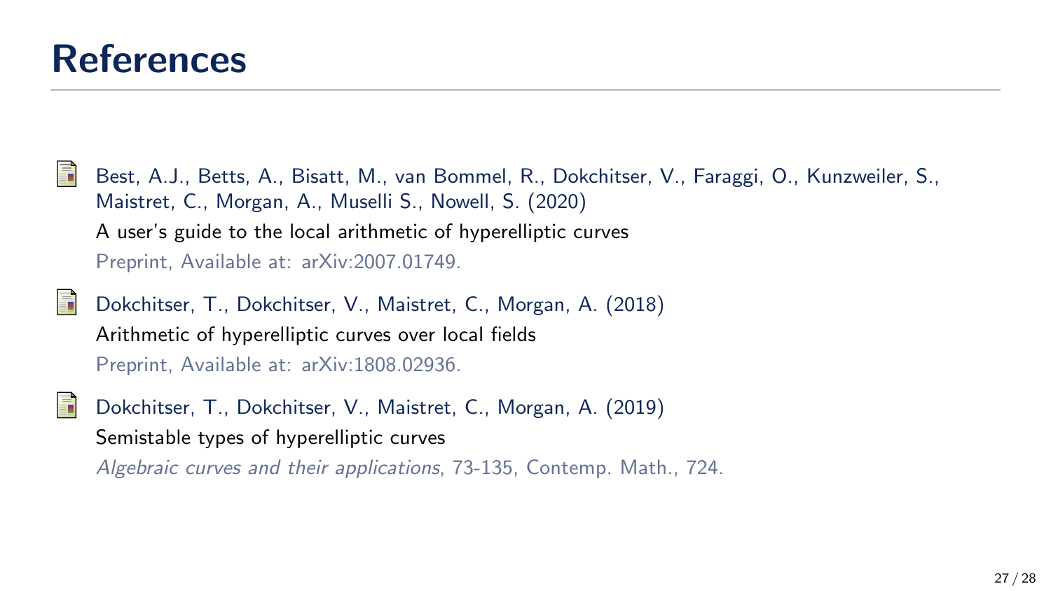# References

- Best, A.J., Betts, A., Bisatt, M., van Bommel, R., Dokchitser, V., Faraggi, O., Kunzweiler, S., Maistret, C., Morgan, A., Muselli S., Nowell, S. (2020)
  A user's guide to the local arithmetic of hyperelliptic curves
  Preprint, Available at: arXiv:2007.01749.

- Dokchitser, T., Dokchitser, V., Maistret, C., Morgan, A. (2018)
  Arithmetic of hyperelliptic curves over local fields
  Preprint, Available at: arXiv:1808.02936.

- Dokchitser, T., Dokchitser, V., Maistret, C., Morgan, A. (2019)
  Semistable types of hyperelliptic curves
  *Algebraic curves and their applications*, 73-135, Contemp. Math., 724.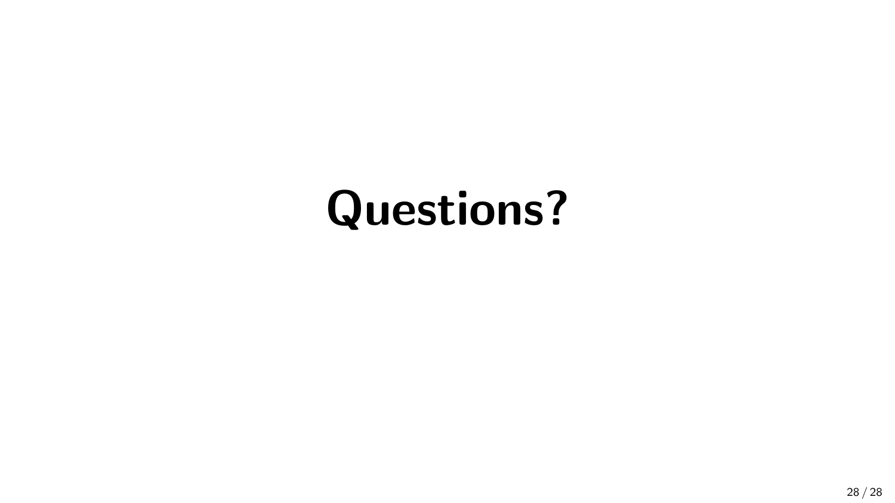# Questions?